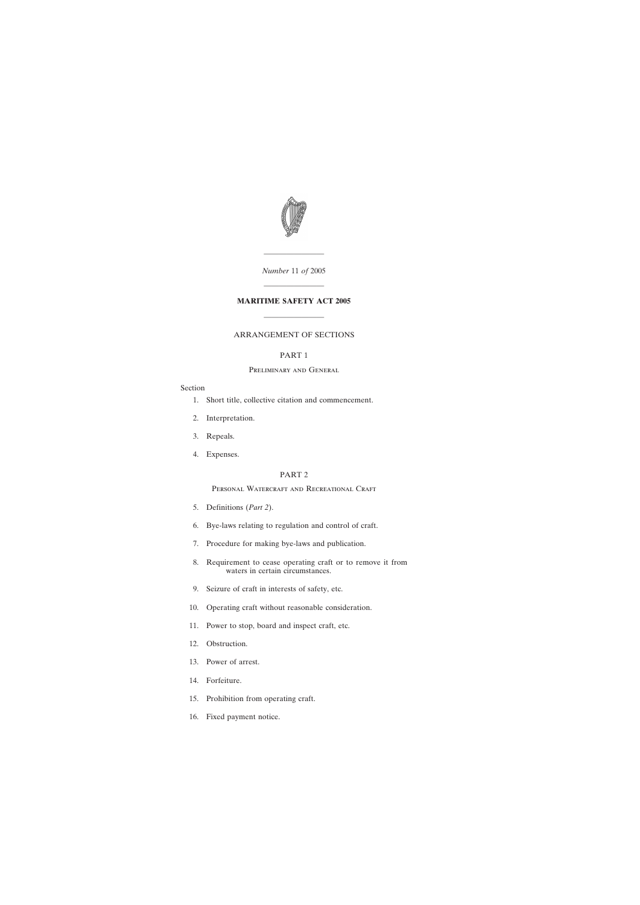*Number* 11 *of* 2005

# MARITIME SAFETY ACT 2005

ARRANGEMENT OF SECTIONS

## PART 1

### Preliminary and General

Section

1. Short title, collective citation and commencement.
2. Interpretation.
3. Repeals.
4. Expenses.

## PART 2

### Personal Watercraft and Recreational Craft

5. Definitions (*Part 2*).
6. Bye-laws relating to regulation and control of craft.
7. Procedure for making bye-laws and publication.
8. Requirement to cease operating craft or to remove it from waters in certain circumstances.
9. Seizure of craft in interests of safety, etc.
10. Operating craft without reasonable consideration.
11. Power to stop, board and inspect craft, etc.
12. Obstruction.
13. Power of arrest.
14. Forfeiture.
15. Prohibition from operating craft.
16. Fixed payment notice.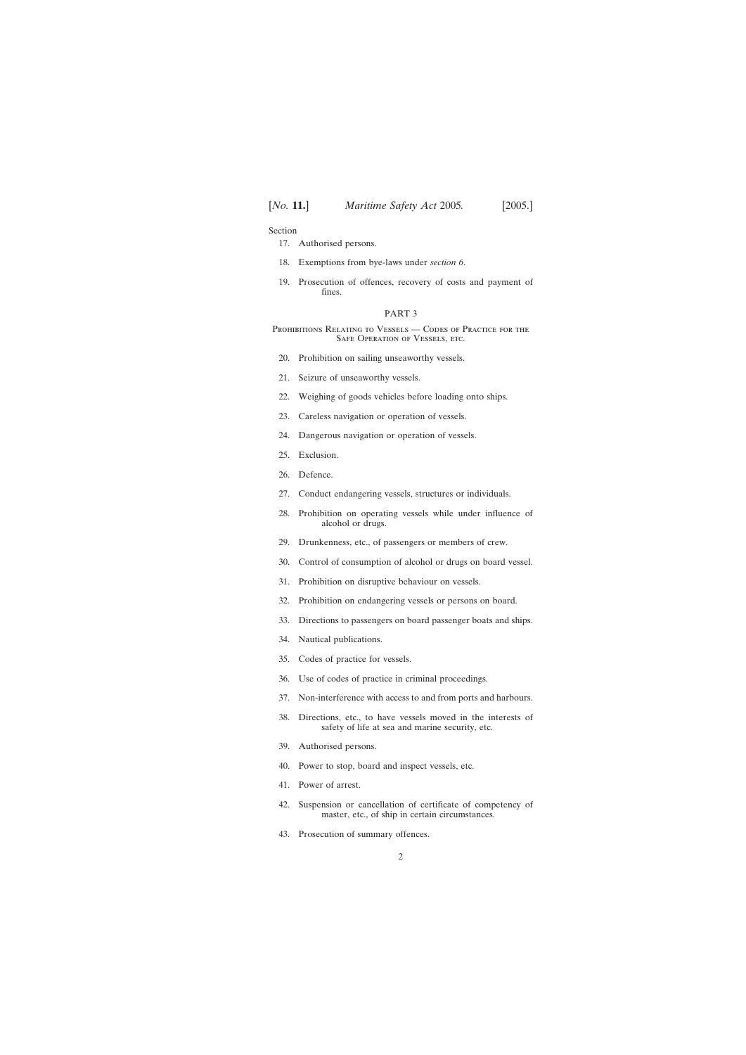Section

17. Authorised persons.

18. Exemptions from bye-laws under *section 6*.

19. Prosecution of offences, recovery of costs and payment of fines.

PART 3

Prohibitions Relating to Vessels — Codes of Practice for the Safe Operation of Vessels, etc.

20. Prohibition on sailing unseaworthy vessels.

21. Seizure of unseaworthy vessels.

22. Weighing of goods vehicles before loading onto ships.

23. Careless navigation or operation of vessels.

24. Dangerous navigation or operation of vessels.

25. Exclusion.

26. Defence.

27. Conduct endangering vessels, structures or individuals.

28. Prohibition on operating vessels while under influence of alcohol or drugs.

29. Drunkenness, etc., of passengers or members of crew.

30. Control of consumption of alcohol or drugs on board vessel.

31. Prohibition on disruptive behaviour on vessels.

32. Prohibition on endangering vessels or persons on board.

33. Directions to passengers on board passenger boats and ships.

34. Nautical publications.

35. Codes of practice for vessels.

36. Use of codes of practice in criminal proceedings.

37. Non-interference with access to and from ports and harbours.

38. Directions, etc., to have vessels moved in the interests of safety of life at sea and marine security, etc.

39. Authorised persons.

40. Power to stop, board and inspect vessels, etc.

41. Power of arrest.

42. Suspension or cancellation of certificate of competency of master, etc., of ship in certain circumstances.

43. Prosecution of summary offences.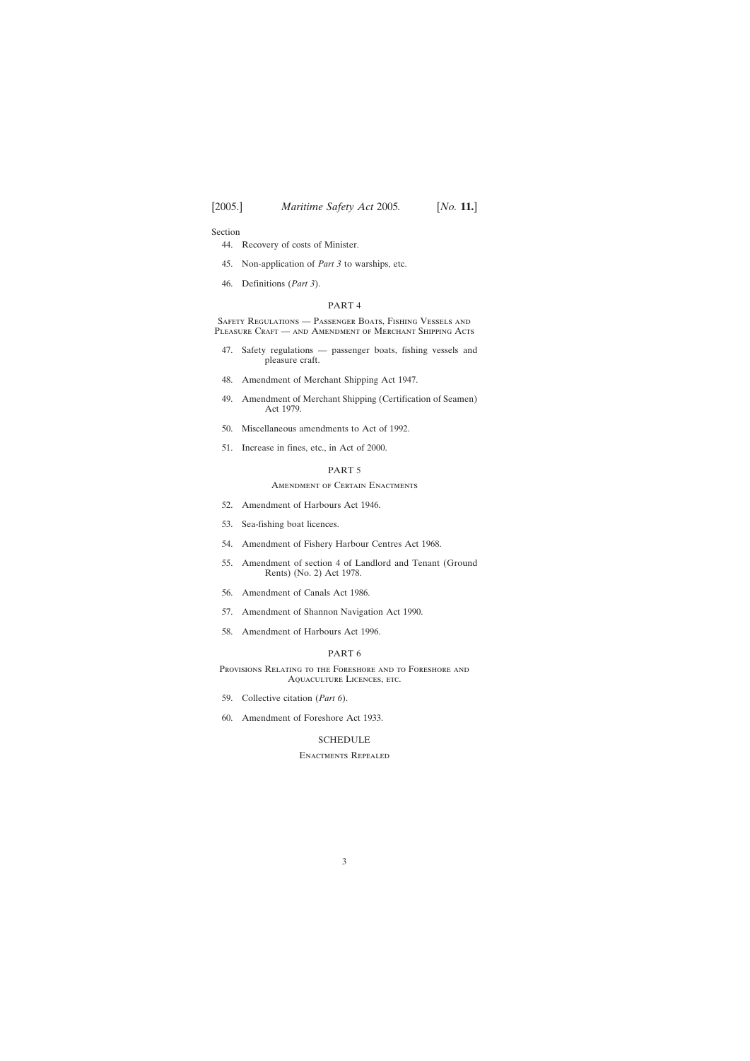Section

44. Recovery of costs of Minister.

45. Non-application of *Part 3* to warships, etc.

46. Definitions (*Part 3*).

## PART 4

### Safety Regulations — Passenger Boats, Fishing Vessels and Pleasure Craft — and Amendment of Merchant Shipping Acts

47. Safety regulations — passenger boats, fishing vessels and pleasure craft.

48. Amendment of Merchant Shipping Act 1947.

49. Amendment of Merchant Shipping (Certification of Seamen) Act 1979.

50. Miscellaneous amendments to Act of 1992.

51. Increase in fines, etc., in Act of 2000.

## PART 5

### Amendment of Certain Enactments

52. Amendment of Harbours Act 1946.

53. Sea-fishing boat licences.

54. Amendment of Fishery Harbour Centres Act 1968.

55. Amendment of section 4 of Landlord and Tenant (Ground Rents) (No. 2) Act 1978.

56. Amendment of Canals Act 1986.

57. Amendment of Shannon Navigation Act 1990.

58. Amendment of Harbours Act 1996.

## PART 6

### Provisions Relating to the Foreshore and to Foreshore and Aquaculture Licences, etc.

59. Collective citation (*Part 6*).

60. Amendment of Foreshore Act 1933.

## SCHEDULE

### Enactments Repealed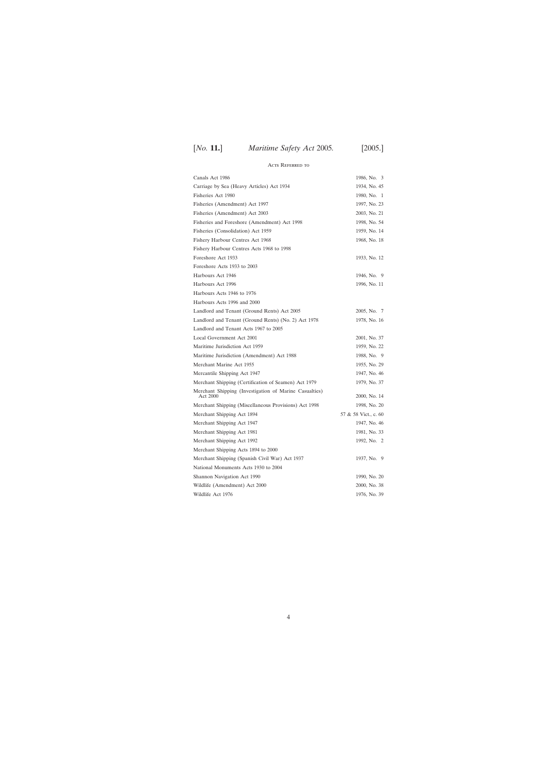## Acts Referred to

| | |
|---|---|
| Canals Act 1986 | 1986, No. 3 |
| Carriage by Sea (Heavy Articles) Act 1934 | 1934, No. 45 |
| Fisheries Act 1980 | 1980, No. 1 |
| Fisheries (Amendment) Act 1997 | 1997, No. 23 |
| Fisheries (Amendment) Act 2003 | 2003, No. 21 |
| Fisheries and Foreshore (Amendment) Act 1998 | 1998, No. 54 |
| Fisheries (Consolidation) Act 1959 | 1959, No. 14 |
| Fishery Harbour Centres Act 1968 | 1968, No. 18 |
| Fishery Harbour Centres Acts 1968 to 1998 | |
| Foreshore Act 1933 | 1933, No. 12 |
| Foreshore Acts 1933 to 2003 | |
| Harbours Act 1946 | 1946, No. 9 |
| Harbours Act 1996 | 1996, No. 11 |
| Harbours Acts 1946 to 1976 | |
| Harbours Acts 1996 and 2000 | |
| Landlord and Tenant (Ground Rents) Act 2005 | 2005, No. 7 |
| Landlord and Tenant (Ground Rents) (No. 2) Act 1978 | 1978, No. 16 |
| Landlord and Tenant Acts 1967 to 2005 | |
| Local Government Act 2001 | 2001, No. 37 |
| Maritime Jurisdiction Act 1959 | 1959, No. 22 |
| Maritime Jurisdiction (Amendment) Act 1988 | 1988, No. 9 |
| Merchant Marine Act 1955 | 1955, No. 29 |
| Mercantile Shipping Act 1947 | 1947, No. 46 |
| Merchant Shipping (Certification of Seamen) Act 1979 | 1979, No. 37 |
| Merchant Shipping (Investigation of Marine Casualties) Act 2000 | 2000, No. 14 |
| Merchant Shipping (Miscellaneous Provisions) Act 1998 | 1998, No. 20 |
| Merchant Shipping Act 1894 | 57 & 58 Vict., c. 60 |
| Merchant Shipping Act 1947 | 1947, No. 46 |
| Merchant Shipping Act 1981 | 1981, No. 33 |
| Merchant Shipping Act 1992 | 1992, No. 2 |
| Merchant Shipping Acts 1894 to 2000 | |
| Merchant Shipping (Spanish Civil War) Act 1937 | 1937, No. 9 |
| National Monuments Acts 1930 to 2004 | |
| Shannon Navigation Act 1990 | 1990, No. 20 |
| Wildlife (Amendment) Act 2000 | 2000, No. 38 |
| Wildlife Act 1976 | 1976, No. 39 |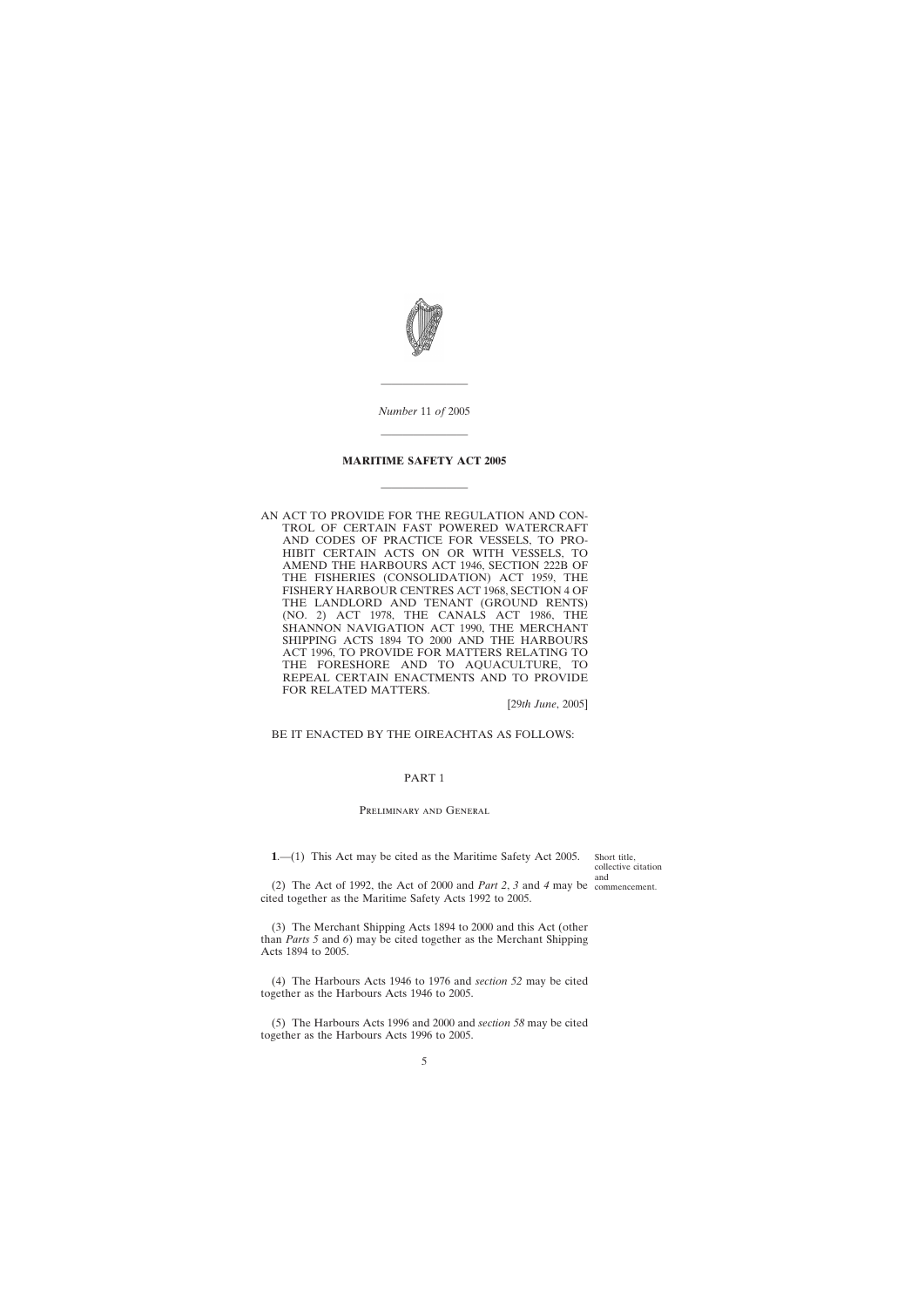*Number* 11 *of* 2005

# MARITIME SAFETY ACT 2005

AN ACT TO PROVIDE FOR THE REGULATION AND CONTROL OF CERTAIN FAST POWERED WATERCRAFT AND CODES OF PRACTICE FOR VESSELS, TO PROHIBIT CERTAIN ACTS ON OR WITH VESSELS, TO AMEND THE HARBOURS ACT 1946, SECTION 222B OF THE FISHERIES (CONSOLIDATION) ACT 1959, THE FISHERY HARBOUR CENTRES ACT 1968, SECTION 4 OF THE LANDLORD AND TENANT (GROUND RENTS) (NO. 2) ACT 1978, THE CANALS ACT 1986, THE SHANNON NAVIGATION ACT 1990, THE MERCHANT SHIPPING ACTS 1894 TO 2000 AND THE HARBOURS ACT 1996, TO PROVIDE FOR MATTERS RELATING TO THE FORESHORE AND TO AQUACULTURE, TO REPEAL CERTAIN ENACTMENTS AND TO PROVIDE FOR RELATED MATTERS.

[29*th June*, 2005]

BE IT ENACTED BY THE OIREACHTAS AS FOLLOWS:

## PART 1

### Preliminary and General

Short title, collective citation and commencement.

**1**.—(1) This Act may be cited as the Maritime Safety Act 2005.

(2) The Act of 1992, the Act of 2000 and *Part 2*, *3* and *4* may be cited together as the Maritime Safety Acts 1992 to 2005.

(3) The Merchant Shipping Acts 1894 to 2000 and this Act (other than *Parts 5* and *6*) may be cited together as the Merchant Shipping Acts 1894 to 2005.

(4) The Harbours Acts 1946 to 1976 and *section 52* may be cited together as the Harbours Acts 1946 to 2005.

(5) The Harbours Acts 1996 and 2000 and *section 58* may be cited together as the Harbours Acts 1996 to 2005.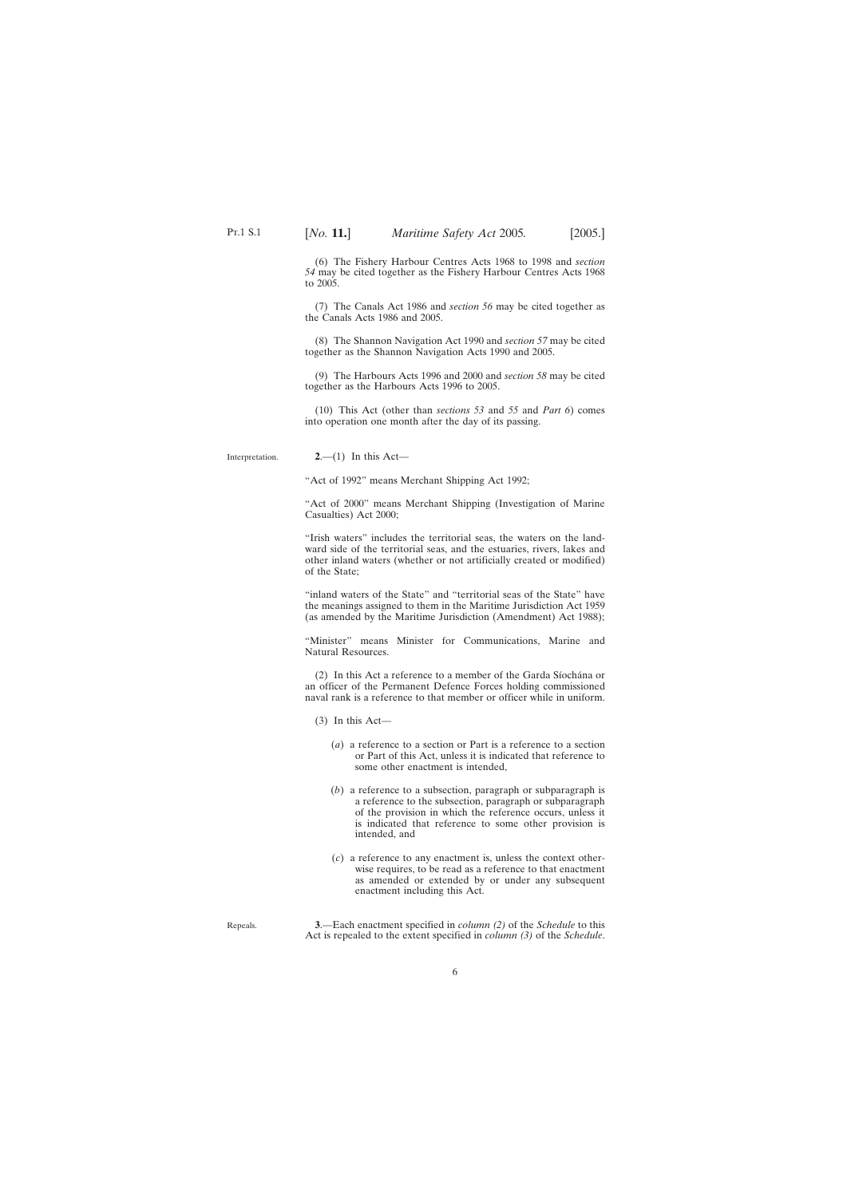(6) The Fishery Harbour Centres Acts 1968 to 1998 and *section 54* may be cited together as the Fishery Harbour Centres Acts 1968 to 2005.

(7) The Canals Act 1986 and *section 56* may be cited together as the Canals Acts 1986 and 2005.

(8) The Shannon Navigation Act 1990 and *section 57* may be cited together as the Shannon Navigation Acts 1990 and 2005.

(9) The Harbours Acts 1996 and 2000 and *section 58* may be cited together as the Harbours Acts 1996 to 2005.

(10) This Act (other than *sections 53* and *55* and *Part 6*) comes into operation one month after the day of its passing.

Interpretation.

**2**.—(1) In this Act—

"Act of 1992" means Merchant Shipping Act 1992;

"Act of 2000" means Merchant Shipping (Investigation of Marine Casualties) Act 2000;

"Irish waters" includes the territorial seas, the waters on the landward side of the territorial seas, and the estuaries, rivers, lakes and other inland waters (whether or not artificially created or modified) of the State;

"inland waters of the State" and "territorial seas of the State" have the meanings assigned to them in the Maritime Jurisdiction Act 1959 (as amended by the Maritime Jurisdiction (Amendment) Act 1988);

"Minister" means Minister for Communications, Marine and Natural Resources.

(2) In this Act a reference to a member of the Garda Síochána or an officer of the Permanent Defence Forces holding commissioned naval rank is a reference to that member or officer while in uniform.

(3) In this Act—

(*a*) a reference to a section or Part is a reference to a section or Part of this Act, unless it is indicated that reference to some other enactment is intended,

(*b*) a reference to a subsection, paragraph or subparagraph is a reference to the subsection, paragraph or subparagraph of the provision in which the reference occurs, unless it is indicated that reference to some other provision is intended, and

(*c*) a reference to any enactment is, unless the context otherwise requires, to be read as a reference to that enactment as amended or extended by or under any subsequent enactment including this Act.

Repeals.

**3**.—Each enactment specified in *column (2)* of the *Schedule* to this Act is repealed to the extent specified in *column (3)* of the *Schedule*.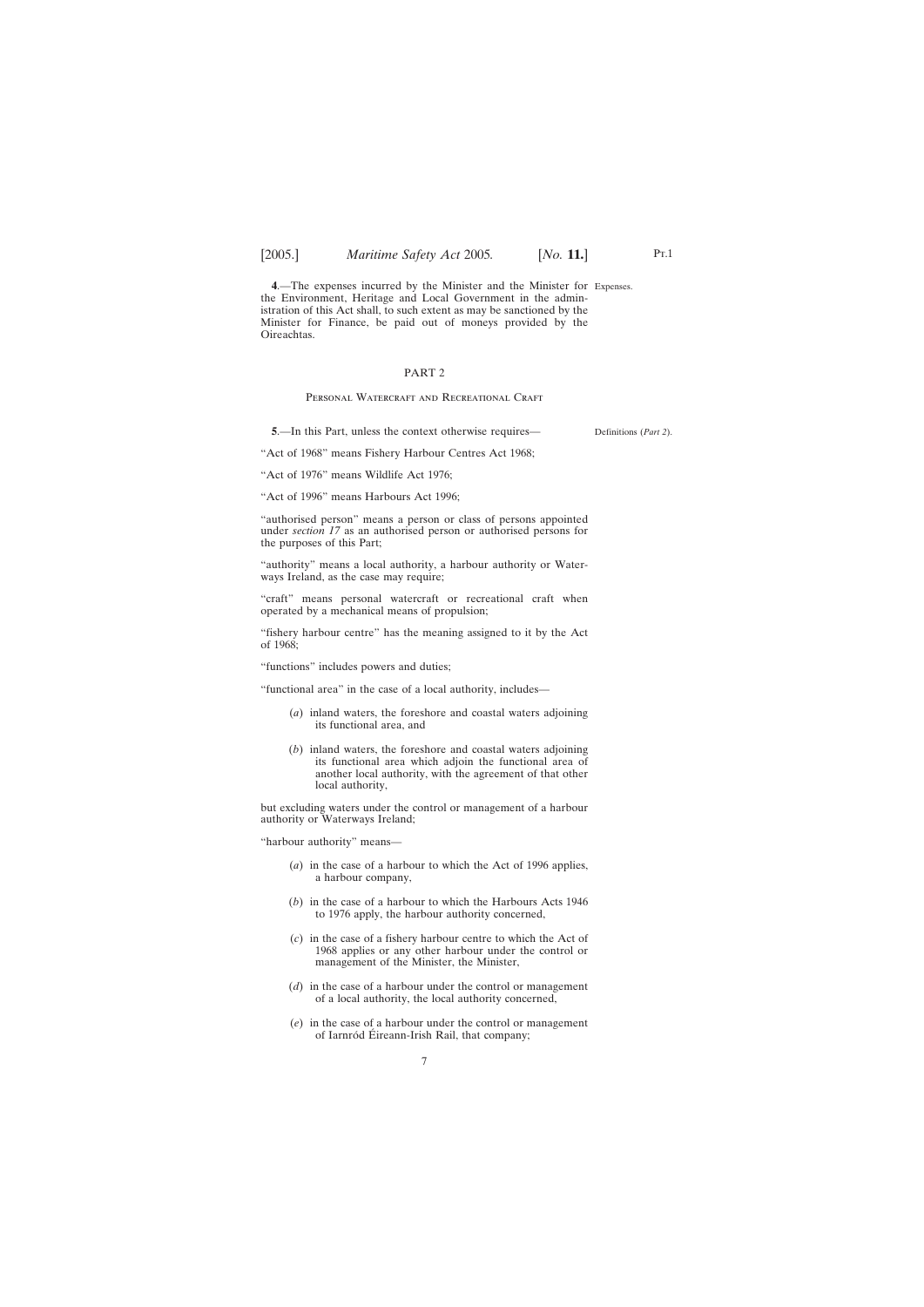**4**.—The expenses incurred by the Minister and the Minister for the Environment, Heritage and Local Government in the administration of this Act shall, to such extent as may be sanctioned by the Minister for Finance, be paid out of moneys provided by the Oireachtas.

Expenses.

## PART 2

### Personal Watercraft and Recreational Craft

**5**.—In this Part, unless the context otherwise requires—

Definitions (*Part 2*).

"Act of 1968" means Fishery Harbour Centres Act 1968;

"Act of 1976" means Wildlife Act 1976;

"Act of 1996" means Harbours Act 1996;

"authorised person" means a person or class of persons appointed under *section 17* as an authorised person or authorised persons for the purposes of this Part;

"authority" means a local authority, a harbour authority or Waterways Ireland, as the case may require;

"craft" means personal watercraft or recreational craft when operated by a mechanical means of propulsion;

"fishery harbour centre" has the meaning assigned to it by the Act of 1968;

"functions" includes powers and duties;

"functional area" in the case of a local authority, includes—

(*a*) inland waters, the foreshore and coastal waters adjoining its functional area, and

(*b*) inland waters, the foreshore and coastal waters adjoining its functional area which adjoin the functional area of another local authority, with the agreement of that other local authority,

but excluding waters under the control or management of a harbour authority or Waterways Ireland;

"harbour authority" means—

(*a*) in the case of a harbour to which the Act of 1996 applies, a harbour company,

(*b*) in the case of a harbour to which the Harbours Acts 1946 to 1976 apply, the harbour authority concerned,

(*c*) in the case of a fishery harbour centre to which the Act of 1968 applies or any other harbour under the control or management of the Minister, the Minister,

(*d*) in the case of a harbour under the control or management of a local authority, the local authority concerned,

(*e*) in the case of a harbour under the control or management of Iarnród Éireann-Irish Rail, that company;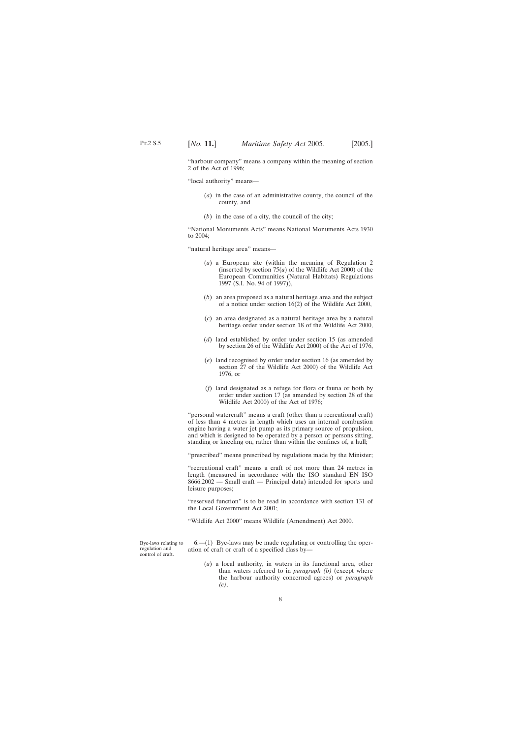"harbour company" means a company within the meaning of section 2 of the Act of 1996;

"local authority" means—

(*a*) in the case of an administrative county, the council of the county, and

(*b*) in the case of a city, the council of the city;

"National Monuments Acts" means National Monuments Acts 1930 to 2004;

"natural heritage area" means—

(*a*) a European site (within the meaning of Regulation 2 (inserted by section 75(*a*) of the Wildlife Act 2000) of the European Communities (Natural Habitats) Regulations 1997 (S.I. No. 94 of 1997)),

(*b*) an area proposed as a natural heritage area and the subject of a notice under section 16(2) of the Wildlife Act 2000,

(*c*) an area designated as a natural heritage area by a natural heritage order under section 18 of the Wildlife Act 2000,

(*d*) land established by order under section 15 (as amended by section 26 of the Wildlife Act 2000) of the Act of 1976,

(*e*) land recognised by order under section 16 (as amended by section 27 of the Wildlife Act 2000) of the Wildlife Act 1976, or

(*f*) land designated as a refuge for flora or fauna or both by order under section 17 (as amended by section 28 of the Wildlife Act 2000) of the Act of 1976;

"personal watercraft" means a craft (other than a recreational craft) of less than 4 metres in length which uses an internal combustion engine having a water jet pump as its primary source of propulsion, and which is designed to be operated by a person or persons sitting, standing or kneeling on, rather than within the confines of, a hull;

"prescribed" means prescribed by regulations made by the Minister;

"recreational craft" means a craft of not more than 24 metres in length (measured in accordance with the ISO standard EN ISO 8666:2002 — Small craft — Principal data) intended for sports and leisure purposes;

"reserved function" is to be read in accordance with section 131 of the Local Government Act 2001;

"Wildlife Act 2000" means Wildlife (Amendment) Act 2000.

Bye-laws relating to regulation and control of craft.

**6**.—(1) Bye-laws may be made regulating or controlling the operation of craft or craft of a specified class by—

(*a*) a local authority, in waters in its functional area, other than waters referred to in *paragraph (b)* (except where the harbour authority concerned agrees) or *paragraph (c)*,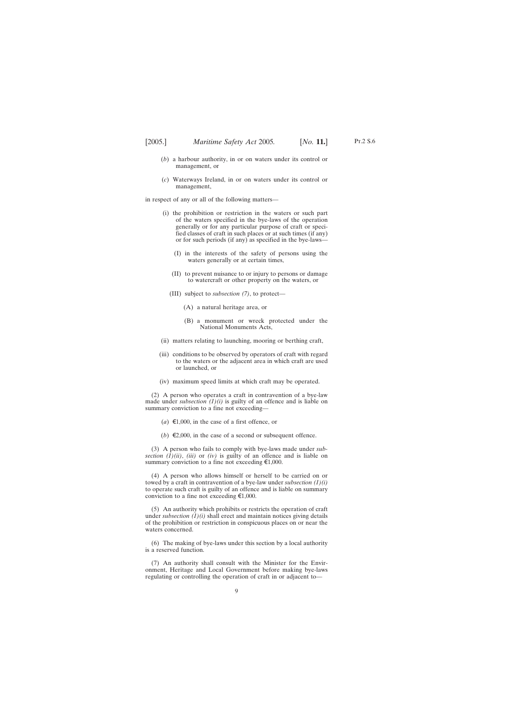(*b*) a harbour authority, in or on waters under its control or management, or

(*c*) Waterways Ireland, in or on waters under its control or management,

in respect of any or all of the following matters—

(i) the prohibition or restriction in the waters or such part of the waters specified in the bye-laws of the operation generally or for any particular purpose of craft or specified classes of craft in such places or at such times (if any) or for such periods (if any) as specified in the bye-laws—

(I) in the interests of the safety of persons using the waters generally or at certain times,

(II) to prevent nuisance to or injury to persons or damage to watercraft or other property on the waters, or

(III) subject to *subsection (7)*, to protect—

(A) a natural heritage area, or

(B) a monument or wreck protected under the National Monuments Acts,

(ii) matters relating to launching, mooring or berthing craft,

(iii) conditions to be observed by operators of craft with regard to the waters or the adjacent area in which craft are used or launched, or

(iv) maximum speed limits at which craft may be operated.

(2) A person who operates a craft in contravention of a bye-law made under *subsection (1)(i)* is guilty of an offence and is liable on summary conviction to a fine not exceeding—

(*a*) €1,000, in the case of a first offence, or

(*b*) €2,000, in the case of a second or subsequent offence.

(3) A person who fails to comply with bye-laws made under *subsection (1)(ii)*, *(iii)* or *(iv)* is guilty of an offence and is liable on summary conviction to a fine not exceeding €1,000.

(4) A person who allows himself or herself to be carried on or towed by a craft in contravention of a bye-law under *subsection (1)(i)* to operate such craft is guilty of an offence and is liable on summary conviction to a fine not exceeding €1,000.

(5) An authority which prohibits or restricts the operation of craft under *subsection (1)(i)* shall erect and maintain notices giving details of the prohibition or restriction in conspicuous places on or near the waters concerned.

(6) The making of bye-laws under this section by a local authority is a reserved function.

(7) An authority shall consult with the Minister for the Environment, Heritage and Local Government before making bye-laws regulating or controlling the operation of craft in or adjacent to—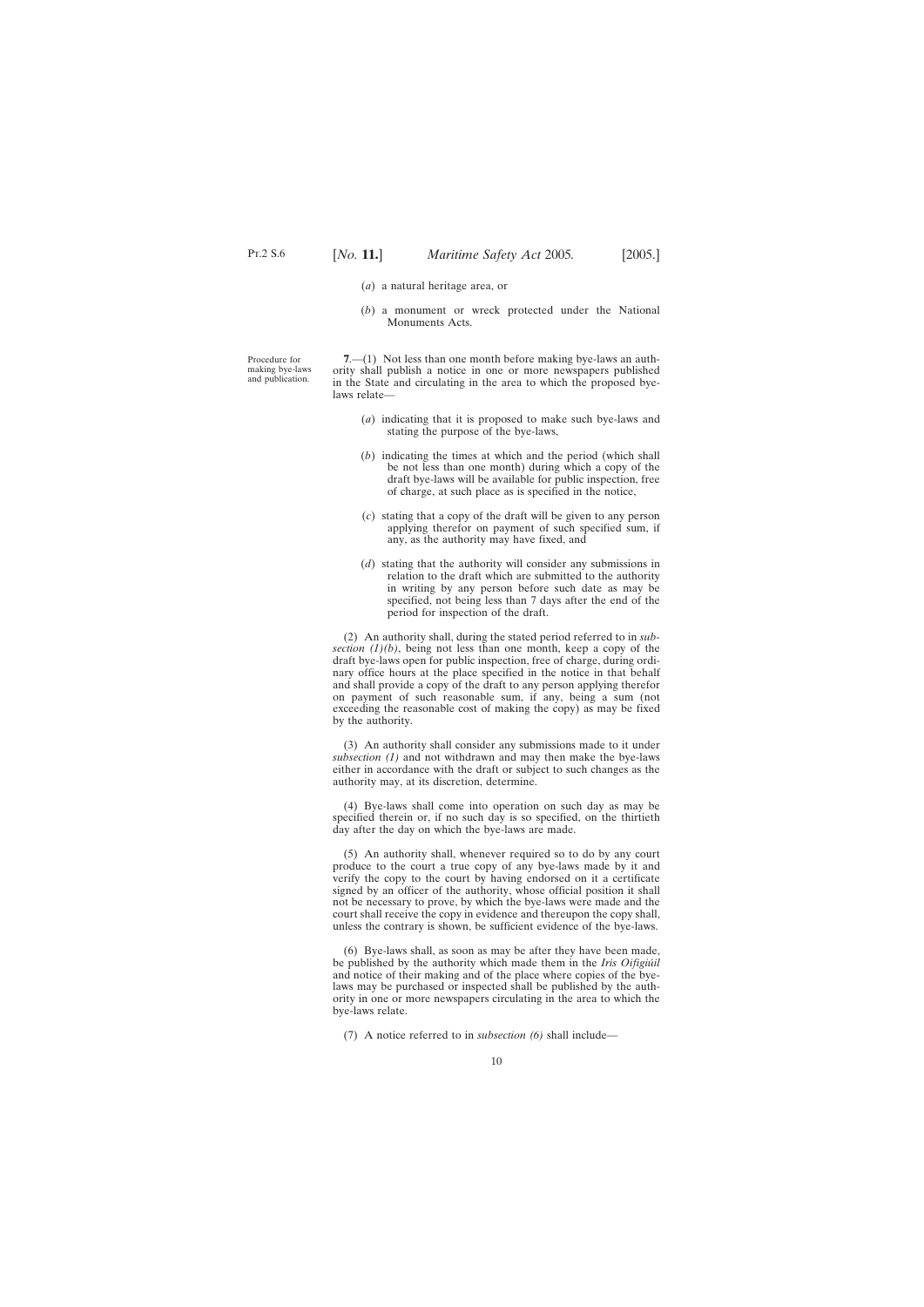(*a*) a natural heritage area, or

(*b*) a monument or wreck protected under the National Monuments Acts.

Procedure for making bye-laws and publication.

**7**.—(1) Not less than one month before making bye-laws an authority shall publish a notice in one or more newspapers published in the State and circulating in the area to which the proposed bye-laws relate—

(*a*) indicating that it is proposed to make such bye-laws and stating the purpose of the bye-laws,

(*b*) indicating the times at which and the period (which shall be not less than one month) during which a copy of the draft bye-laws will be available for public inspection, free of charge, at such place as is specified in the notice,

(*c*) stating that a copy of the draft will be given to any person applying therefor on payment of such specified sum, if any, as the authority may have fixed, and

(*d*) stating that the authority will consider any submissions in relation to the draft which are submitted to the authority in writing by any person before such date as may be specified, not being less than 7 days after the end of the period for inspection of the draft.

(2) An authority shall, during the stated period referred to in *subsection (1)(b)*, being not less than one month, keep a copy of the draft bye-laws open for public inspection, free of charge, during ordinary office hours at the place specified in the notice in that behalf and shall provide a copy of the draft to any person applying therefor on payment of such reasonable sum, if any, being a sum (not exceeding the reasonable cost of making the copy) as may be fixed by the authority.

(3) An authority shall consider any submissions made to it under *subsection (1)* and not withdrawn and may then make the bye-laws either in accordance with the draft or subject to such changes as the authority may, at its discretion, determine.

(4) Bye-laws shall come into operation on such day as may be specified therein or, if no such day is so specified, on the thirtieth day after the day on which the bye-laws are made.

(5) An authority shall, whenever required so to do by any court produce to the court a true copy of any bye-laws made by it and verify the copy to the court by having endorsed on it a certificate signed by an officer of the authority, whose official position it shall not be necessary to prove, by which the bye-laws were made and the court shall receive the copy in evidence and thereupon the copy shall, unless the contrary is shown, be sufficient evidence of the bye-laws.

(6) Bye-laws shall, as soon as may be after they have been made, be published by the authority which made them in the *Iris Oifigiúil* and notice of their making and of the place where copies of the bye-laws may be purchased or inspected shall be published by the authority in one or more newspapers circulating in the area to which the bye-laws relate.

(7) A notice referred to in *subsection (6)* shall include—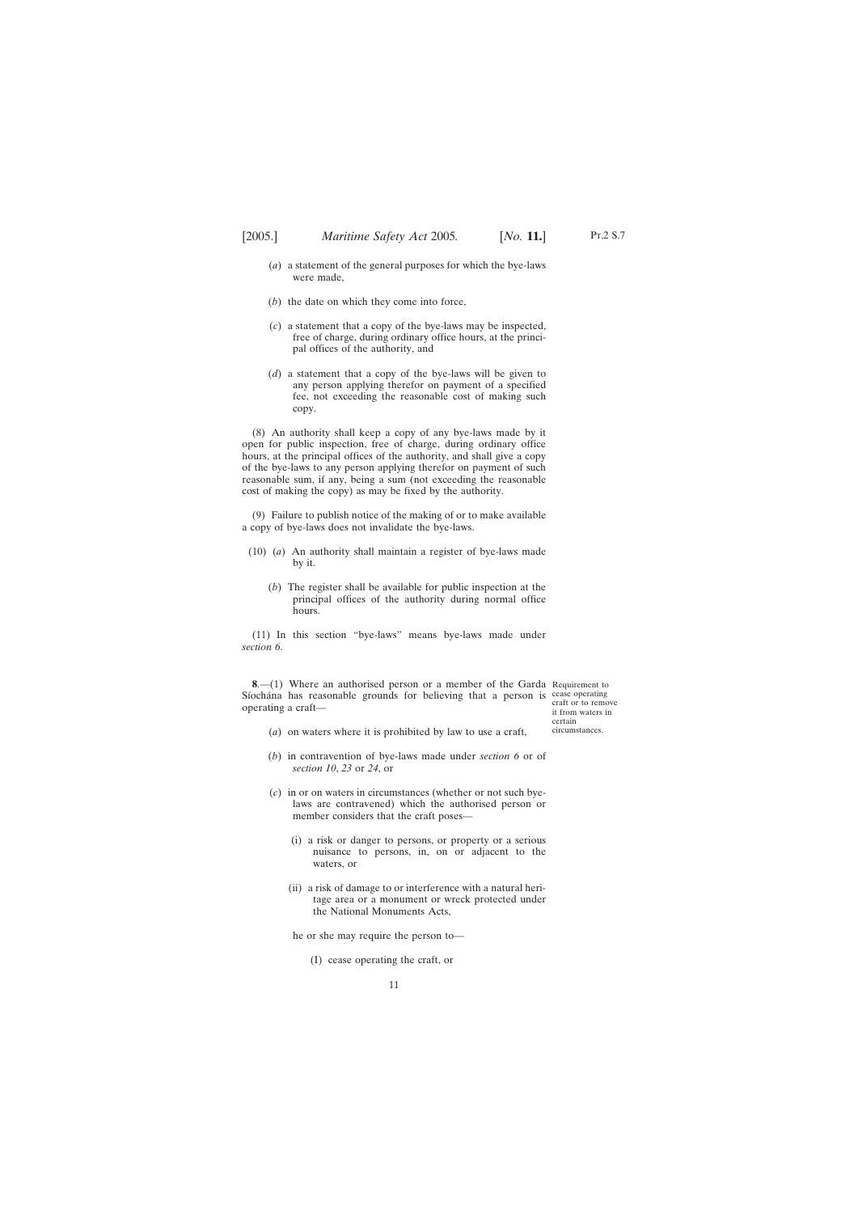(*a*) a statement of the general purposes for which the bye-laws were made,

(*b*) the date on which they come into force,

(*c*) a statement that a copy of the bye-laws may be inspected, free of charge, during ordinary office hours, at the principal offices of the authority, and

(*d*) a statement that a copy of the bye-laws will be given to any person applying therefor on payment of a specified fee, not exceeding the reasonable cost of making such copy.

(8) An authority shall keep a copy of any bye-laws made by it open for public inspection, free of charge, during ordinary office hours, at the principal offices of the authority, and shall give a copy of the bye-laws to any person applying therefor on payment of such reasonable sum, if any, being a sum (not exceeding the reasonable cost of making the copy) as may be fixed by the authority.

(9) Failure to publish notice of the making of or to make available a copy of bye-laws does not invalidate the bye-laws.

(10) (*a*) An authority shall maintain a register of bye-laws made by it.

(*b*) The register shall be available for public inspection at the principal offices of the authority during normal office hours.

(11) In this section "bye-laws" means bye-laws made under *section 6*.

Requirement to cease operating craft or to remove it from waters in certain circumstances.

**8**.—(1) Where an authorised person or a member of the Garda Síochána has reasonable grounds for believing that a person is operating a craft—

(*a*) on waters where it is prohibited by law to use a craft,

(*b*) in contravention of bye-laws made under *section 6* or of *section 10*, *23* or *24*, or

(*c*) in or on waters in circumstances (whether or not such bye-laws are contravened) which the authorised person or member considers that the craft poses—

(i) a risk or danger to persons, or property or a serious nuisance to persons, in, on or adjacent to the waters, or

(ii) a risk of damage to or interference with a natural heritage area or a monument or wreck protected under the National Monuments Acts,

he or she may require the person to—

(I) cease operating the craft, or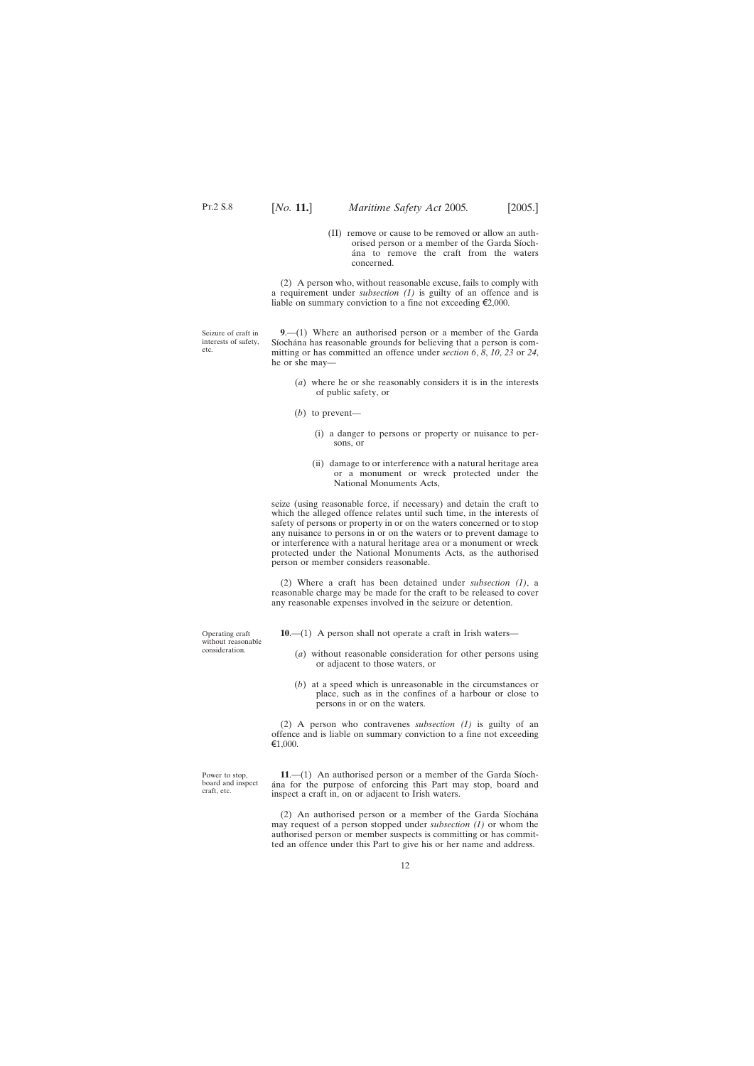(II) remove or cause to be removed or allow an authorised person or a member of the Garda Síochána to remove the craft from the waters concerned.

(2) A person who, without reasonable excuse, fails to comply with a requirement under *subsection (1)* is guilty of an offence and is liable on summary conviction to a fine not exceeding €2,000.

Seizure of craft in interests of safety, etc.

**9**.—(1) Where an authorised person or a member of the Garda Síochána has reasonable grounds for believing that a person is committing or has committed an offence under *section 6*, *8*, *10*, *23* or *24*, he or she may—

(*a*) where he or she reasonably considers it is in the interests of public safety, or

(*b*) to prevent—

(i) a danger to persons or property or nuisance to persons, or

(ii) damage to or interference with a natural heritage area or a monument or wreck protected under the National Monuments Acts,

seize (using reasonable force, if necessary) and detain the craft to which the alleged offence relates until such time, in the interests of safety of persons or property in or on the waters concerned or to stop any nuisance to persons in or on the waters or to prevent damage to or interference with a natural heritage area or a monument or wreck protected under the National Monuments Acts, as the authorised person or member considers reasonable.

(2) Where a craft has been detained under *subsection (1)*, a reasonable charge may be made for the craft to be released to cover any reasonable expenses involved in the seizure or detention.

Operating craft without reasonable consideration.

**10**.—(1) A person shall not operate a craft in Irish waters—

(*a*) without reasonable consideration for other persons using or adjacent to those waters, or

(*b*) at a speed which is unreasonable in the circumstances or place, such as in the confines of a harbour or close to persons in or on the waters.

(2) A person who contravenes *subsection (1)* is guilty of an offence and is liable on summary conviction to a fine not exceeding €1,000.

Power to stop, board and inspect craft, etc.

**11**.—(1) An authorised person or a member of the Garda Síochána for the purpose of enforcing this Part may stop, board and inspect a craft in, on or adjacent to Irish waters.

(2) An authorised person or a member of the Garda Síochána may request of a person stopped under *subsection (1)* or whom the authorised person or member suspects is committing or has committed an offence under this Part to give his or her name and address.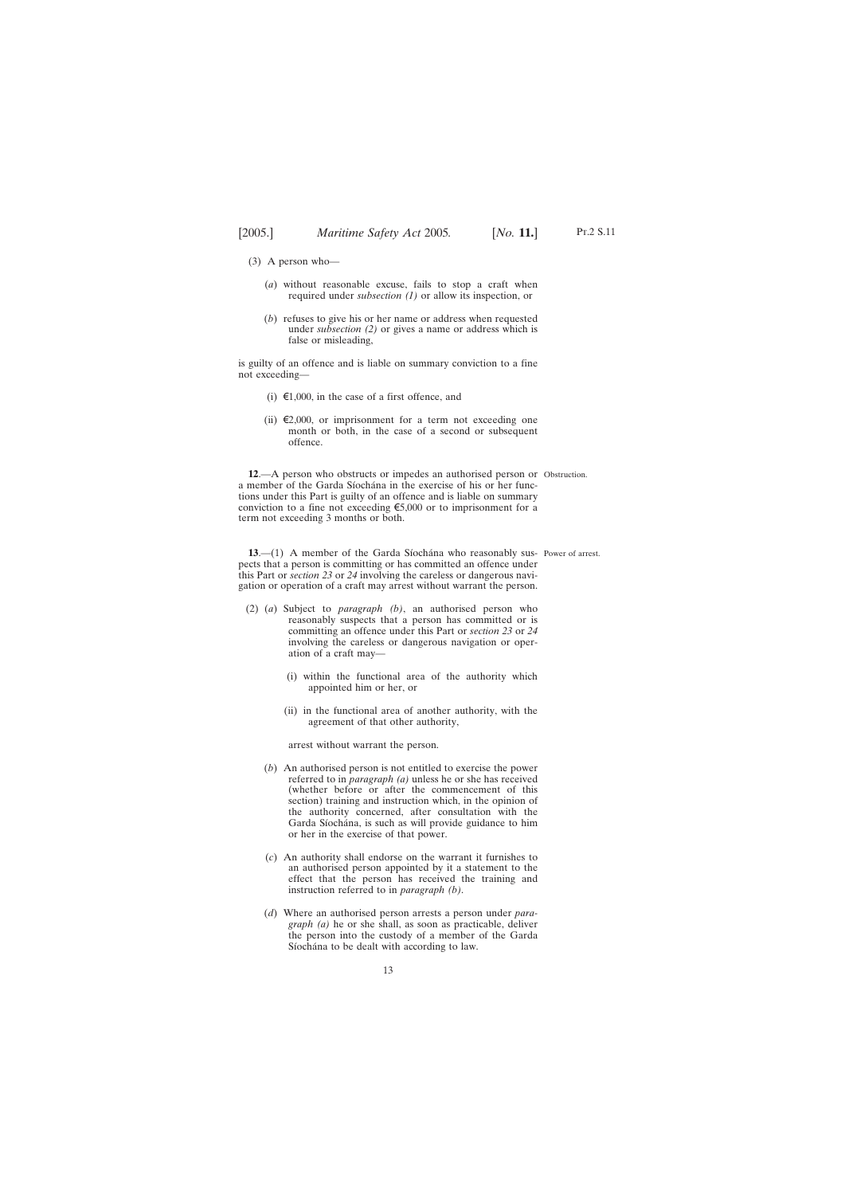(3) A person who—

(*a*) without reasonable excuse, fails to stop a craft when required under *subsection (1)* or allow its inspection, or

(*b*) refuses to give his or her name or address when requested under *subsection (2)* or gives a name or address which is false or misleading,

is guilty of an offence and is liable on summary conviction to a fine not exceeding—

(i) €1,000, in the case of a first offence, and

(ii) €2,000, or imprisonment for a term not exceeding one month or both, in the case of a second or subsequent offence.

**12**.—A person who obstructs or impedes an authorised person or a member of the Garda Síochána in the exercise of his or her functions under this Part is guilty of an offence and is liable on summary conviction to a fine not exceeding €5,000 or to imprisonment for a term not exceeding 3 months or both.

Obstruction.

**13**.—(1) A member of the Garda Síochána who reasonably suspects that a person is committing or has committed an offence under this Part or *section 23* or *24* involving the careless or dangerous navigation or operation of a craft may arrest without warrant the person.

Power of arrest.

(2) (*a*) Subject to *paragraph (b)*, an authorised person who reasonably suspects that a person has committed or is committing an offence under this Part or *section 23* or *24* involving the careless or dangerous navigation or operation of a craft may—

(i) within the functional area of the authority which appointed him or her, or

(ii) in the functional area of another authority, with the agreement of that other authority,

arrest without warrant the person.

(*b*) An authorised person is not entitled to exercise the power referred to in *paragraph (a)* unless he or she has received (whether before or after the commencement of this section) training and instruction which, in the opinion of the authority concerned, after consultation with the Garda Síochána, is such as will provide guidance to him or her in the exercise of that power.

(*c*) An authority shall endorse on the warrant it furnishes to an authorised person appointed by it a statement to the effect that the person has received the training and instruction referred to in *paragraph (b)*.

(*d*) Where an authorised person arrests a person under *paragraph (a)* he or she shall, as soon as practicable, deliver the person into the custody of a member of the Garda Síochána to be dealt with according to law.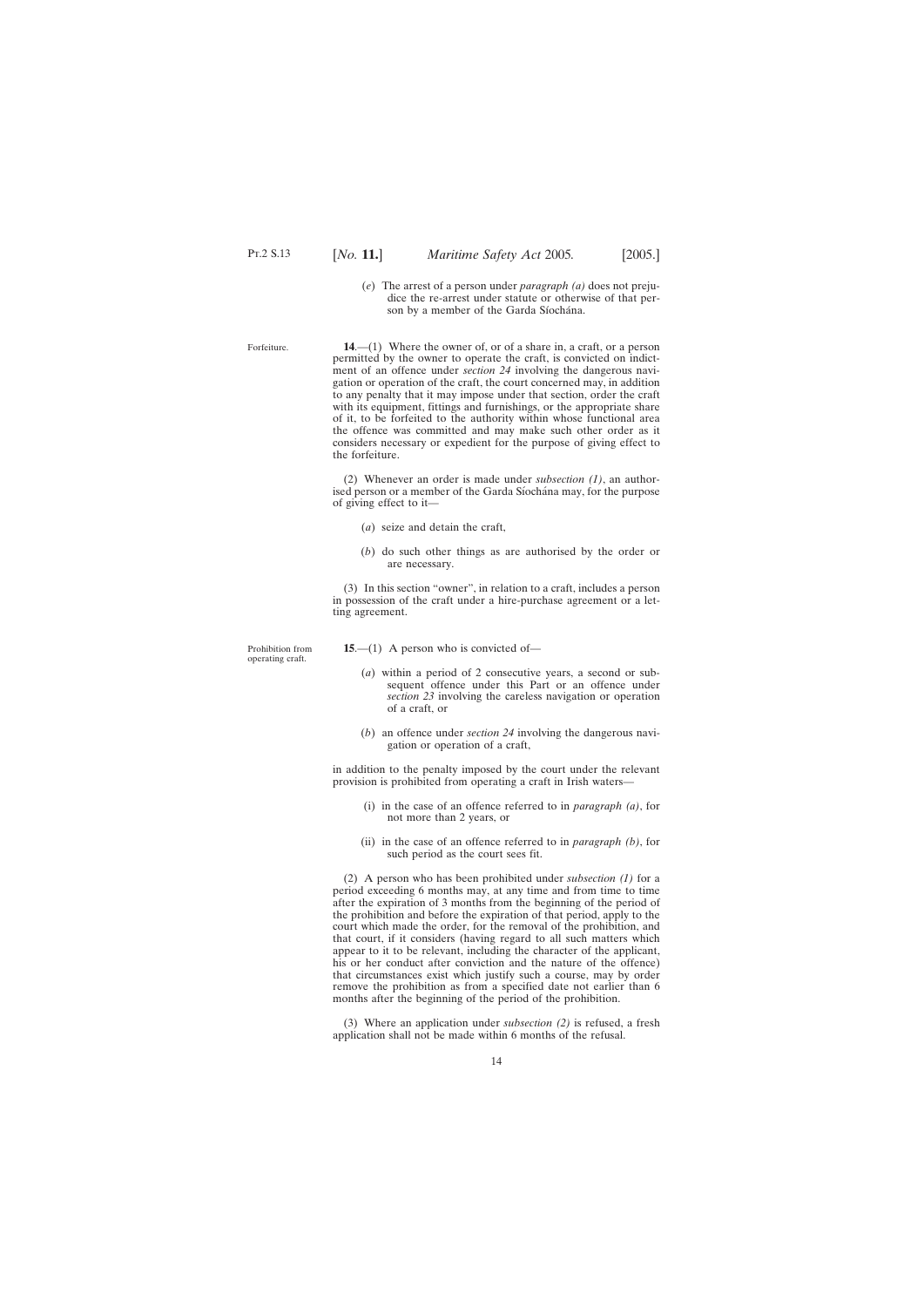(*e*) The arrest of a person under *paragraph (a)* does not prejudice the re-arrest under statute or otherwise of that person by a member of the Garda Síochána.

Forfeiture.

**14**.—(1) Where the owner of, or of a share in, a craft, or a person permitted by the owner to operate the craft, is convicted on indictment of an offence under *section 24* involving the dangerous navigation or operation of the craft, the court concerned may, in addition to any penalty that it may impose under that section, order the craft with its equipment, fittings and furnishings, or the appropriate share of it, to be forfeited to the authority within whose functional area the offence was committed and may make such other order as it considers necessary or expedient for the purpose of giving effect to the forfeiture.

(2) Whenever an order is made under *subsection (1)*, an authorised person or a member of the Garda Síochána may, for the purpose of giving effect to it—

(*a*) seize and detain the craft,

(*b*) do such other things as are authorised by the order or are necessary.

(3) In this section "owner", in relation to a craft, includes a person in possession of the craft under a hire-purchase agreement or a letting agreement.

Prohibition from operating craft.

**15**.—(1) A person who is convicted of—

(*a*) within a period of 2 consecutive years, a second or subsequent offence under this Part or an offence under *section 23* involving the careless navigation or operation of a craft, or

(*b*) an offence under *section 24* involving the dangerous navigation or operation of a craft,

in addition to the penalty imposed by the court under the relevant provision is prohibited from operating a craft in Irish waters—

(i) in the case of an offence referred to in *paragraph (a)*, for not more than 2 years, or

(ii) in the case of an offence referred to in *paragraph (b)*, for such period as the court sees fit.

(2) A person who has been prohibited under *subsection (1)* for a period exceeding 6 months may, at any time and from time to time after the expiration of 3 months from the beginning of the period of the prohibition and before the expiration of that period, apply to the court which made the order, for the removal of the prohibition, and that court, if it considers (having regard to all such matters which appear to it to be relevant, including the character of the applicant, his or her conduct after conviction and the nature of the offence) that circumstances exist which justify such a course, may by order remove the prohibition as from a specified date not earlier than 6 months after the beginning of the period of the prohibition.

(3) Where an application under *subsection (2)* is refused, a fresh application shall not be made within 6 months of the refusal.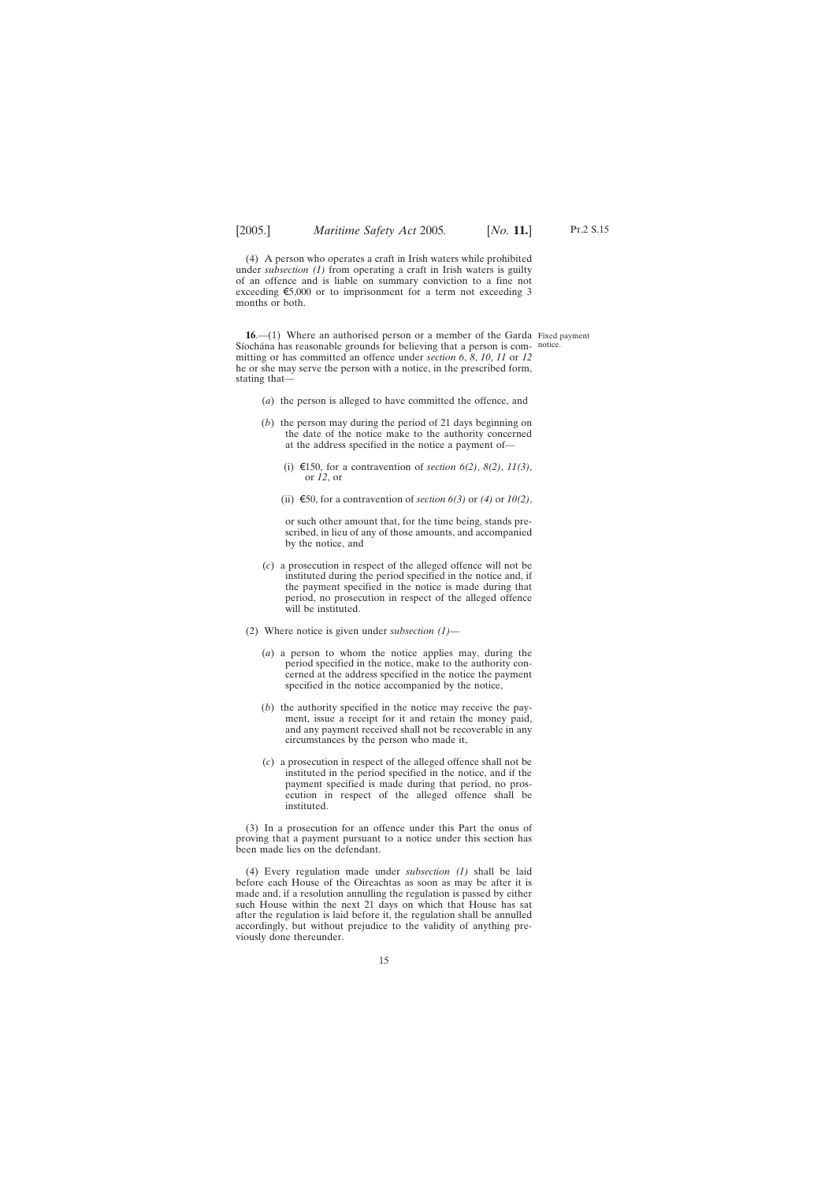(4) A person who operates a craft in Irish waters while prohibited under *subsection (1)* from operating a craft in Irish waters is guilty of an offence and is liable on summary conviction to a fine not exceeding €5,000 or to imprisonment for a term not exceeding 3 months or both.

**16**.—(1) Where an authorised person or a member of the Garda Síochána has reasonable grounds for believing that a person is committing or has committed an offence under *section 6*, *8*, *10*, *11* or *12* he or she may serve the person with a notice, in the prescribed form, stating that—

Fixed payment notice.

(*a*) the person is alleged to have committed the offence, and

(*b*) the person may during the period of 21 days beginning on the date of the notice make to the authority concerned at the address specified in the notice a payment of—

(i) €150, for a contravention of *section 6(2)*, *8(2)*, *11(3)*, or *12*, or

(ii) €50, for a contravention of *section 6(3)* or *(4)* or *10(2)*,

or such other amount that, for the time being, stands prescribed, in lieu of any of those amounts, and accompanied by the notice, and

(*c*) a prosecution in respect of the alleged offence will not be instituted during the period specified in the notice and, if the payment specified in the notice is made during that period, no prosecution in respect of the alleged offence will be instituted.

(2) Where notice is given under *subsection (1)*—

(*a*) a person to whom the notice applies may, during the period specified in the notice, make to the authority concerned at the address specified in the notice the payment specified in the notice accompanied by the notice,

(*b*) the authority specified in the notice may receive the payment, issue a receipt for it and retain the money paid, and any payment received shall not be recoverable in any circumstances by the person who made it,

(*c*) a prosecution in respect of the alleged offence shall not be instituted in the period specified in the notice, and if the payment specified is made during that period, no prosecution in respect of the alleged offence shall be instituted.

(3) In a prosecution for an offence under this Part the onus of proving that a payment pursuant to a notice under this section has been made lies on the defendant.

(4) Every regulation made under *subsection (1)* shall be laid before each House of the Oireachtas as soon as may be after it is made and, if a resolution annulling the regulation is passed by either such House within the next 21 days on which that House has sat after the regulation is laid before it, the regulation shall be annulled accordingly, but without prejudice to the validity of anything previously done thereunder.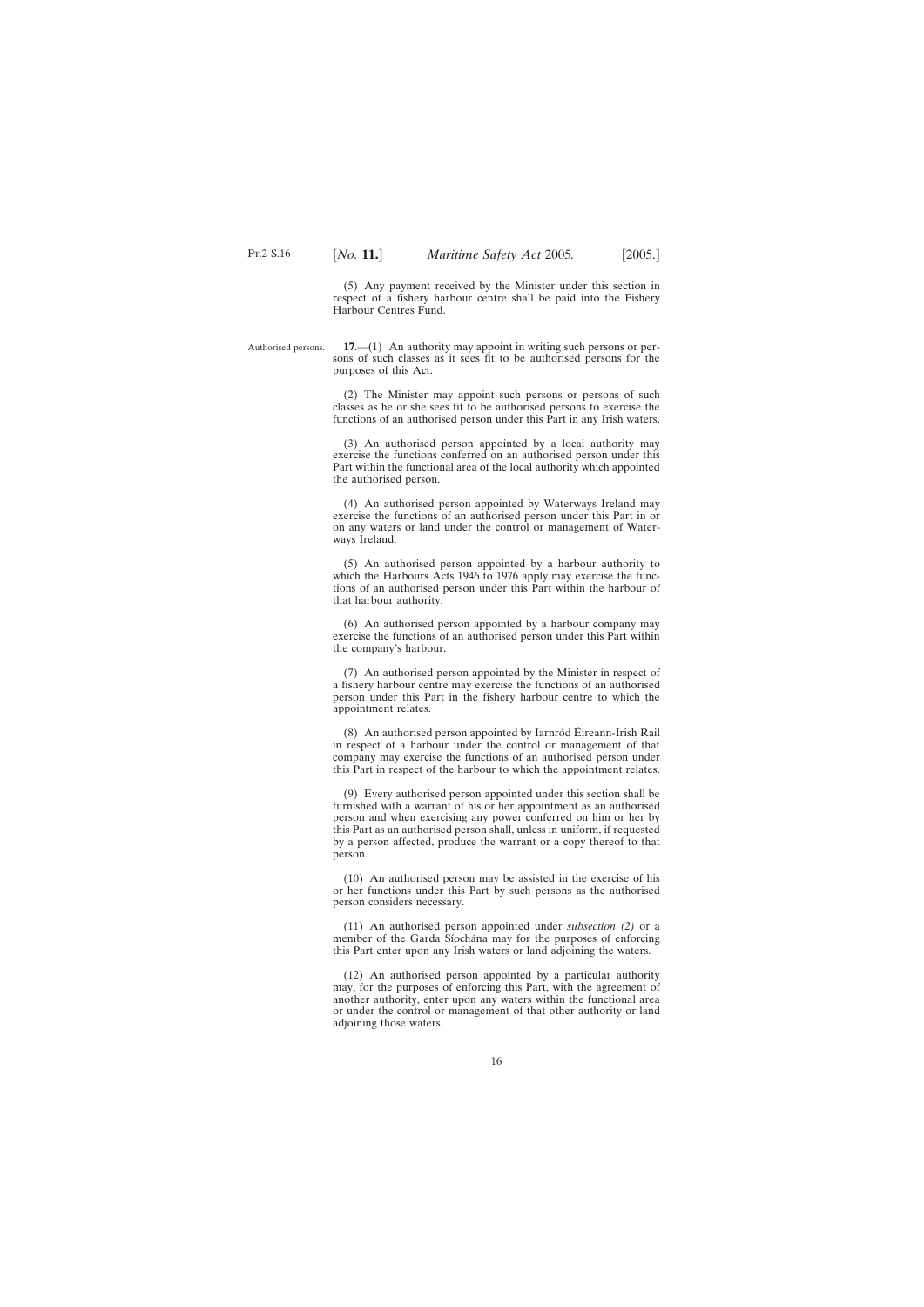(5) Any payment received by the Minister under this section in respect of a fishery harbour centre shall be paid into the Fishery Harbour Centres Fund.

Authorised persons.

**17**.—(1) An authority may appoint in writing such persons or persons of such classes as it sees fit to be authorised persons for the purposes of this Act.

(2) The Minister may appoint such persons or persons of such classes as he or she sees fit to be authorised persons to exercise the functions of an authorised person under this Part in any Irish waters.

(3) An authorised person appointed by a local authority may exercise the functions conferred on an authorised person under this Part within the functional area of the local authority which appointed the authorised person.

(4) An authorised person appointed by Waterways Ireland may exercise the functions of an authorised person under this Part in or on any waters or land under the control or management of Waterways Ireland.

(5) An authorised person appointed by a harbour authority to which the Harbours Acts 1946 to 1976 apply may exercise the functions of an authorised person under this Part within the harbour of that harbour authority.

(6) An authorised person appointed by a harbour company may exercise the functions of an authorised person under this Part within the company's harbour.

(7) An authorised person appointed by the Minister in respect of a fishery harbour centre may exercise the functions of an authorised person under this Part in the fishery harbour centre to which the appointment relates.

(8) An authorised person appointed by Iarnród Éireann-Irish Rail in respect of a harbour under the control or management of that company may exercise the functions of an authorised person under this Part in respect of the harbour to which the appointment relates.

(9) Every authorised person appointed under this section shall be furnished with a warrant of his or her appointment as an authorised person and when exercising any power conferred on him or her by this Part as an authorised person shall, unless in uniform, if requested by a person affected, produce the warrant or a copy thereof to that person.

(10) An authorised person may be assisted in the exercise of his or her functions under this Part by such persons as the authorised person considers necessary.

(11) An authorised person appointed under *subsection (2)* or a member of the Garda Síochána may for the purposes of enforcing this Part enter upon any Irish waters or land adjoining the waters.

(12) An authorised person appointed by a particular authority may, for the purposes of enforcing this Part, with the agreement of another authority, enter upon any waters within the functional area or under the control or management of that other authority or land adjoining those waters.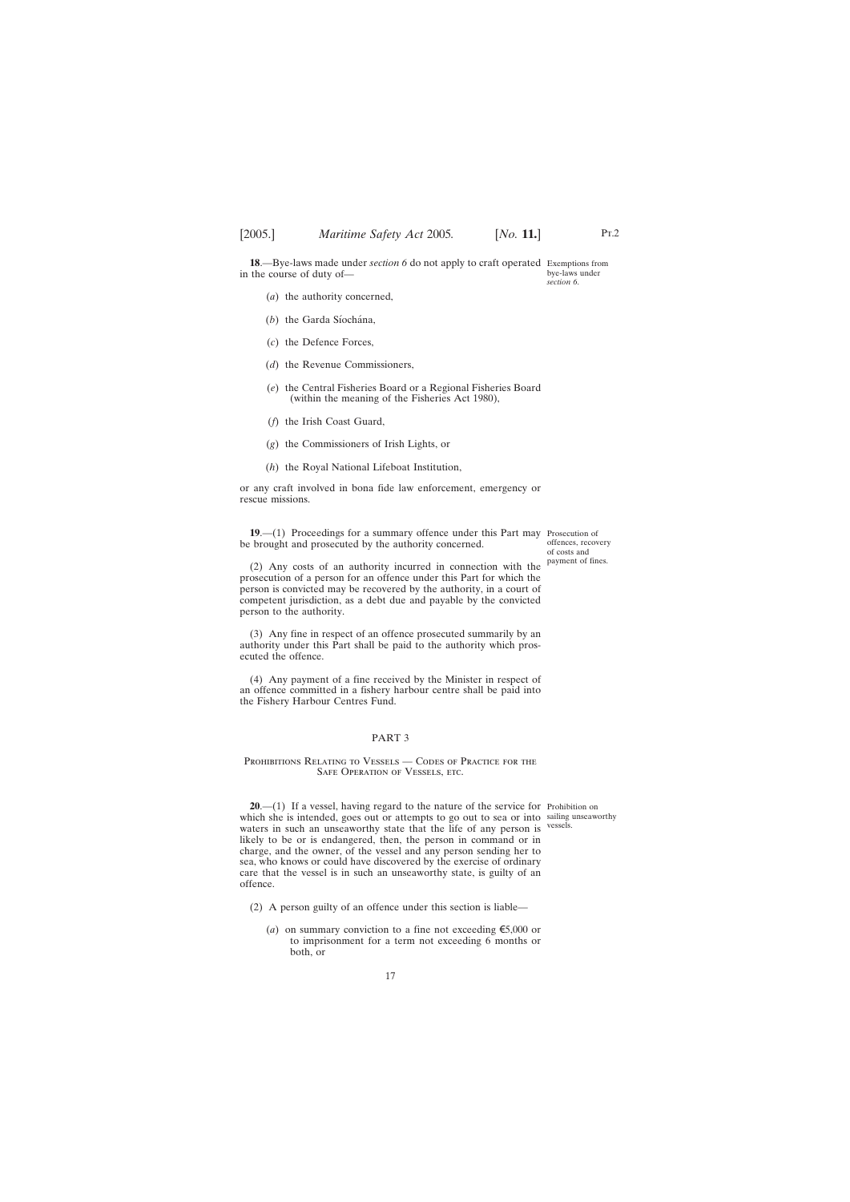**18**.—Bye-laws made under *section 6* do not apply to craft operated in the course of duty of—

Exemptions from bye-laws under *section 6*.

(*a*) the authority concerned,

(*b*) the Garda Síochána,

(*c*) the Defence Forces,

(*d*) the Revenue Commissioners,

(*e*) the Central Fisheries Board or a Regional Fisheries Board (within the meaning of the Fisheries Act 1980),

(*f*) the Irish Coast Guard,

(*g*) the Commissioners of Irish Lights, or

(*h*) the Royal National Lifeboat Institution,

or any craft involved in bona fide law enforcement, emergency or rescue missions.

**19**.—(1) Proceedings for a summary offence under this Part may be brought and prosecuted by the authority concerned.

Prosecution of offences, recovery of costs and payment of fines.

(2) Any costs of an authority incurred in connection with the prosecution of a person for an offence under this Part for which the person is convicted may be recovered by the authority, in a court of competent jurisdiction, as a debt due and payable by the convicted person to the authority.

(3) Any fine in respect of an offence prosecuted summarily by an authority under this Part shall be paid to the authority which prosecuted the offence.

(4) Any payment of a fine received by the Minister in respect of an offence committed in a fishery harbour centre shall be paid into the Fishery Harbour Centres Fund.

## PART 3

### Prohibitions Relating to Vessels — Codes of Practice for the Safe Operation of Vessels, etc.

**20**.—(1) If a vessel, having regard to the nature of the service for which she is intended, goes out or attempts to go out to sea or into waters in such an unseaworthy state that the life of any person is likely to be or is endangered, then, the person in command or in charge, and the owner, of the vessel and any person sending her to sea, who knows or could have discovered by the exercise of ordinary care that the vessel is in such an unseaworthy state, is guilty of an offence.

Prohibition on sailing unseaworthy vessels.

(2) A person guilty of an offence under this section is liable—

(*a*) on summary conviction to a fine not exceeding €5,000 or to imprisonment for a term not exceeding 6 months or both, or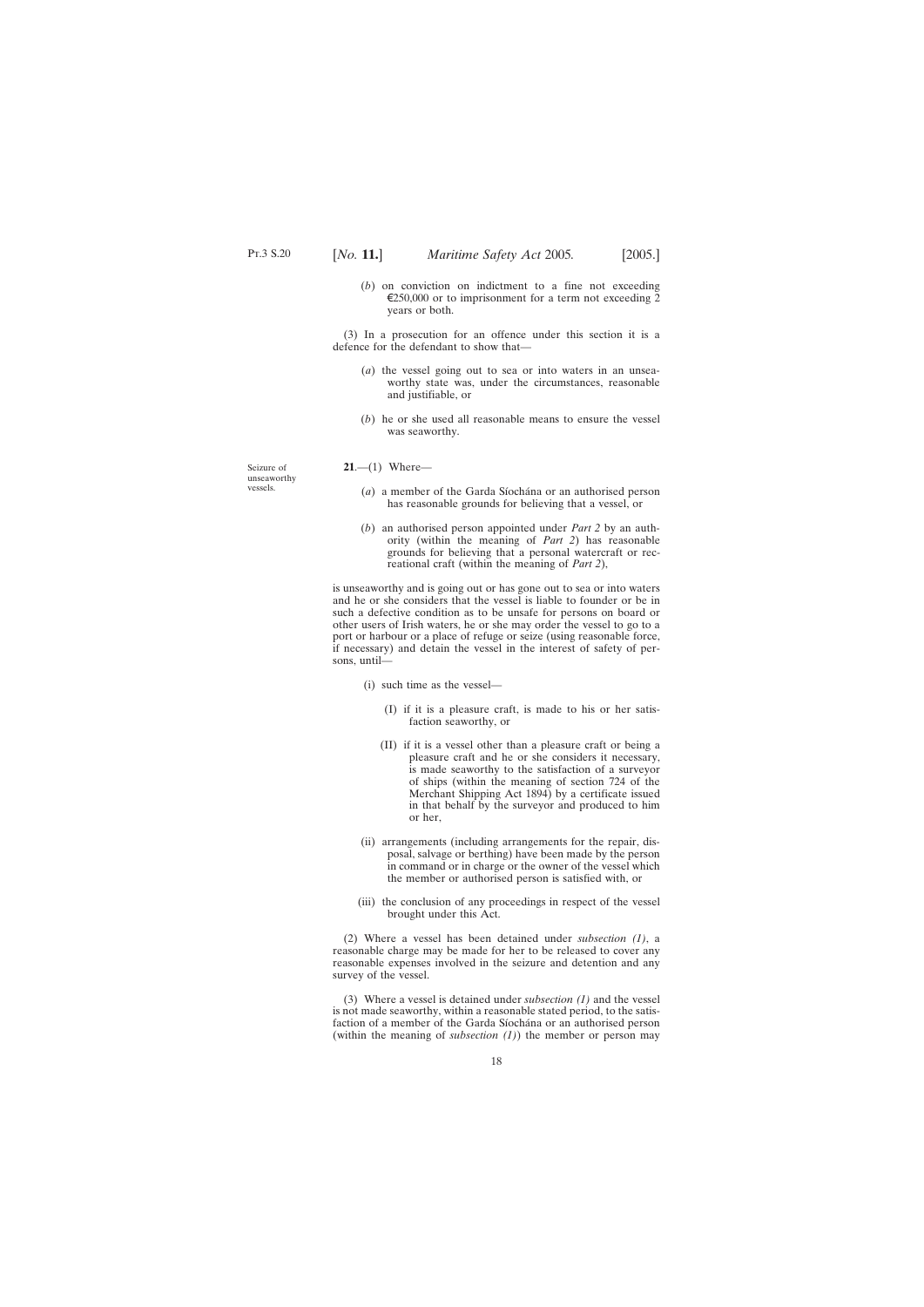(*b*) on conviction on indictment to a fine not exceeding €250,000 or to imprisonment for a term not exceeding 2 years or both.

(3) In a prosecution for an offence under this section it is a defence for the defendant to show that—

(*a*) the vessel going out to sea or into waters in an unseaworthy state was, under the circumstances, reasonable and justifiable, or

(*b*) he or she used all reasonable means to ensure the vessel was seaworthy.

Seizure of unseaworthy vessels.

**21**.—(1) Where—

(*a*) a member of the Garda Síochána or an authorised person has reasonable grounds for believing that a vessel, or

(*b*) an authorised person appointed under *Part 2* by an authority (within the meaning of *Part 2*) has reasonable grounds for believing that a personal watercraft or recreational craft (within the meaning of *Part 2*),

is unseaworthy and is going out or has gone out to sea or into waters and he or she considers that the vessel is liable to founder or be in such a defective condition as to be unsafe for persons on board or other users of Irish waters, he or she may order the vessel to go to a port or harbour or a place of refuge or seize (using reasonable force, if necessary) and detain the vessel in the interest of safety of persons, until—

(i) such time as the vessel—

(I) if it is a pleasure craft, is made to his or her satisfaction seaworthy, or

(II) if it is a vessel other than a pleasure craft or being a pleasure craft and he or she considers it necessary, is made seaworthy to the satisfaction of a surveyor of ships (within the meaning of section 724 of the Merchant Shipping Act 1894) by a certificate issued in that behalf by the surveyor and produced to him or her,

(ii) arrangements (including arrangements for the repair, disposal, salvage or berthing) have been made by the person in command or in charge or the owner of the vessel which the member or authorised person is satisfied with, or

(iii) the conclusion of any proceedings in respect of the vessel brought under this Act.

(2) Where a vessel has been detained under *subsection (1)*, a reasonable charge may be made for her to be released to cover any reasonable expenses involved in the seizure and detention and any survey of the vessel.

(3) Where a vessel is detained under *subsection (1)* and the vessel is not made seaworthy, within a reasonable stated period, to the satisfaction of a member of the Garda Síochána or an authorised person (within the meaning of *subsection (1)*) the member or person may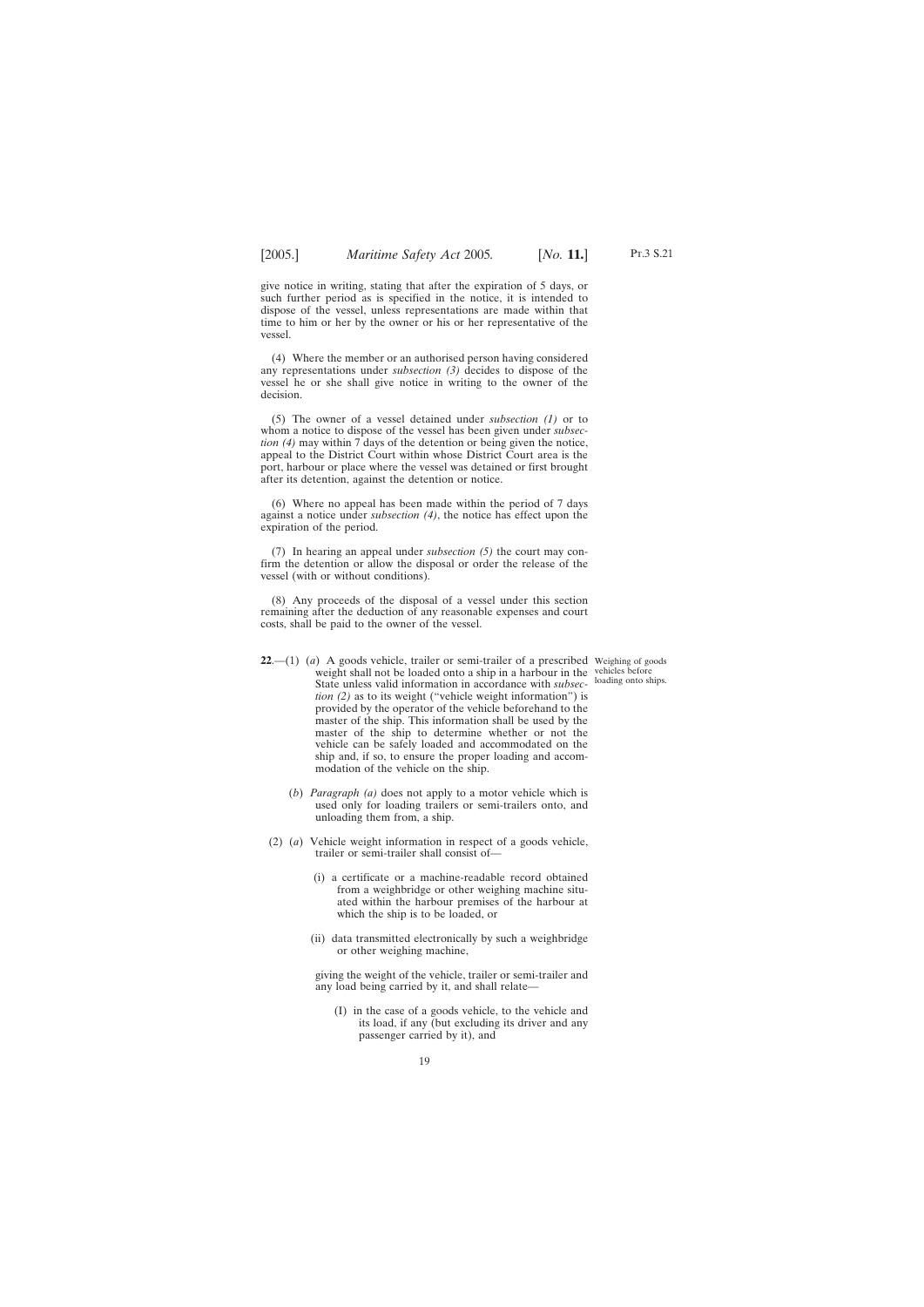give notice in writing, stating that after the expiration of 5 days, or such further period as is specified in the notice, it is intended to dispose of the vessel, unless representations are made within that time to him or her by the owner or his or her representative of the vessel.

(4) Where the member or an authorised person having considered any representations under *subsection (3)* decides to dispose of the vessel he or she shall give notice in writing to the owner of the decision.

(5) The owner of a vessel detained under *subsection (1)* or to whom a notice to dispose of the vessel has been given under *subsection (4)* may within 7 days of the detention or being given the notice, appeal to the District Court within whose District Court area is the port, harbour or place where the vessel was detained or first brought after its detention, against the detention or notice.

(6) Where no appeal has been made within the period of 7 days against a notice under *subsection (4)*, the notice has effect upon the expiration of the period.

(7) In hearing an appeal under *subsection (5)* the court may confirm the detention or allow the disposal or order the release of the vessel (with or without conditions).

(8) Any proceeds of the disposal of a vessel under this section remaining after the deduction of any reasonable expenses and court costs, shall be paid to the owner of the vessel.

Weighing of goods vehicles before loading onto ships.

**22**.—(1) (*a*) A goods vehicle, trailer or semi-trailer of a prescribed weight shall not be loaded onto a ship in a harbour in the State unless valid information in accordance with *subsection (2)* as to its weight ("vehicle weight information") is provided by the operator of the vehicle beforehand to the master of the ship. This information shall be used by the master of the ship to determine whether or not the vehicle can be safely loaded and accommodated on the ship and, if so, to ensure the proper loading and accommodation of the vehicle on the ship.

(*b*) *Paragraph (a)* does not apply to a motor vehicle which is used only for loading trailers or semi-trailers onto, and unloading them from, a ship.

(2) (*a*) Vehicle weight information in respect of a goods vehicle, trailer or semi-trailer shall consist of—

(i) a certificate or a machine-readable record obtained from a weighbridge or other weighing machine situated within the harbour premises of the harbour at which the ship is to be loaded, or

(ii) data transmitted electronically by such a weighbridge or other weighing machine,

giving the weight of the vehicle, trailer or semi-trailer and any load being carried by it, and shall relate—

(I) in the case of a goods vehicle, to the vehicle and its load, if any (but excluding its driver and any passenger carried by it), and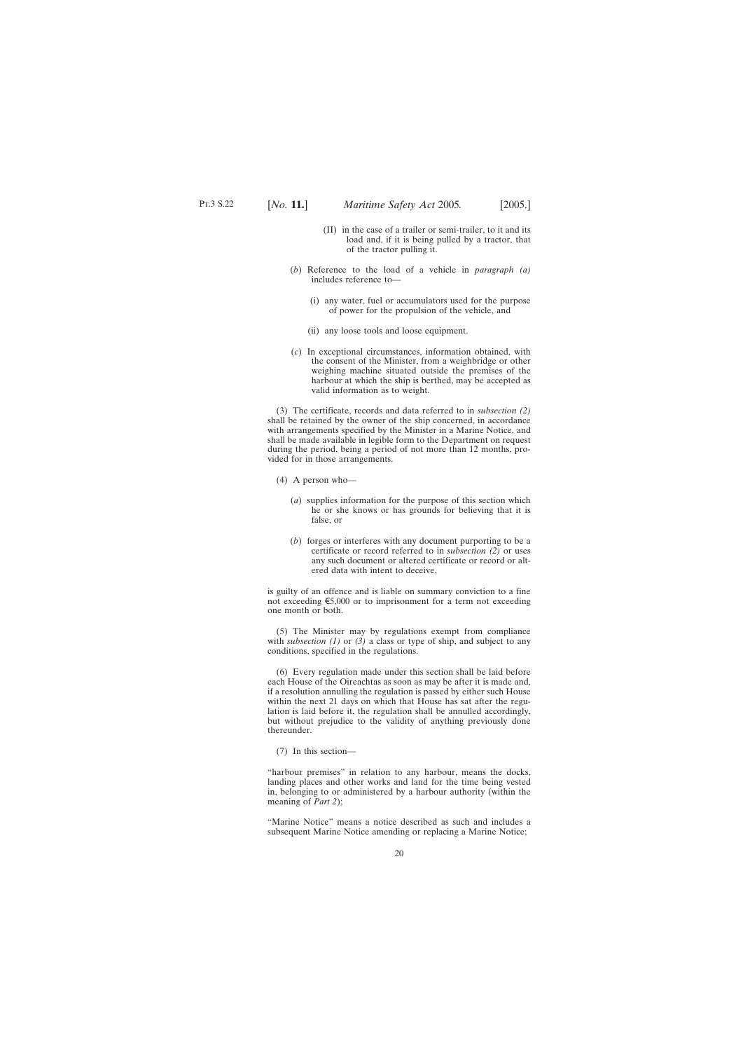(II) in the case of a trailer or semi-trailer, to it and its load and, if it is being pulled by a tractor, that of the tractor pulling it.

(*b*) Reference to the load of a vehicle in *paragraph (a)* includes reference to—

(i) any water, fuel or accumulators used for the purpose of power for the propulsion of the vehicle, and

(ii) any loose tools and loose equipment.

(*c*) In exceptional circumstances, information obtained, with the consent of the Minister, from a weighbridge or other weighing machine situated outside the premises of the harbour at which the ship is berthed, may be accepted as valid information as to weight.

(3) The certificate, records and data referred to in *subsection (2)* shall be retained by the owner of the ship concerned, in accordance with arrangements specified by the Minister in a Marine Notice, and shall be made available in legible form to the Department on request during the period, being a period of not more than 12 months, provided for in those arrangements.

(4) A person who—

(*a*) supplies information for the purpose of this section which he or she knows or has grounds for believing that it is false, or

(*b*) forges or interferes with any document purporting to be a certificate or record referred to in *subsection (2)* or uses any such document or altered certificate or record or altered data with intent to deceive,

is guilty of an offence and is liable on summary conviction to a fine not exceeding €5,000 or to imprisonment for a term not exceeding one month or both.

(5) The Minister may by regulations exempt from compliance with *subsection (1)* or *(3)* a class or type of ship, and subject to any conditions, specified in the regulations.

(6) Every regulation made under this section shall be laid before each House of the Oireachtas as soon as may be after it is made and, if a resolution annulling the regulation is passed by either such House within the next 21 days on which that House has sat after the regulation is laid before it, the regulation shall be annulled accordingly, but without prejudice to the validity of anything previously done thereunder.

(7) In this section—

"harbour premises" in relation to any harbour, means the docks, landing places and other works and land for the time being vested in, belonging to or administered by a harbour authority (within the meaning of *Part 2*);

"Marine Notice" means a notice described as such and includes a subsequent Marine Notice amending or replacing a Marine Notice;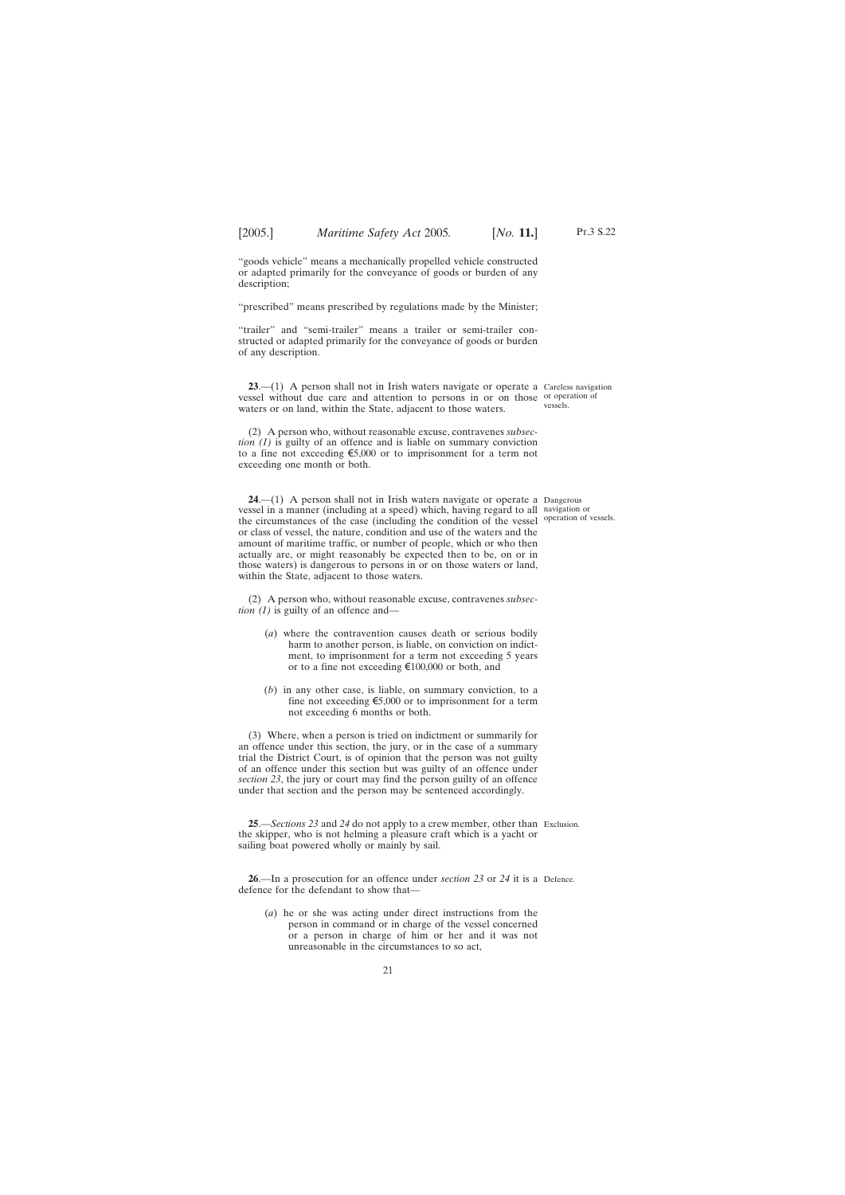"goods vehicle" means a mechanically propelled vehicle constructed or adapted primarily for the conveyance of goods or burden of any description;

"prescribed" means prescribed by regulations made by the Minister;

"trailer" and "semi-trailer" means a trailer or semi-trailer constructed or adapted primarily for the conveyance of goods or burden of any description.

**23**.—(1) A person shall not in Irish waters navigate or operate a vessel without due care and attention to persons in or on those waters or on land, within the State, adjacent to those waters.

Careless navigation or operation of vessels.

(2) A person who, without reasonable excuse, contravenes *subsection (1)* is guilty of an offence and is liable on summary conviction to a fine not exceeding €5,000 or to imprisonment for a term not exceeding one month or both.

**24**.—(1) A person shall not in Irish waters navigate or operate a vessel in a manner (including at a speed) which, having regard to all the circumstances of the case (including the condition of the vessel or class of vessel, the nature, condition and use of the waters and the amount of maritime traffic, or number of people, which or who then actually are, or might reasonably be expected then to be, on or in those waters) is dangerous to persons in or on those waters or land, within the State, adjacent to those waters.

Dangerous navigation or operation of vessels.

(2) A person who, without reasonable excuse, contravenes *subsection (1)* is guilty of an offence and—

(*a*) where the contravention causes death or serious bodily harm to another person, is liable, on conviction on indictment, to imprisonment for a term not exceeding 5 years or to a fine not exceeding €100,000 or both, and

(*b*) in any other case, is liable, on summary conviction, to a fine not exceeding €5,000 or to imprisonment for a term not exceeding 6 months or both.

(3) Where, when a person is tried on indictment or summarily for an offence under this section, the jury, or in the case of a summary trial the District Court, is of opinion that the person was not guilty of an offence under this section but was guilty of an offence under *section 23*, the jury or court may find the person guilty of an offence under that section and the person may be sentenced accordingly.

**25**.—*Sections 23* and *24* do not apply to a crew member, other than the skipper, who is not helming a pleasure craft which is a yacht or sailing boat powered wholly or mainly by sail.

Exclusion.

**26**.—In a prosecution for an offence under *section 23* or *24* it is a defence for the defendant to show that—

Defence.

(*a*) he or she was acting under direct instructions from the person in command or in charge of the vessel concerned or a person in charge of him or her and it was not unreasonable in the circumstances to so act,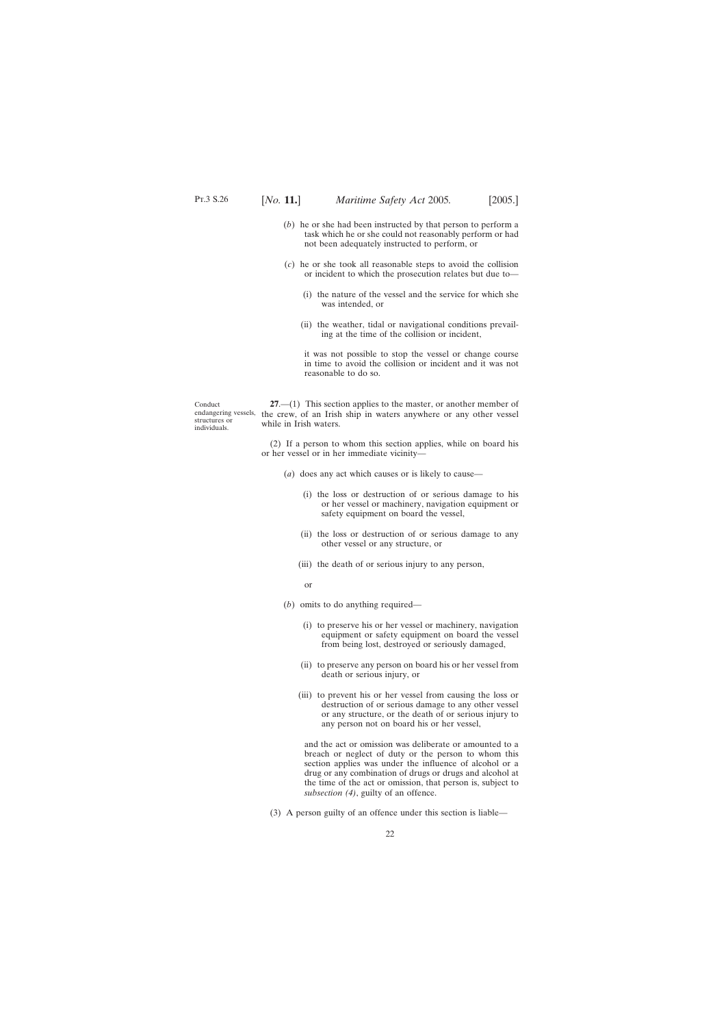(*b*) he or she had been instructed by that person to perform a task which he or she could not reasonably perform or had not been adequately instructed to perform, or

(*c*) he or she took all reasonable steps to avoid the collision or incident to which the prosecution relates but due to—

(i) the nature of the vessel and the service for which she was intended, or

(ii) the weather, tidal or navigational conditions prevailing at the time of the collision or incident,

it was not possible to stop the vessel or change course in time to avoid the collision or incident and it was not reasonable to do so.

Conduct endangering vessels, structures or individuals.

**27**.—(1) This section applies to the master, or another member of the crew, of an Irish ship in waters anywhere or any other vessel while in Irish waters.

(2) If a person to whom this section applies, while on board his or her vessel or in her immediate vicinity—

(*a*) does any act which causes or is likely to cause—

(i) the loss or destruction of or serious damage to his or her vessel or machinery, navigation equipment or safety equipment on board the vessel,

(ii) the loss or destruction of or serious damage to any other vessel or any structure, or

(iii) the death of or serious injury to any person,

or

(*b*) omits to do anything required—

(i) to preserve his or her vessel or machinery, navigation equipment or safety equipment on board the vessel from being lost, destroyed or seriously damaged,

(ii) to preserve any person on board his or her vessel from death or serious injury, or

(iii) to prevent his or her vessel from causing the loss or destruction of or serious damage to any other vessel or any structure, or the death of or serious injury to any person not on board his or her vessel,

and the act or omission was deliberate or amounted to a breach or neglect of duty or the person to whom this section applies was under the influence of alcohol or a drug or any combination of drugs or drugs and alcohol at the time of the act or omission, that person is, subject to *subsection (4)*, guilty of an offence.

(3) A person guilty of an offence under this section is liable—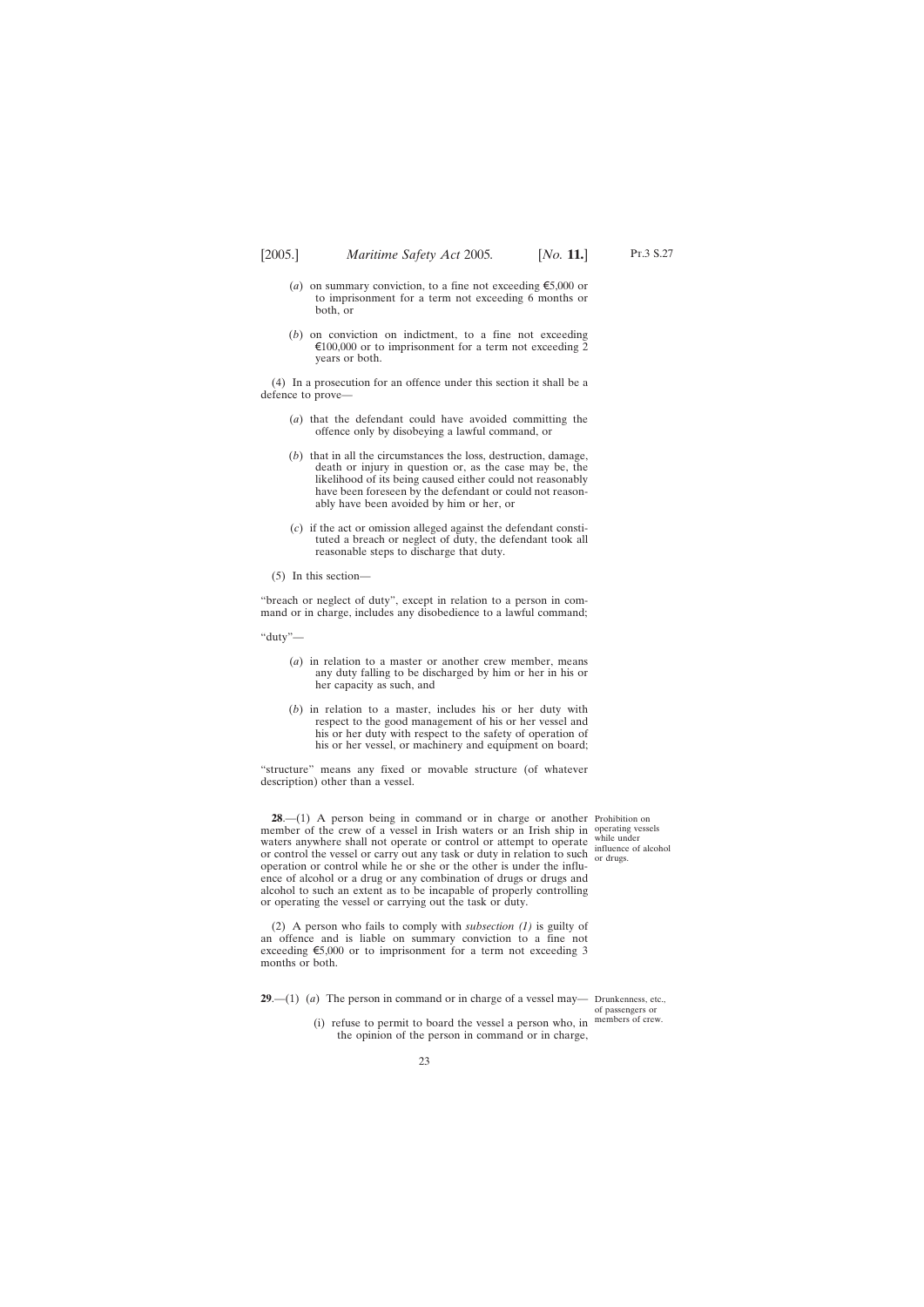(*a*) on summary conviction, to a fine not exceeding €5,000 or to imprisonment for a term not exceeding 6 months or both, or

(*b*) on conviction on indictment, to a fine not exceeding €100,000 or to imprisonment for a term not exceeding 2 years or both.

(4) In a prosecution for an offence under this section it shall be a defence to prove—

(*a*) that the defendant could have avoided committing the offence only by disobeying a lawful command, or

(*b*) that in all the circumstances the loss, destruction, damage, death or injury in question or, as the case may be, the likelihood of its being caused either could not reasonably have been foreseen by the defendant or could not reasonably have been avoided by him or her, or

(*c*) if the act or omission alleged against the defendant constituted a breach or neglect of duty, the defendant took all reasonable steps to discharge that duty.

(5) In this section—

"breach or neglect of duty", except in relation to a person in command or in charge, includes any disobedience to a lawful command;

"duty"—

(*a*) in relation to a master or another crew member, means any duty falling to be discharged by him or her in his or her capacity as such, and

(*b*) in relation to a master, includes his or her duty with respect to the good management of his or her vessel and his or her duty with respect to the safety of operation of his or her vessel, or machinery and equipment on board;

"structure" means any fixed or movable structure (of whatever description) other than a vessel.

*Prohibition on operating vessels while under influence of alcohol or drugs.*

**28**.—(1) A person being in command or in charge or another member of the crew of a vessel in Irish waters or an Irish ship in waters anywhere shall not operate or control or attempt to operate or control the vessel or carry out any task or duty in relation to such operation or control while he or she or the other is under the influence of alcohol or a drug or any combination of drugs or drugs and alcohol to such an extent as to be incapable of properly controlling or operating the vessel or carrying out the task or duty.

(2) A person who fails to comply with *subsection (1)* is guilty of an offence and is liable on summary conviction to a fine not exceeding €5,000 or to imprisonment for a term not exceeding 3 months or both.

*Drunkenness, etc., of passengers or members of crew.*

**29**.—(1) (*a*) The person in command or in charge of a vessel may—

(i) refuse to permit to board the vessel a person who, in the opinion of the person in command or in charge,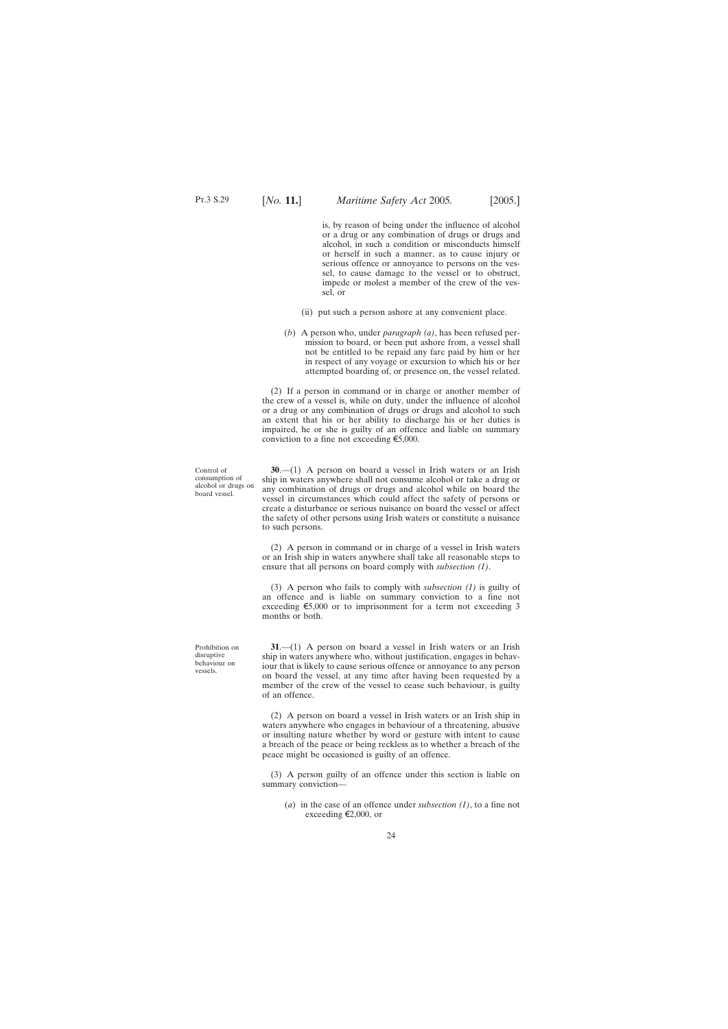is, by reason of being under the influence of alcohol or a drug or any combination of drugs or drugs and alcohol, in such a condition or misconducts himself or herself in such a manner, as to cause injury or serious offence or annoyance to persons on the vessel, to cause damage to the vessel or to obstruct, impede or molest a member of the crew of the vessel, or

(ii) put such a person ashore at any convenient place.

(*b*) A person who, under *paragraph (a)*, has been refused permission to board, or been put ashore from, a vessel shall not be entitled to be repaid any fare paid by him or her in respect of any voyage or excursion to which his or her attempted boarding of, or presence on, the vessel related.

(2) If a person in command or in charge or another member of the crew of a vessel is, while on duty, under the influence of alcohol or a drug or any combination of drugs or drugs and alcohol to such an extent that his or her ability to discharge his or her duties is impaired, he or she is guilty of an offence and liable on summary conviction to a fine not exceeding €5,000.

Control of consumption of alcohol or drugs on board vessel.

**30**.—(1) A person on board a vessel in Irish waters or an Irish ship in waters anywhere shall not consume alcohol or take a drug or any combination of drugs or drugs and alcohol while on board the vessel in circumstances which could affect the safety of persons or create a disturbance or serious nuisance on board the vessel or affect the safety of other persons using Irish waters or constitute a nuisance to such persons.

(2) A person in command or in charge of a vessel in Irish waters or an Irish ship in waters anywhere shall take all reasonable steps to ensure that all persons on board comply with *subsection (1)*.

(3) A person who fails to comply with *subsection (1)* is guilty of an offence and is liable on summary conviction to a fine not exceeding €5,000 or to imprisonment for a term not exceeding 3 months or both.

Prohibition on disruptive behaviour on vessels.

**31**.—(1) A person on board a vessel in Irish waters or an Irish ship in waters anywhere who, without justification, engages in behaviour that is likely to cause serious offence or annoyance to any person on board the vessel, at any time after having been requested by a member of the crew of the vessel to cease such behaviour, is guilty of an offence.

(2) A person on board a vessel in Irish waters or an Irish ship in waters anywhere who engages in behaviour of a threatening, abusive or insulting nature whether by word or gesture with intent to cause a breach of the peace or being reckless as to whether a breach of the peace might be occasioned is guilty of an offence.

(3) A person guilty of an offence under this section is liable on summary conviction—

(*a*) in the case of an offence under *subsection (1)*, to a fine not exceeding €2,000, or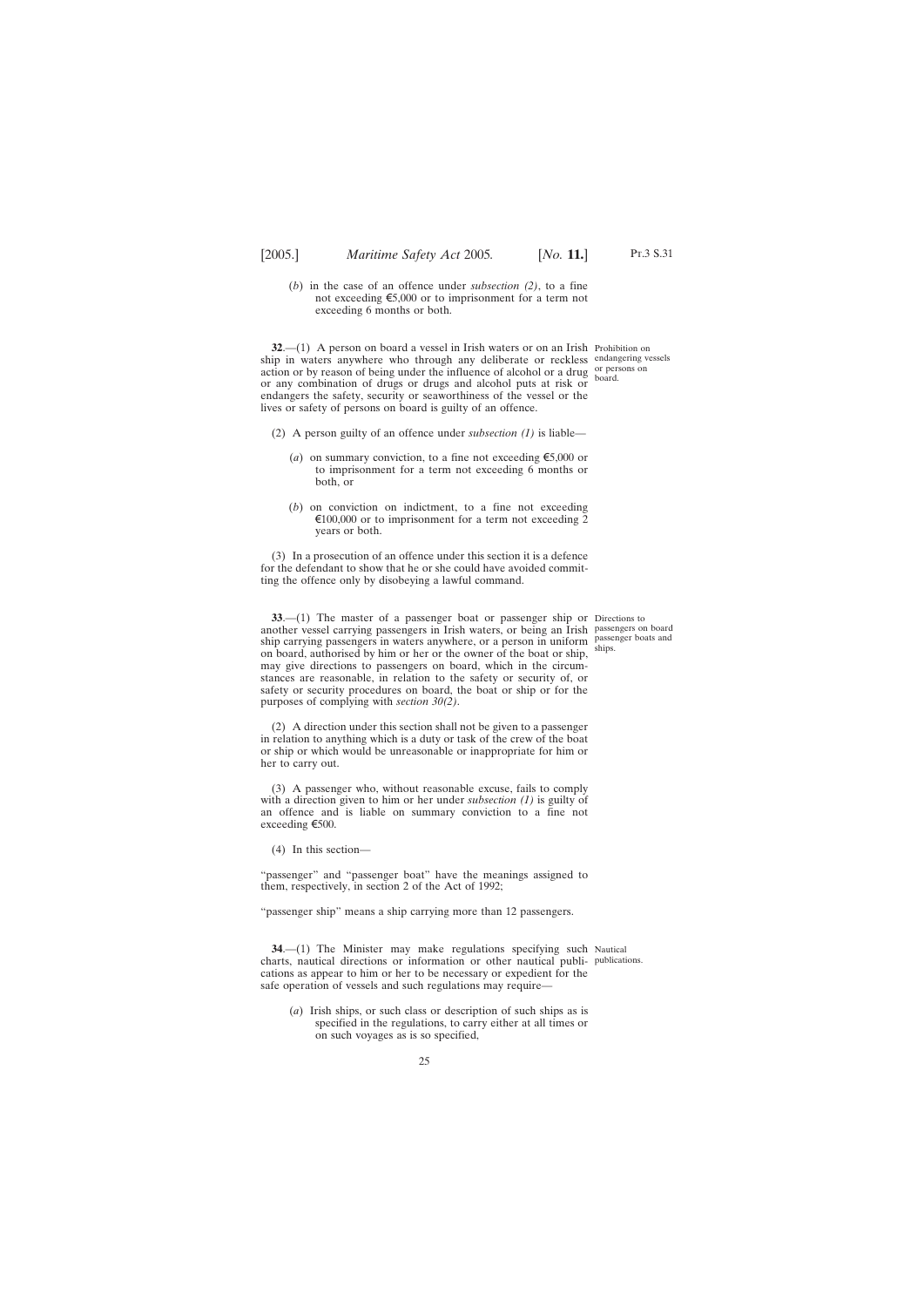(*b*) in the case of an offence under *subsection (2)*, to a fine not exceeding €5,000 or to imprisonment for a term not exceeding 6 months or both.

Prohibition on endangering vessels or persons on board.

**32**.—(1) A person on board a vessel in Irish waters or on an Irish ship in waters anywhere who through any deliberate or reckless action or by reason of being under the influence of alcohol or a drug or any combination of drugs or drugs and alcohol puts at risk or endangers the safety, security or seaworthiness of the vessel or the lives or safety of persons on board is guilty of an offence.

(2) A person guilty of an offence under *subsection (1)* is liable—

(*a*) on summary conviction, to a fine not exceeding €5,000 or to imprisonment for a term not exceeding 6 months or both, or

(*b*) on conviction on indictment, to a fine not exceeding €100,000 or to imprisonment for a term not exceeding 2 years or both.

(3) In a prosecution of an offence under this section it is a defence for the defendant to show that he or she could have avoided committing the offence only by disobeying a lawful command.

Directions to passengers on board passenger boats and ships.

**33**.—(1) The master of a passenger boat or passenger ship or another vessel carrying passengers in Irish waters, or being an Irish ship carrying passengers in waters anywhere, or a person in uniform on board, authorised by him or her or the owner of the boat or ship, may give directions to passengers on board, which in the circumstances are reasonable, in relation to the safety or security of, or safety or security procedures on board, the boat or ship or for the purposes of complying with *section 30(2)*.

(2) A direction under this section shall not be given to a passenger in relation to anything which is a duty or task of the crew of the boat or ship or which would be unreasonable or inappropriate for him or her to carry out.

(3) A passenger who, without reasonable excuse, fails to comply with a direction given to him or her under *subsection (1)* is guilty of an offence and is liable on summary conviction to a fine not exceeding €500.

(4) In this section—

"passenger" and "passenger boat" have the meanings assigned to them, respectively, in section 2 of the Act of 1992;

"passenger ship" means a ship carrying more than 12 passengers.

Nautical publications.

**34**.—(1) The Minister may make regulations specifying such charts, nautical directions or information or other nautical publications as appear to him or her to be necessary or expedient for the safe operation of vessels and such regulations may require—

(*a*) Irish ships, or such class or description of such ships as is specified in the regulations, to carry either at all times or on such voyages as is so specified,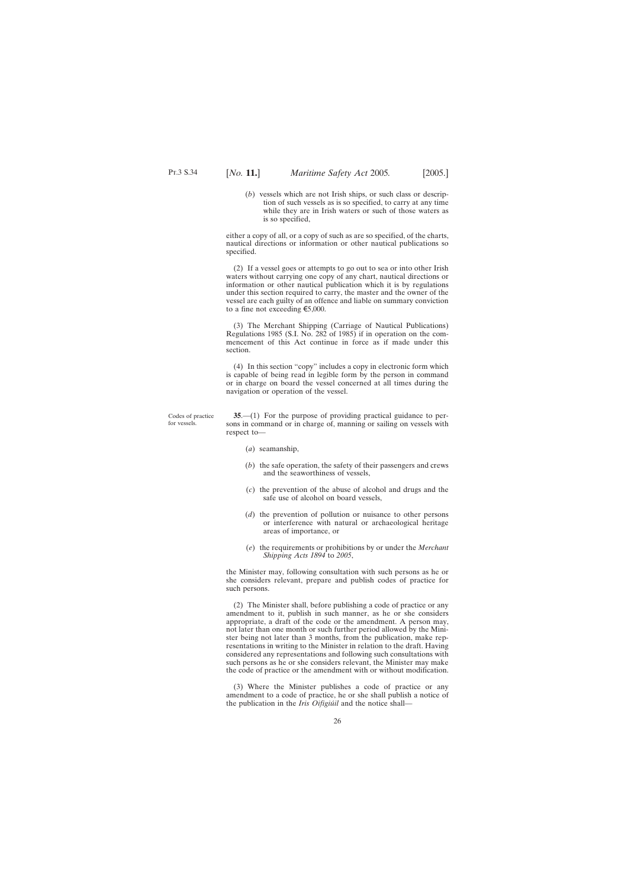(*b*) vessels which are not Irish ships, or such class or description of such vessels as is so specified, to carry at any time while they are in Irish waters or such of those waters as is so specified,

either a copy of all, or a copy of such as are so specified, of the charts, nautical directions or information or other nautical publications so specified.

(2) If a vessel goes or attempts to go out to sea or into other Irish waters without carrying one copy of any chart, nautical directions or information or other nautical publication which it is by regulations under this section required to carry, the master and the owner of the vessel are each guilty of an offence and liable on summary conviction to a fine not exceeding €5,000.

(3) The Merchant Shipping (Carriage of Nautical Publications) Regulations 1985 (S.I. No. 282 of 1985) if in operation on the commencement of this Act continue in force as if made under this section.

(4) In this section "copy" includes a copy in electronic form which is capable of being read in legible form by the person in command or in charge on board the vessel concerned at all times during the navigation or operation of the vessel.

Codes of practice for vessels.

**35**.—(1) For the purpose of providing practical guidance to persons in command or in charge of, manning or sailing on vessels with respect to—

(*a*) seamanship,

(*b*) the safe operation, the safety of their passengers and crews and the seaworthiness of vessels,

(*c*) the prevention of the abuse of alcohol and drugs and the safe use of alcohol on board vessels,

(*d*) the prevention of pollution or nuisance to other persons or interference with natural or archaeological heritage areas of importance, or

(*e*) the requirements or prohibitions by or under the *Merchant Shipping Acts 1894* to *2005*,

the Minister may, following consultation with such persons as he or she considers relevant, prepare and publish codes of practice for such persons.

(2) The Minister shall, before publishing a code of practice or any amendment to it, publish in such manner, as he or she considers appropriate, a draft of the code or the amendment. A person may, not later than one month or such further period allowed by the Minister being not later than 3 months, from the publication, make representations in writing to the Minister in relation to the draft. Having considered any representations and following such consultations with such persons as he or she considers relevant, the Minister may make the code of practice or the amendment with or without modification.

(3) Where the Minister publishes a code of practice or any amendment to a code of practice, he or she shall publish a notice of the publication in the *Iris Oifigiúil* and the notice shall—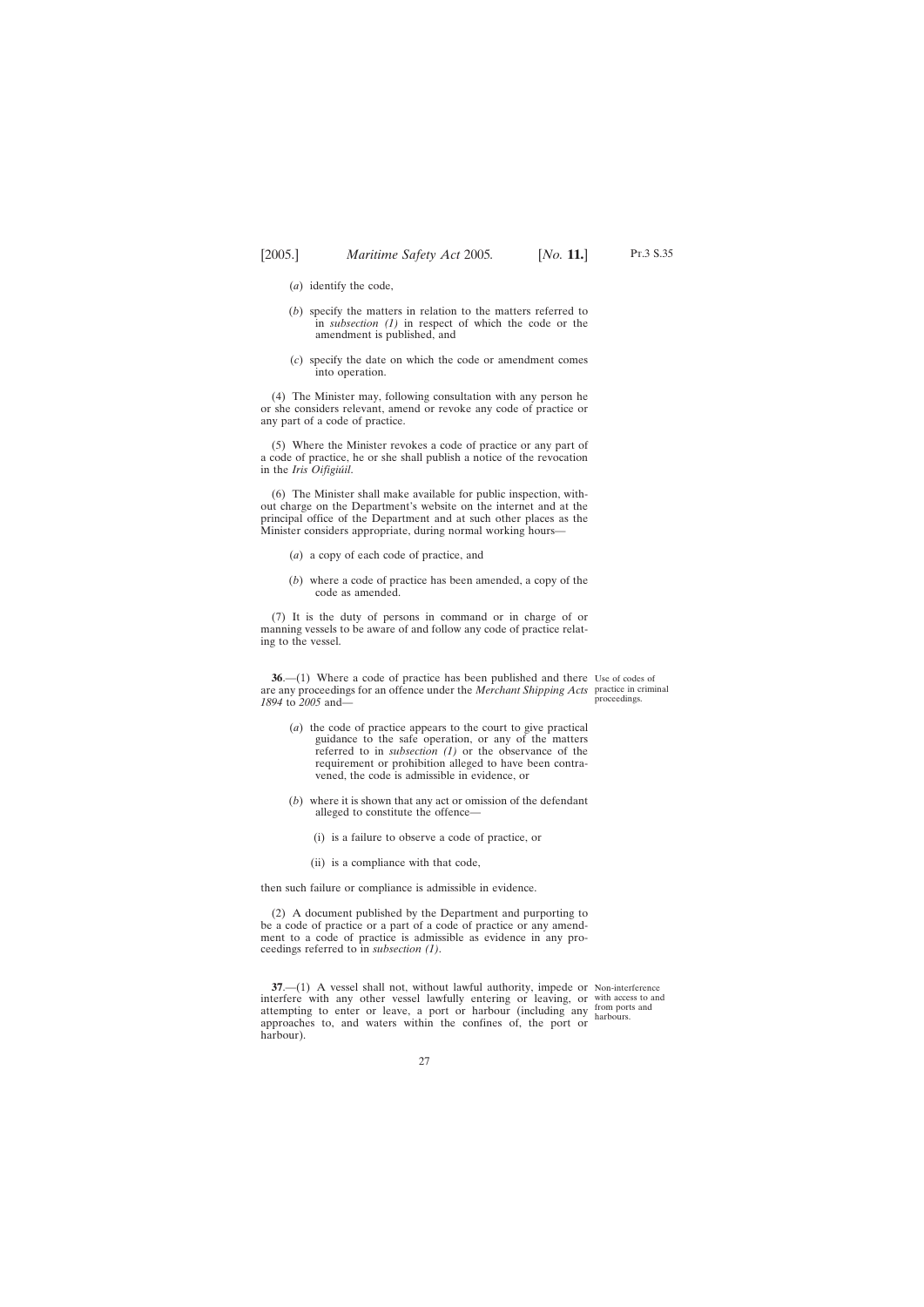(*a*) identify the code,

(*b*) specify the matters in relation to the matters referred to in *subsection (1)* in respect of which the code or the amendment is published, and

(*c*) specify the date on which the code or amendment comes into operation.

(4) The Minister may, following consultation with any person he or she considers relevant, amend or revoke any code of practice or any part of a code of practice.

(5) Where the Minister revokes a code of practice or any part of a code of practice, he or she shall publish a notice of the revocation in the *Iris Oifigiúil*.

(6) The Minister shall make available for public inspection, without charge on the Department's website on the internet and at the principal office of the Department and at such other places as the Minister considers appropriate, during normal working hours—

(*a*) a copy of each code of practice, and

(*b*) where a code of practice has been amended, a copy of the code as amended.

(7) It is the duty of persons in command or in charge of or manning vessels to be aware of and follow any code of practice relating to the vessel.

Use of codes of practice in criminal proceedings.

**36**.—(1) Where a code of practice has been published and there are any proceedings for an offence under the *Merchant Shipping Acts 1894* to *2005* and—

(*a*) the code of practice appears to the court to give practical guidance to the safe operation, or any of the matters referred to in *subsection (1)* or the observance of the requirement or prohibition alleged to have been contravened, the code is admissible in evidence, or

(*b*) where it is shown that any act or omission of the defendant alleged to constitute the offence—

(i) is a failure to observe a code of practice, or

(ii) is a compliance with that code,

then such failure or compliance is admissible in evidence.

(2) A document published by the Department and purporting to be a code of practice or a part of a code of practice or any amendment to a code of practice is admissible as evidence in any proceedings referred to in *subsection (1)*.

Non-interference with access to and from ports and harbours.

**37**.—(1) A vessel shall not, without lawful authority, impede or interfere with any other vessel lawfully entering or leaving, or attempting to enter or leave, a port or harbour (including any approaches to, and waters within the confines of, the port or harbour).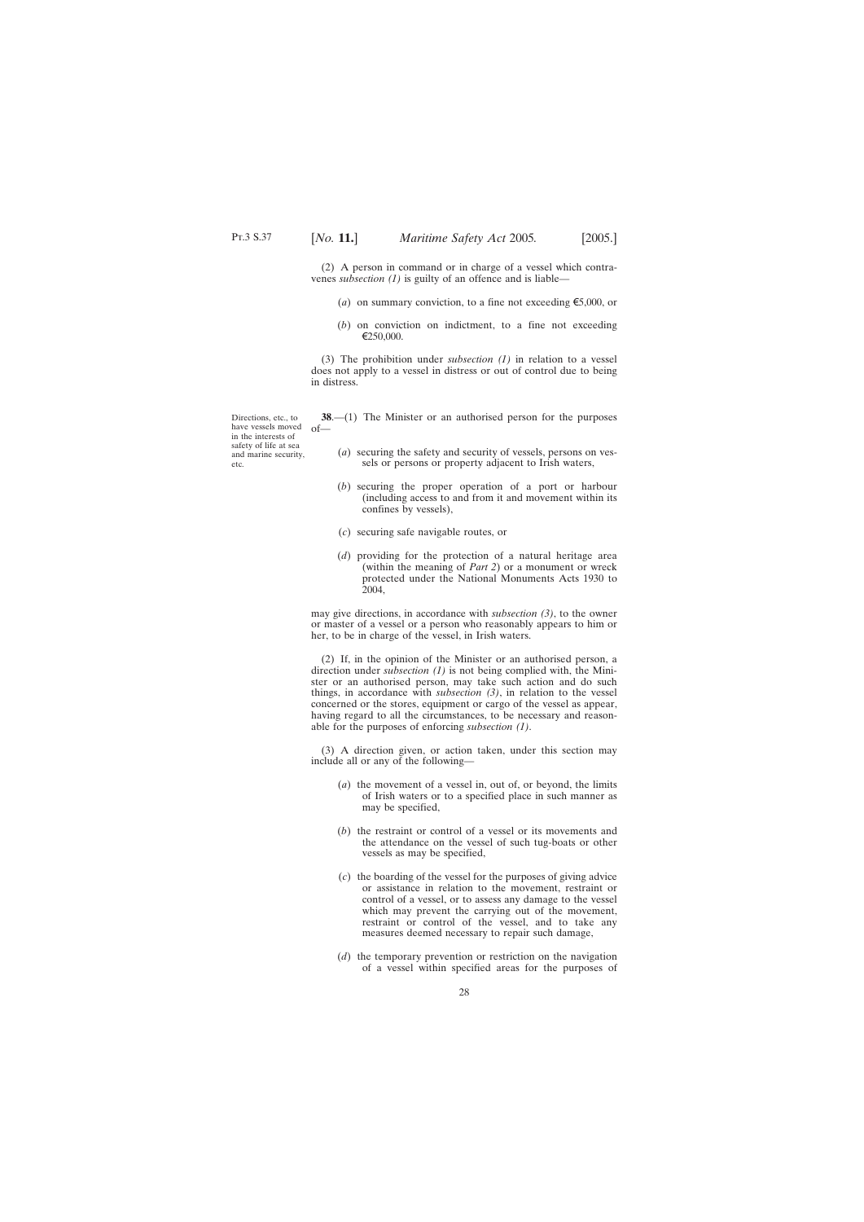(2) A person in command or in charge of a vessel which contravenes *subsection (1)* is guilty of an offence and is liable—

(*a*) on summary conviction, to a fine not exceeding €5,000, or

(*b*) on conviction on indictment, to a fine not exceeding €250,000.

(3) The prohibition under *subsection (1)* in relation to a vessel does not apply to a vessel in distress or out of control due to being in distress.

Directions, etc., to have vessels moved in the interests of safety of life at sea and marine security, etc.

**38**.—(1) The Minister or an authorised person for the purposes of—

(*a*) securing the safety and security of vessels, persons on vessels or persons or property adjacent to Irish waters,

(*b*) securing the proper operation of a port or harbour (including access to and from it and movement within its confines by vessels),

(*c*) securing safe navigable routes, or

(*d*) providing for the protection of a natural heritage area (within the meaning of *Part 2*) or a monument or wreck protected under the National Monuments Acts 1930 to 2004,

may give directions, in accordance with *subsection (3)*, to the owner or master of a vessel or a person who reasonably appears to him or her, to be in charge of the vessel, in Irish waters.

(2) If, in the opinion of the Minister or an authorised person, a direction under *subsection (1)* is not being complied with, the Minister or an authorised person, may take such action and do such things, in accordance with *subsection (3)*, in relation to the vessel concerned or the stores, equipment or cargo of the vessel as appear, having regard to all the circumstances, to be necessary and reasonable for the purposes of enforcing *subsection (1)*.

(3) A direction given, or action taken, under this section may include all or any of the following—

(*a*) the movement of a vessel in, out of, or beyond, the limits of Irish waters or to a specified place in such manner as may be specified,

(*b*) the restraint or control of a vessel or its movements and the attendance on the vessel of such tug-boats or other vessels as may be specified,

(*c*) the boarding of the vessel for the purposes of giving advice or assistance in relation to the movement, restraint or control of a vessel, or to assess any damage to the vessel which may prevent the carrying out of the movement, restraint or control of the vessel, and to take any measures deemed necessary to repair such damage,

(*d*) the temporary prevention or restriction on the navigation of a vessel within specified areas for the purposes of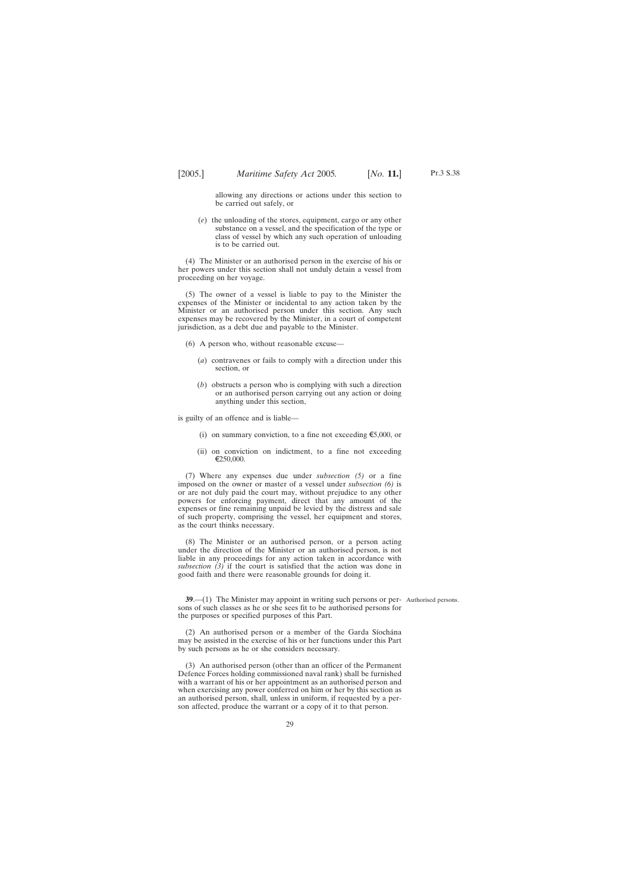allowing any directions or actions under this section to be carried out safely, or

(*e*) the unloading of the stores, equipment, cargo or any other substance on a vessel, and the specification of the type or class of vessel by which any such operation of unloading is to be carried out.

(4) The Minister or an authorised person in the exercise of his or her powers under this section shall not unduly detain a vessel from proceeding on her voyage.

(5) The owner of a vessel is liable to pay to the Minister the expenses of the Minister or incidental to any action taken by the Minister or an authorised person under this section. Any such expenses may be recovered by the Minister, in a court of competent jurisdiction, as a debt due and payable to the Minister.

(6) A person who, without reasonable excuse—

(*a*) contravenes or fails to comply with a direction under this section, or

(*b*) obstructs a person who is complying with such a direction or an authorised person carrying out any action or doing anything under this section,

is guilty of an offence and is liable—

(i) on summary conviction, to a fine not exceeding €5,000, or

(ii) on conviction on indictment, to a fine not exceeding €250,000.

(7) Where any expenses due under *subsection (5)* or a fine imposed on the owner or master of a vessel under *subsection (6)* is or are not duly paid the court may, without prejudice to any other powers for enforcing payment, direct that any amount of the expenses or fine remaining unpaid be levied by the distress and sale of such property, comprising the vessel, her equipment and stores, as the court thinks necessary.

(8) The Minister or an authorised person, or a person acting under the direction of the Minister or an authorised person, is not liable in any proceedings for any action taken in accordance with *subsection (3)* if the court is satisfied that the action was done in good faith and there were reasonable grounds for doing it.

Authorised persons.

**39**.—(1) The Minister may appoint in writing such persons or persons of such classes as he or she sees fit to be authorised persons for the purposes or specified purposes of this Part.

(2) An authorised person or a member of the Garda Síochána may be assisted in the exercise of his or her functions under this Part by such persons as he or she considers necessary.

(3) An authorised person (other than an officer of the Permanent Defence Forces holding commissioned naval rank) shall be furnished with a warrant of his or her appointment as an authorised person and when exercising any power conferred on him or her by this section as an authorised person, shall, unless in uniform, if requested by a person affected, produce the warrant or a copy of it to that person.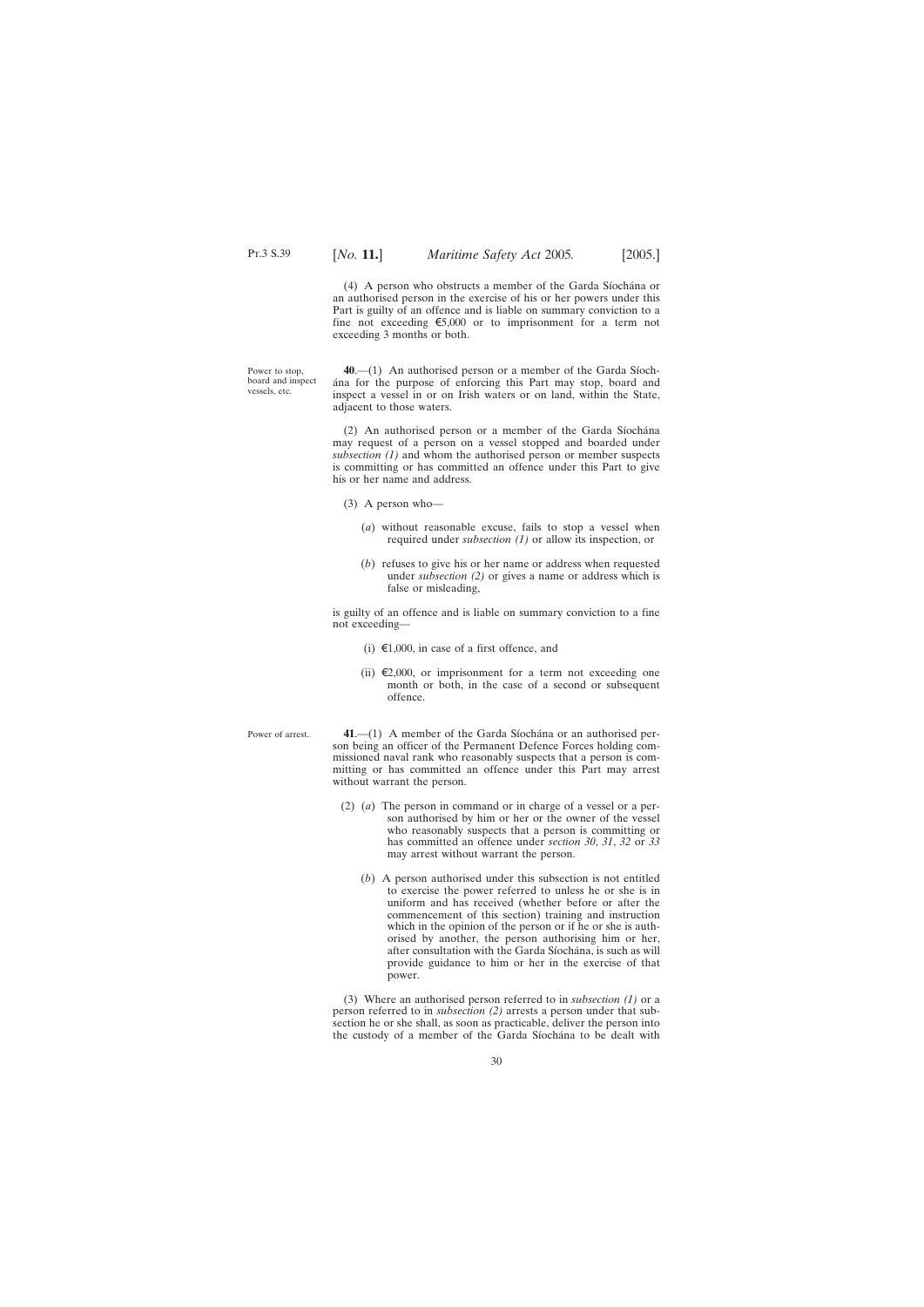(4) A person who obstructs a member of the Garda Síochána or an authorised person in the exercise of his or her powers under this Part is guilty of an offence and is liable on summary conviction to a fine not exceeding €5,000 or to imprisonment for a term not exceeding 3 months or both.

Power to stop, board and inspect vessels, etc.

**40**.—(1) An authorised person or a member of the Garda Síochána for the purpose of enforcing this Part may stop, board and inspect a vessel in or on Irish waters or on land, within the State, adjacent to those waters.

(2) An authorised person or a member of the Garda Síochána may request of a person on a vessel stopped and boarded under *subsection (1)* and whom the authorised person or member suspects is committing or has committed an offence under this Part to give his or her name and address.

(3) A person who—

(*a*) without reasonable excuse, fails to stop a vessel when required under *subsection (1)* or allow its inspection, or

(*b*) refuses to give his or her name or address when requested under *subsection (2)* or gives a name or address which is false or misleading,

is guilty of an offence and is liable on summary conviction to a fine not exceeding—

(i) €1,000, in case of a first offence, and

(ii) €2,000, or imprisonment for a term not exceeding one month or both, in the case of a second or subsequent offence.

Power of arrest.

**41**.—(1) A member of the Garda Síochána or an authorised person being an officer of the Permanent Defence Forces holding commissioned naval rank who reasonably suspects that a person is committing or has committed an offence under this Part may arrest without warrant the person.

(2) (*a*) The person in command or in charge of a vessel or a person authorised by him or her or the owner of the vessel who reasonably suspects that a person is committing or has committed an offence under *section 30*, *31*, *32* or *33* may arrest without warrant the person.

(*b*) A person authorised under this subsection is not entitled to exercise the power referred to unless he or she is in uniform and has received (whether before or after the commencement of this section) training and instruction which in the opinion of the person or if he or she is authorised by another, the person authorising him or her, after consultation with the Garda Síochána, is such as will provide guidance to him or her in the exercise of that power.

(3) Where an authorised person referred to in *subsection (1)* or a person referred to in *subsection (2)* arrests a person under that subsection he or she shall, as soon as practicable, deliver the person into the custody of a member of the Garda Síochána to be dealt with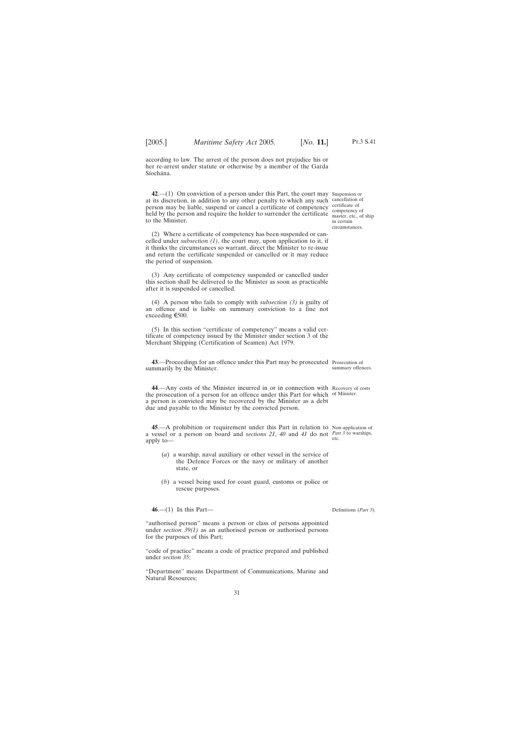according to law. The arrest of the person does not prejudice his or her re-arrest under statute or otherwise by a member of the Garda Síochána.

**42**.—(1) On conviction of a person under this Part, the court may at its discretion, in addition to any other penalty to which any such person may be liable, suspend or cancel a certificate of competency held by the person and require the holder to surrender the certificate to the Minister.

Suspension or cancellation of certificate of competency of master, etc., of ship in certain circumstances.

(2) Where a certificate of competency has been suspended or cancelled under *subsection (1)*, the court may, upon application to it, if it thinks the circumstances so warrant, direct the Minister to re-issue and return the certificate suspended or cancelled or it may reduce the period of suspension.

(3) Any certificate of competency suspended or cancelled under this section shall be delivered to the Minister as soon as practicable after it is suspended or cancelled.

(4) A person who fails to comply with *subsection (3)* is guilty of an offence and is liable on summary conviction to a fine not exceeding €500.

(5) In this section "certificate of competency" means a valid certificate of competency issued by the Minister under section 3 of the Merchant Shipping (Certification of Seamen) Act 1979.

**43**.—Proceedings for an offence under this Part may be prosecuted summarily by the Minister.

Prosecution of summary offences.

**44**.—Any costs of the Minister incurred in or in connection with the prosecution of a person for an offence under this Part for which a person is convicted may be recovered by the Minister as a debt due and payable to the Minister by the convicted person.

Recovery of costs of Minister.

**45**.—A prohibition or requirement under this Part in relation to a vessel or a person on board and *sections 21*, *40* and *41* do not apply to—

Non-application of *Part 3* to warships, etc.

(*a*) a warship, naval auxiliary or other vessel in the service of the Defence Forces or the navy or military of another state, or

(*b*) a vessel being used for coast guard, customs or police or rescue purposes.

**46**.—(1) In this Part—

Definitions (*Part 3*).

"authorised person" means a person or class of persons appointed under *section 39(1)* as an authorised person or authorised persons for the purposes of this Part;

"code of practice" means a code of practice prepared and published under *section 35*;

"Department" means Department of Communications, Marine and Natural Resources;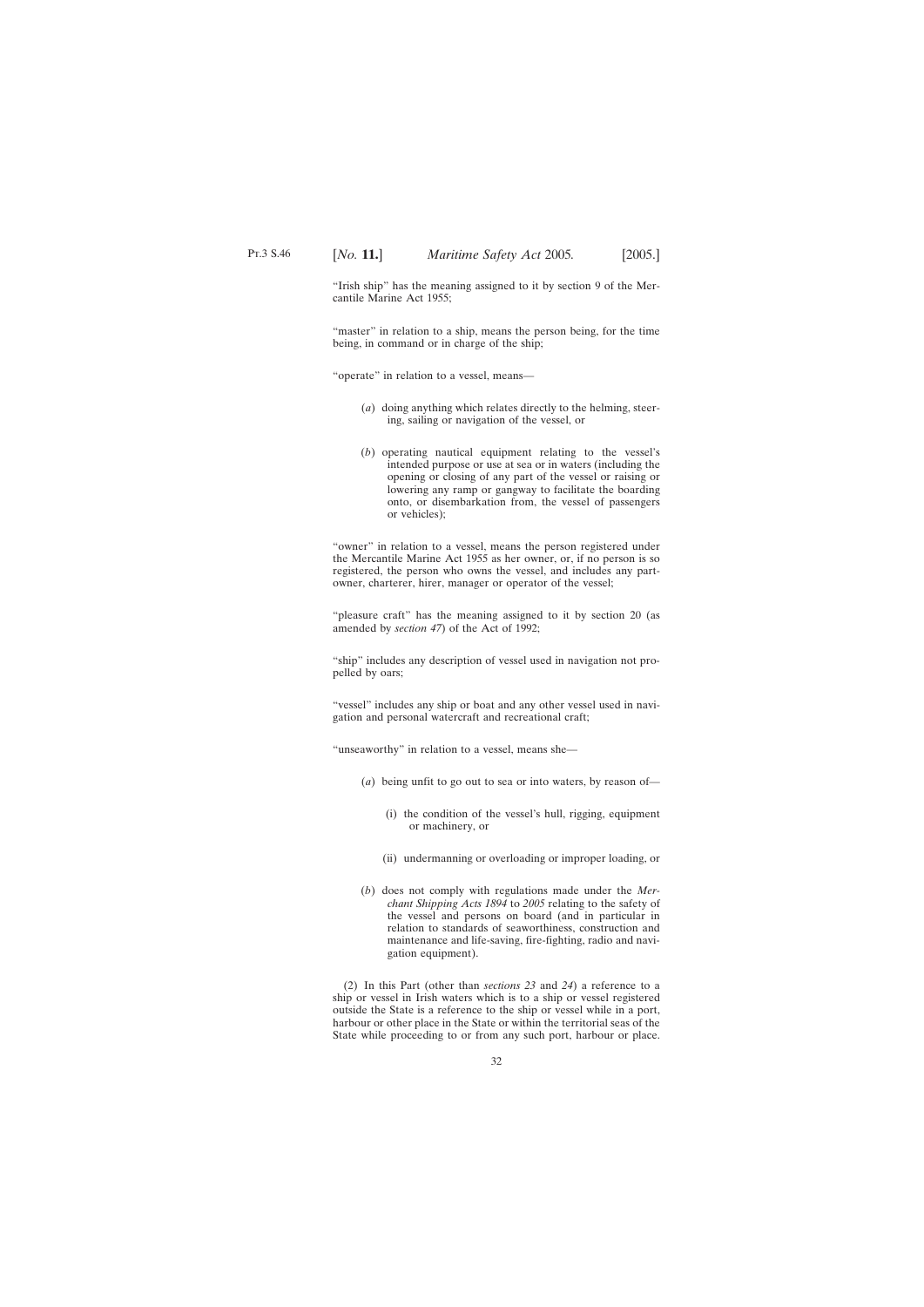"Irish ship" has the meaning assigned to it by section 9 of the Mercantile Marine Act 1955;

"master" in relation to a ship, means the person being, for the time being, in command or in charge of the ship;

"operate" in relation to a vessel, means—

(*a*) doing anything which relates directly to the helming, steering, sailing or navigation of the vessel, or

(*b*) operating nautical equipment relating to the vessel's intended purpose or use at sea or in waters (including the opening or closing of any part of the vessel or raising or lowering any ramp or gangway to facilitate the boarding onto, or disembarkation from, the vessel of passengers or vehicles);

"owner" in relation to a vessel, means the person registered under the Mercantile Marine Act 1955 as her owner, or, if no person is so registered, the person who owns the vessel, and includes any part-owner, charterer, hirer, manager or operator of the vessel;

"pleasure craft" has the meaning assigned to it by section 20 (as amended by *section 47*) of the Act of 1992;

"ship" includes any description of vessel used in navigation not propelled by oars;

"vessel" includes any ship or boat and any other vessel used in navigation and personal watercraft and recreational craft;

"unseaworthy" in relation to a vessel, means she—

(*a*) being unfit to go out to sea or into waters, by reason of—

(i) the condition of the vessel's hull, rigging, equipment or machinery, or

(ii) undermanning or overloading or improper loading, or

(*b*) does not comply with regulations made under the *Merchant Shipping Acts 1894* to *2005* relating to the safety of the vessel and persons on board (and in particular in relation to standards of seaworthiness, construction and maintenance and life-saving, fire-fighting, radio and navigation equipment).

(2) In this Part (other than *sections 23* and *24*) a reference to a ship or vessel in Irish waters which is to a ship or vessel registered outside the State is a reference to the ship or vessel while in a port, harbour or other place in the State or within the territorial seas of the State while proceeding to or from any such port, harbour or place.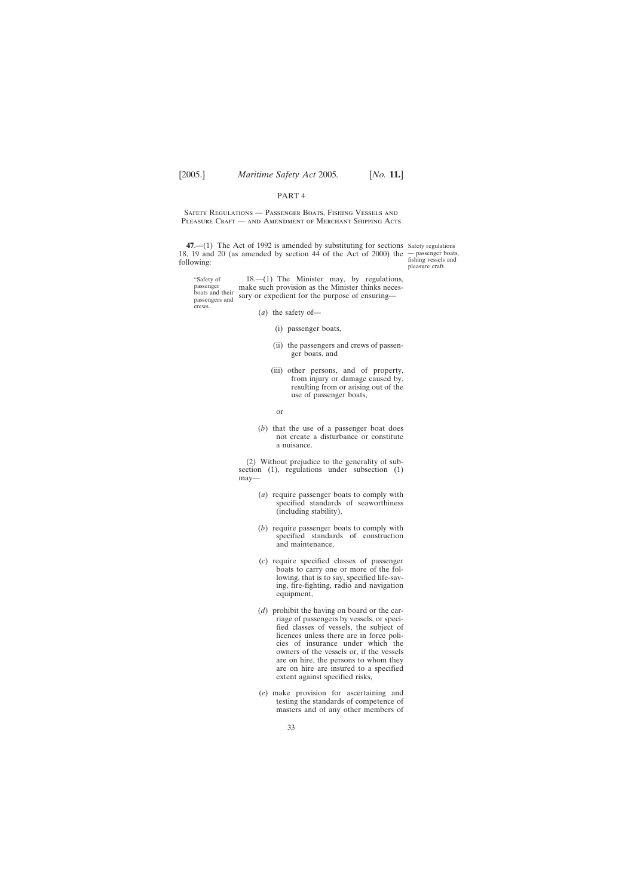PART 4

Safety Regulations — Passenger Boats, Fishing Vessels and Pleasure Craft — and Amendment of Merchant Shipping Acts

Safety regulations — passenger boats, fishing vessels and pleasure craft.

**47**.—(1) The Act of 1992 is amended by substituting for sections 18, 19 and 20 (as amended by section 44 of the Act of 2000) the following:

"Safety of passenger boats and their passengers and crews.

18.—(1) The Minister may, by regulations, make such provision as the Minister thinks necessary or expedient for the purpose of ensuring—

(*a*) the safety of—

(i) passenger boats,

(ii) the passengers and crews of passenger boats, and

(iii) other persons, and of property, from injury or damage caused by, resulting from or arising out of the use of passenger boats,

or

(*b*) that the use of a passenger boat does not create a disturbance or constitute a nuisance.

(2) Without prejudice to the generality of subsection (1), regulations under subsection (1) may—

(*a*) require passenger boats to comply with specified standards of seaworthiness (including stability),

(*b*) require passenger boats to comply with specified standards of construction and maintenance,

(*c*) require specified classes of passenger boats to carry one or more of the following, that is to say, specified life-saving, fire-fighting, radio and navigation equipment,

(*d*) prohibit the having on board or the carriage of passengers by vessels, or specified classes of vessels, the subject of licences unless there are in force policies of insurance under which the owners of the vessels or, if the vessels are on hire, the persons to whom they are on hire are insured to a specified extent against specified risks,

(*e*) make provision for ascertaining and testing the standards of competence of masters and of any other members of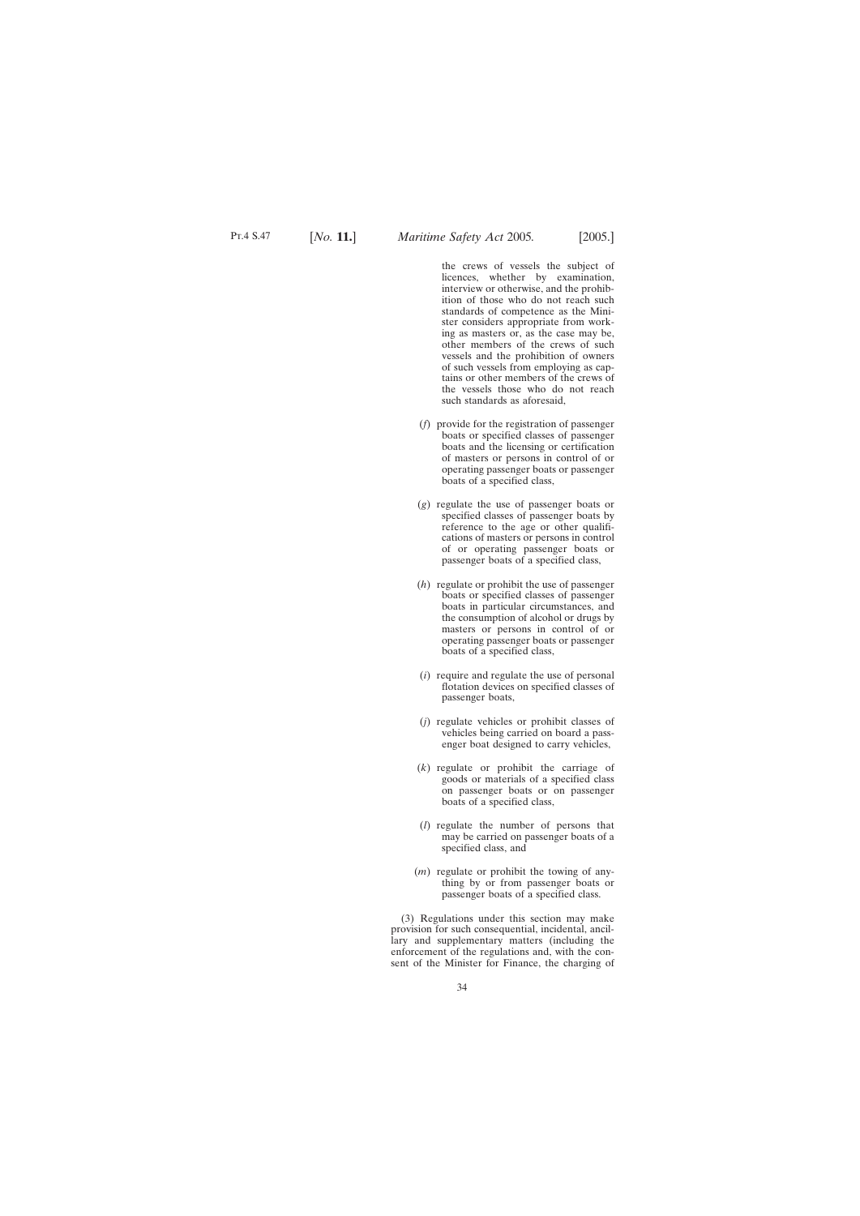the crews of vessels the subject of licences, whether by examination, interview or otherwise, and the prohibition of those who do not reach such standards of competence as the Minister considers appropriate from working as masters or, as the case may be, other members of the crews of such vessels and the prohibition of owners of such vessels from employing as captains or other members of the crews of the vessels those who do not reach such standards as aforesaid,

(*f*) provide for the registration of passenger boats or specified classes of passenger boats and the licensing or certification of masters or persons in control of or operating passenger boats or passenger boats of a specified class,

(*g*) regulate the use of passenger boats or specified classes of passenger boats by reference to the age or other qualifications of masters or persons in control of or operating passenger boats or passenger boats of a specified class,

(*h*) regulate or prohibit the use of passenger boats or specified classes of passenger boats in particular circumstances, and the consumption of alcohol or drugs by masters or persons in control of or operating passenger boats or passenger boats of a specified class,

(*i*) require and regulate the use of personal flotation devices on specified classes of passenger boats,

(*j*) regulate vehicles or prohibit classes of vehicles being carried on board a passenger boat designed to carry vehicles,

(*k*) regulate or prohibit the carriage of goods or materials of a specified class on passenger boats or on passenger boats of a specified class,

(*l*) regulate the number of persons that may be carried on passenger boats of a specified class, and

(*m*) regulate or prohibit the towing of anything by or from passenger boats or passenger boats of a specified class.

(3) Regulations under this section may make provision for such consequential, incidental, ancillary and supplementary matters (including the enforcement of the regulations and, with the consent of the Minister for Finance, the charging of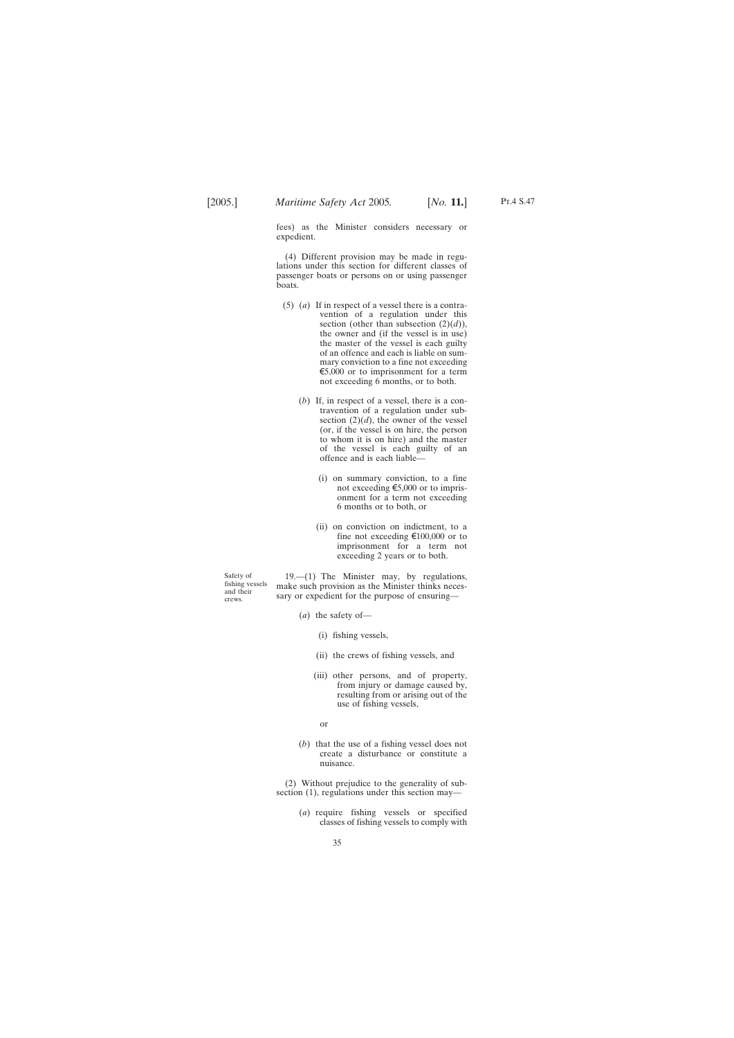fees) as the Minister considers necessary or expedient.

(4) Different provision may be made in regulations under this section for different classes of passenger boats or persons on or using passenger boats.

(5) (*a*) If in respect of a vessel there is a contravention of a regulation under this section (other than subsection (2)(*d*)), the owner and (if the vessel is in use) the master of the vessel is each guilty of an offence and each is liable on summary conviction to a fine not exceeding €5,000 or to imprisonment for a term not exceeding 6 months, or to both.

(*b*) If, in respect of a vessel, there is a contravention of a regulation under subsection (2)(*d*), the owner of the vessel (or, if the vessel is on hire, the person to whom it is on hire) and the master of the vessel is each guilty of an offence and is each liable—

(i) on summary conviction, to a fine not exceeding €5,000 or to imprisonment for a term not exceeding 6 months or to both, or

(ii) on conviction on indictment, to a fine not exceeding €100,000 or to imprisonment for a term not exceeding 2 years or to both.

Safety of fishing vessels and their crews.

19.—(1) The Minister may, by regulations, make such provision as the Minister thinks necessary or expedient for the purpose of ensuring—

(*a*) the safety of—

(i) fishing vessels,

(ii) the crews of fishing vessels, and

(iii) other persons, and of property, from injury or damage caused by, resulting from or arising out of the use of fishing vessels,

or

(*b*) that the use of a fishing vessel does not create a disturbance or constitute a nuisance.

(2) Without prejudice to the generality of subsection (1), regulations under this section may—

(*a*) require fishing vessels or specified classes of fishing vessels to comply with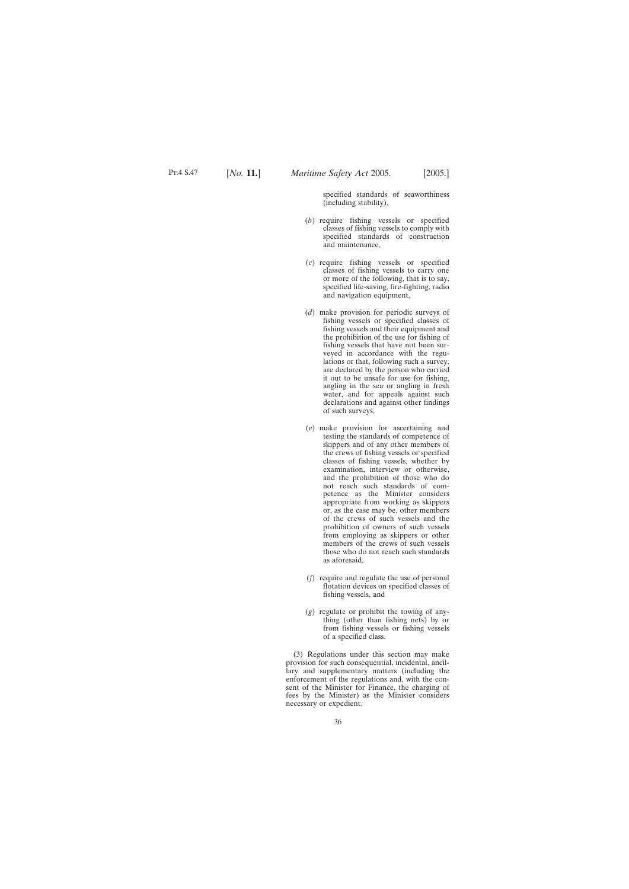specified standards of seaworthiness (including stability),

(*b*) require fishing vessels or specified classes of fishing vessels to comply with specified standards of construction and maintenance,

(*c*) require fishing vessels or specified classes of fishing vessels to carry one or more of the following, that is to say, specified life-saving, fire-fighting, radio and navigation equipment,

(*d*) make provision for periodic surveys of fishing vessels or specified classes of fishing vessels and their equipment and the prohibition of the use for fishing of fishing vessels that have not been surveyed in accordance with the regulations or that, following such a survey, are declared by the person who carried it out to be unsafe for use for fishing, angling in the sea or angling in fresh water, and for appeals against such declarations and against other findings of such surveys,

(*e*) make provision for ascertaining and testing the standards of competence of skippers and of any other members of the crews of fishing vessels or specified classes of fishing vessels, whether by examination, interview or otherwise, and the prohibition of those who do not reach such standards of competence as the Minister considers appropriate from working as skippers or, as the case may be, other members of the crews of such vessels and the prohibition of owners of such vessels from employing as skippers or other members of the crews of such vessels those who do not reach such standards as aforesaid,

(*f*) require and regulate the use of personal flotation devices on specified classes of fishing vessels, and

(*g*) regulate or prohibit the towing of anything (other than fishing nets) by or from fishing vessels or fishing vessels of a specified class.

(3) Regulations under this section may make provision for such consequential, incidental, ancillary and supplementary matters (including the enforcement of the regulations and, with the consent of the Minister for Finance, the charging of fees by the Minister) as the Minister considers necessary or expedient.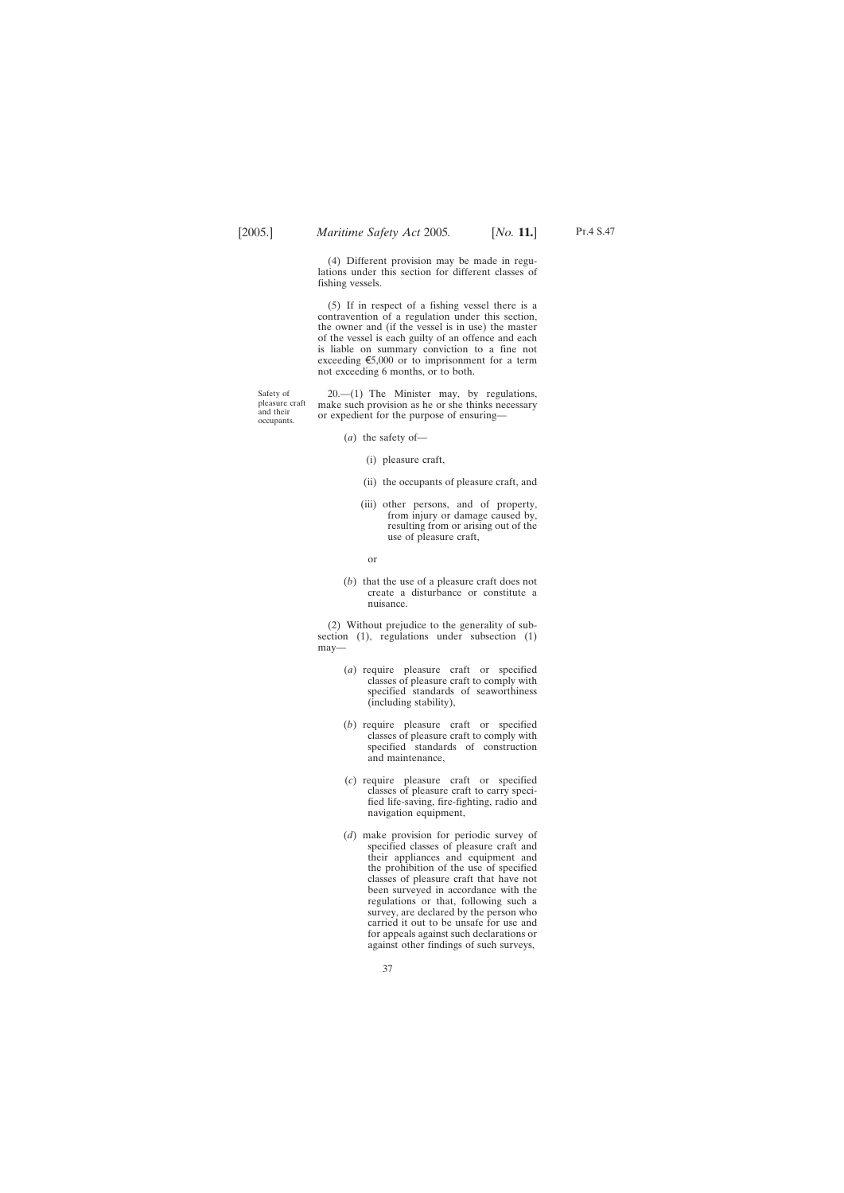(4) Different provision may be made in regulations under this section for different classes of fishing vessels.

(5) If in respect of a fishing vessel there is a contravention of a regulation under this section, the owner and (if the vessel is in use) the master of the vessel is each guilty of an offence and each is liable on summary conviction to a fine not exceeding €5,000 or to imprisonment for a term not exceeding 6 months, or to both.

Safety of pleasure craft and their occupants.

20.—(1) The Minister may, by regulations, make such provision as he or she thinks necessary or expedient for the purpose of ensuring—

(*a*) the safety of—

(i) pleasure craft,

(ii) the occupants of pleasure craft, and

(iii) other persons, and of property, from injury or damage caused by, resulting from or arising out of the use of pleasure craft,

or

(*b*) that the use of a pleasure craft does not create a disturbance or constitute a nuisance.

(2) Without prejudice to the generality of subsection (1), regulations under subsection (1) may—

(*a*) require pleasure craft or specified classes of pleasure craft to comply with specified standards of seaworthiness (including stability),

(*b*) require pleasure craft or specified classes of pleasure craft to comply with specified standards of construction and maintenance,

(*c*) require pleasure craft or specified classes of pleasure craft to carry specified life-saving, fire-fighting, radio and navigation equipment,

(*d*) make provision for periodic survey of specified classes of pleasure craft and their appliances and equipment and the prohibition of the use of specified classes of pleasure craft that have not been surveyed in accordance with the regulations or that, following such a survey, are declared by the person who carried it out to be unsafe for use and for appeals against such declarations or against other findings of such surveys,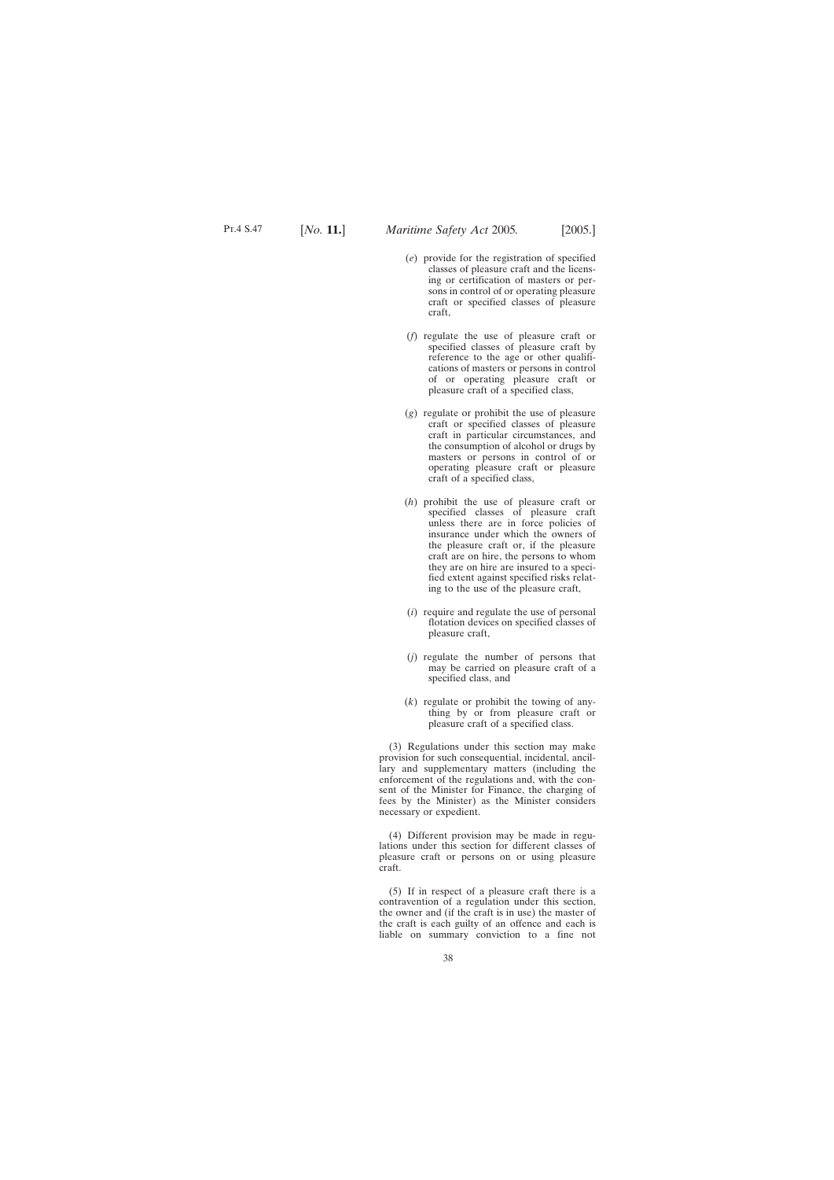(*e*) provide for the registration of specified classes of pleasure craft and the licensing or certification of masters or persons in control of or operating pleasure craft or specified classes of pleasure craft,

(*f*) regulate the use of pleasure craft or specified classes of pleasure craft by reference to the age or other qualifications of masters or persons in control of or operating pleasure craft or pleasure craft of a specified class,

(*g*) regulate or prohibit the use of pleasure craft or specified classes of pleasure craft in particular circumstances, and the consumption of alcohol or drugs by masters or persons in control of or operating pleasure craft or pleasure craft of a specified class,

(*h*) prohibit the use of pleasure craft or specified classes of pleasure craft unless there are in force policies of insurance under which the owners of the pleasure craft or, if the pleasure craft are on hire, the persons to whom they are on hire are insured to a specified extent against specified risks relating to the use of the pleasure craft,

(*i*) require and regulate the use of personal flotation devices on specified classes of pleasure craft,

(*j*) regulate the number of persons that may be carried on pleasure craft of a specified class, and

(*k*) regulate or prohibit the towing of anything by or from pleasure craft or pleasure craft of a specified class.

(3) Regulations under this section may make provision for such consequential, incidental, ancillary and supplementary matters (including the enforcement of the regulations and, with the consent of the Minister for Finance, the charging of fees by the Minister) as the Minister considers necessary or expedient.

(4) Different provision may be made in regulations under this section for different classes of pleasure craft or persons on or using pleasure craft.

(5) If in respect of a pleasure craft there is a contravention of a regulation under this section, the owner and (if the craft is in use) the master of the craft is each guilty of an offence and each is liable on summary conviction to a fine not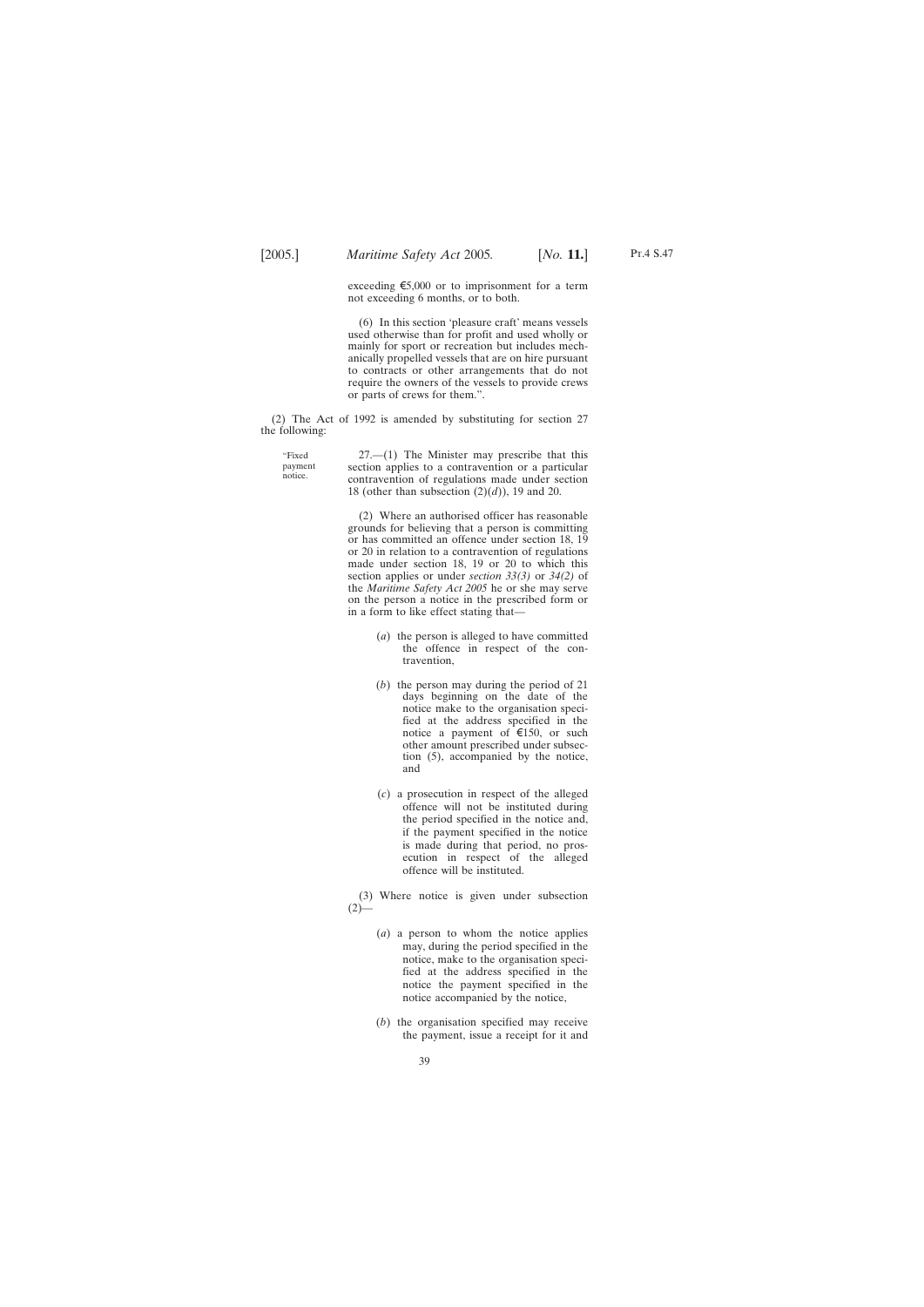exceeding €5,000 or to imprisonment for a term not exceeding 6 months, or to both.

(6) In this section 'pleasure craft' means vessels used otherwise than for profit and used wholly or mainly for sport or recreation but includes mechanically propelled vessels that are on hire pursuant to contracts or other arrangements that do not require the owners of the vessels to provide crews or parts of crews for them.".

(2) The Act of 1992 is amended by substituting for section 27 the following:

"Fixed payment notice.

27.—(1) The Minister may prescribe that this section applies to a contravention or a particular contravention of regulations made under section 18 (other than subsection (2)(*d*)), 19 and 20.

(2) Where an authorised officer has reasonable grounds for believing that a person is committing or has committed an offence under section 18, 19 or 20 in relation to a contravention of regulations made under section 18, 19 or 20 to which this section applies or under *section 33(3)* or *34(2)* of the *Maritime Safety Act 2005* he or she may serve on the person a notice in the prescribed form or in a form to like effect stating that—

(*a*) the person is alleged to have committed the offence in respect of the contravention,

(*b*) the person may during the period of 21 days beginning on the date of the notice make to the organisation specified at the address specified in the notice a payment of €150, or such other amount prescribed under subsection (5), accompanied by the notice, and

(*c*) a prosecution in respect of the alleged offence will not be instituted during the period specified in the notice and, if the payment specified in the notice is made during that period, no prosecution in respect of the alleged offence will be instituted.

(3) Where notice is given under subsection (2)—

(*a*) a person to whom the notice applies may, during the period specified in the notice, make to the organisation specified at the address specified in the notice the payment specified in the notice accompanied by the notice,

(*b*) the organisation specified may receive the payment, issue a receipt for it and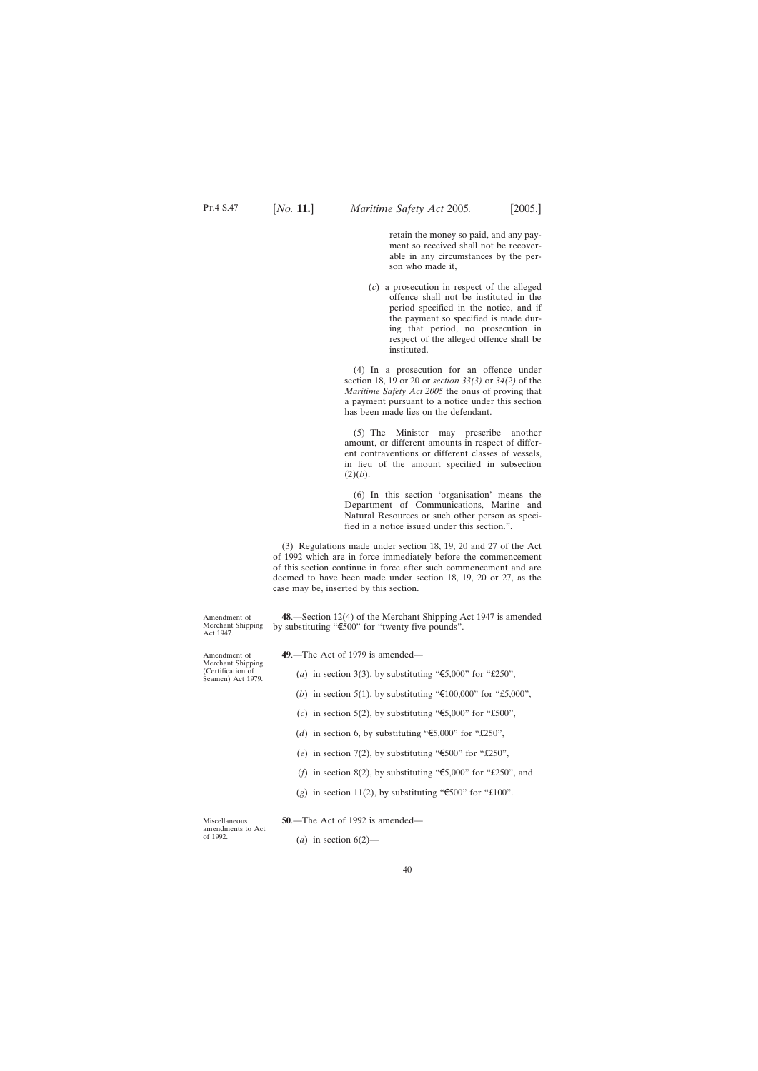retain the money so paid, and any payment so received shall not be recoverable in any circumstances by the person who made it,

(*c*) a prosecution in respect of the alleged offence shall not be instituted in the period specified in the notice, and if the payment so specified is made during that period, no prosecution in respect of the alleged offence shall be instituted.

(4) In a prosecution for an offence under section 18, 19 or 20 or *section 33(3)* or *34(2)* of the *Maritime Safety Act 2005* the onus of proving that a payment pursuant to a notice under this section has been made lies on the defendant.

(5) The Minister may prescribe another amount, or different amounts in respect of different contraventions or different classes of vessels, in lieu of the amount specified in subsection (2)(*b*).

(6) In this section 'organisation' means the Department of Communications, Marine and Natural Resources or such other person as specified in a notice issued under this section.".

(3) Regulations made under section 18, 19, 20 and 27 of the Act of 1992 which are in force immediately before the commencement of this section continue in force after such commencement and are deemed to have been made under section 18, 19, 20 or 27, as the case may be, inserted by this section.

Amendment of Merchant Shipping Act 1947.

**48**.—Section 12(4) of the Merchant Shipping Act 1947 is amended by substituting "€500" for "twenty five pounds".

Amendment of Merchant Shipping (Certification of Seamen) Act 1979.

**49**.—The Act of 1979 is amended—

(*a*) in section 3(3), by substituting "€5,000" for "£250",

(*b*) in section 5(1), by substituting "€100,000" for "£5,000",

(*c*) in section 5(2), by substituting "€5,000" for "£500",

(*d*) in section 6, by substituting "€5,000" for "£250",

(*e*) in section 7(2), by substituting "€500" for "£250",

(*f*) in section 8(2), by substituting "€5,000" for "£250", and

(*g*) in section 11(2), by substituting "€500" for "£100".

Miscellaneous amendments to Act of 1992.

**50**.—The Act of 1992 is amended—

(*a*) in section 6(2)—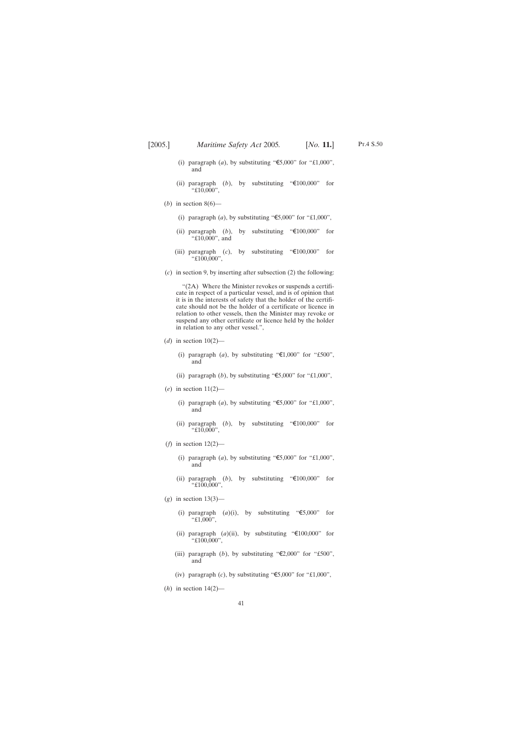(i) paragraph (*a*), by substituting "€5,000" for "£1,000", and

(ii) paragraph (*b*), by substituting "€100,000" for "£10,000",

(*b*) in section 8(6)—

(i) paragraph (*a*), by substituting "€5,000" for "£1,000",

(ii) paragraph (*b*), by substituting "€100,000" for "£10,000", and

(iii) paragraph (*c*), by substituting "€100,000" for "£100,000",

(*c*) in section 9, by inserting after subsection (2) the following:

"(2A) Where the Minister revokes or suspends a certificate in respect of a particular vessel, and is of opinion that it is in the interests of safety that the holder of the certificate should not be the holder of a certificate or licence in relation to other vessels, then the Minister may revoke or suspend any other certificate or licence held by the holder in relation to any other vessel.",

(*d*) in section 10(2)—

(i) paragraph (*a*), by substituting "€1,000" for "£500", and

(ii) paragraph (*b*), by substituting "€5,000" for "£1,000",

(*e*) in section 11(2)—

(i) paragraph (*a*), by substituting "€5,000" for "£1,000", and

(ii) paragraph (*b*), by substituting "€100,000" for "£10,000",

(*f*) in section 12(2)—

(i) paragraph (*a*), by substituting "€5,000" for "£1,000", and

(ii) paragraph (*b*), by substituting "€100,000" for "£100,000",

(*g*) in section 13(3)—

(i) paragraph (*a*)(i), by substituting "€5,000" for "£1,000",

(ii) paragraph (*a*)(ii), by substituting "€100,000" for "£100,000",

(iii) paragraph (*b*), by substituting "€2,000" for "£500", and

(iv) paragraph (*c*), by substituting "€5,000" for "£1,000",

(*h*) in section 14(2)—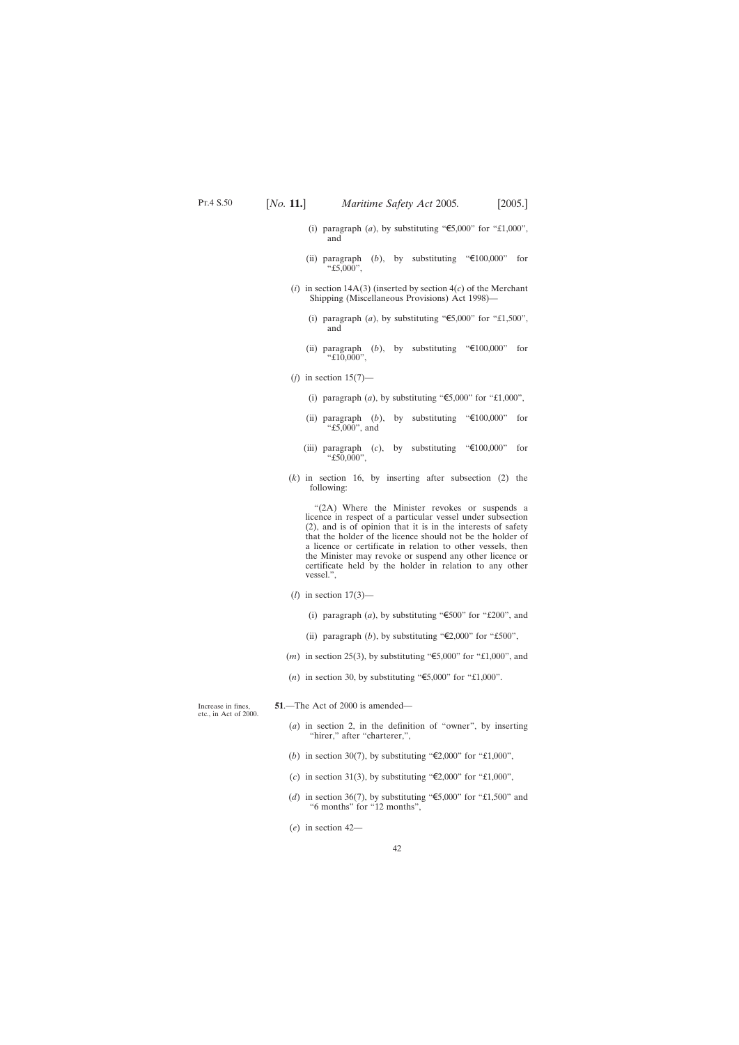(i) paragraph (*a*), by substituting "€5,000" for "£1,000", and

(ii) paragraph (*b*), by substituting "€100,000" for "£5,000",

(*i*) in section 14A(3) (inserted by section 4(*c*) of the Merchant Shipping (Miscellaneous Provisions) Act 1998)—

(i) paragraph (*a*), by substituting "€5,000" for "£1,500", and

(ii) paragraph (*b*), by substituting "€100,000" for "£10,000",

(*j*) in section 15(7)—

(i) paragraph (*a*), by substituting "€5,000" for "£1,000",

(ii) paragraph (*b*), by substituting "€100,000" for "£5,000", and

(iii) paragraph (*c*), by substituting "€100,000" for "£50,000",

(*k*) in section 16, by inserting after subsection (2) the following:

"(2A) Where the Minister revokes or suspends a licence in respect of a particular vessel under subsection (2), and is of opinion that it is in the interests of safety that the holder of the licence should not be the holder of a licence or certificate in relation to other vessels, then the Minister may revoke or suspend any other licence or certificate held by the holder in relation to any other vessel.",

(*l*) in section 17(3)—

(i) paragraph (*a*), by substituting "€500" for "£200", and

(ii) paragraph (*b*), by substituting "€2,000" for "£500",

(*m*) in section 25(3), by substituting "€5,000" for "£1,000", and

(*n*) in section 30, by substituting "€5,000" for "£1,000".

Increase in fines, etc., in Act of 2000.

**51**.—The Act of 2000 is amended—

(*a*) in section 2, in the definition of "owner", by inserting "hirer," after "charterer,",

(*b*) in section 30(7), by substituting "€2,000" for "£1,000",

(*c*) in section 31(3), by substituting "€2,000" for "£1,000",

(*d*) in section 36(7), by substituting "€5,000" for "£1,500" and "6 months" for "12 months",

(*e*) in section 42—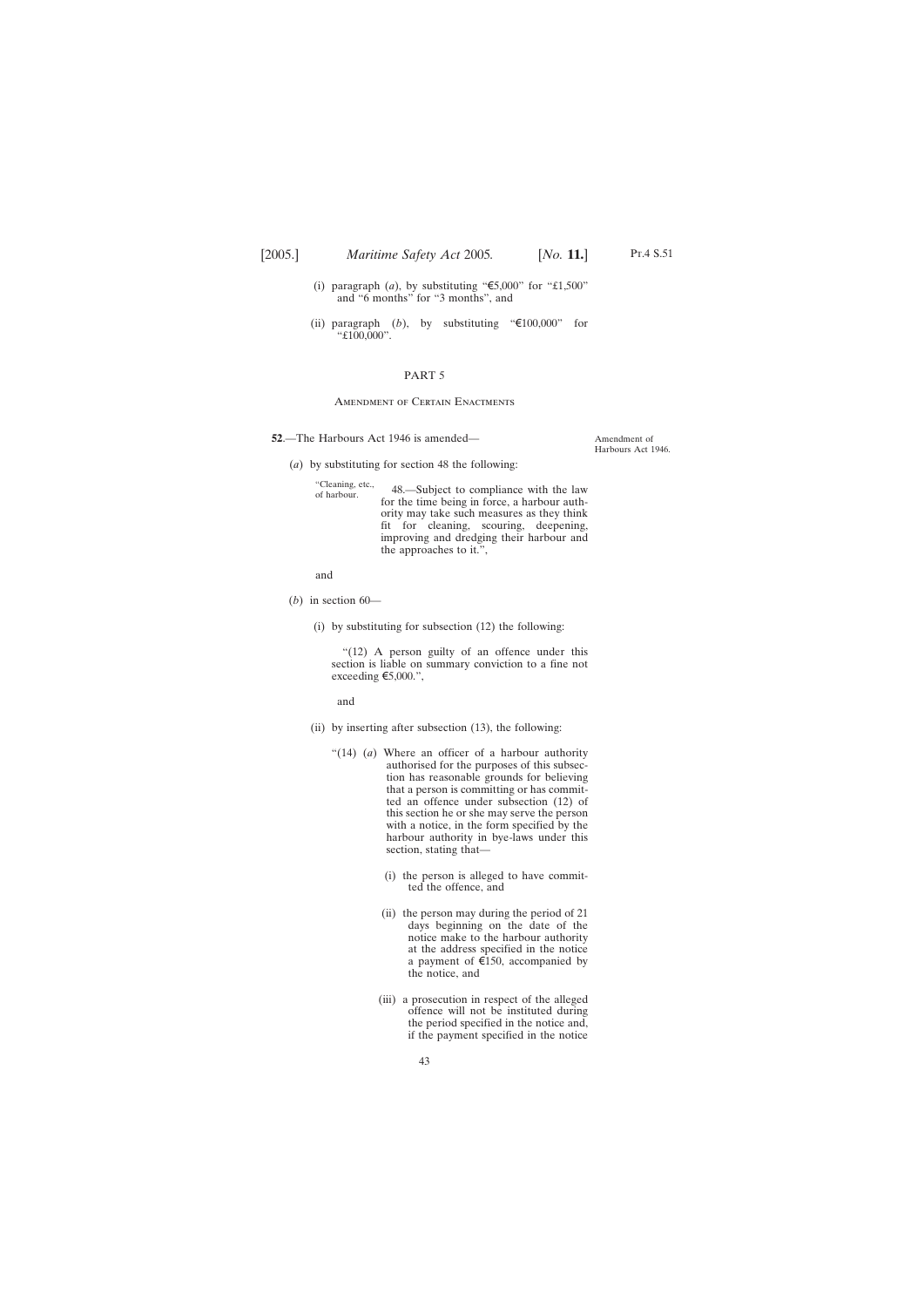(i) paragraph (*a*), by substituting "€5,000" for "£1,500" and "6 months" for "3 months", and

(ii) paragraph (*b*), by substituting "€100,000" for "£100,000".

## PART 5

### Amendment of Certain Enactments

**52**.—The Harbours Act 1946 is amended—

Amendment of Harbours Act 1946.

(*a*) by substituting for section 48 the following:

"Cleaning, etc., of harbour.

48.—Subject to compliance with the law for the time being in force, a harbour authority may take such measures as they think fit for cleaning, scouring, deepening, improving and dredging their harbour and the approaches to it.",

and

(*b*) in section 60—

(i) by substituting for subsection (12) the following:

"(12) A person guilty of an offence under this section is liable on summary conviction to a fine not exceeding €5,000.",

and

(ii) by inserting after subsection (13), the following:

"(14) (*a*) Where an officer of a harbour authority authorised for the purposes of this subsection has reasonable grounds for believing that a person is committing or has committed an offence under subsection (12) of this section he or she may serve the person with a notice, in the form specified by the harbour authority in bye-laws under this section, stating that—

(i) the person is alleged to have committed the offence, and

(ii) the person may during the period of 21 days beginning on the date of the notice make to the harbour authority at the address specified in the notice a payment of €150, accompanied by the notice, and

(iii) a prosecution in respect of the alleged offence will not be instituted during the period specified in the notice and, if the payment specified in the notice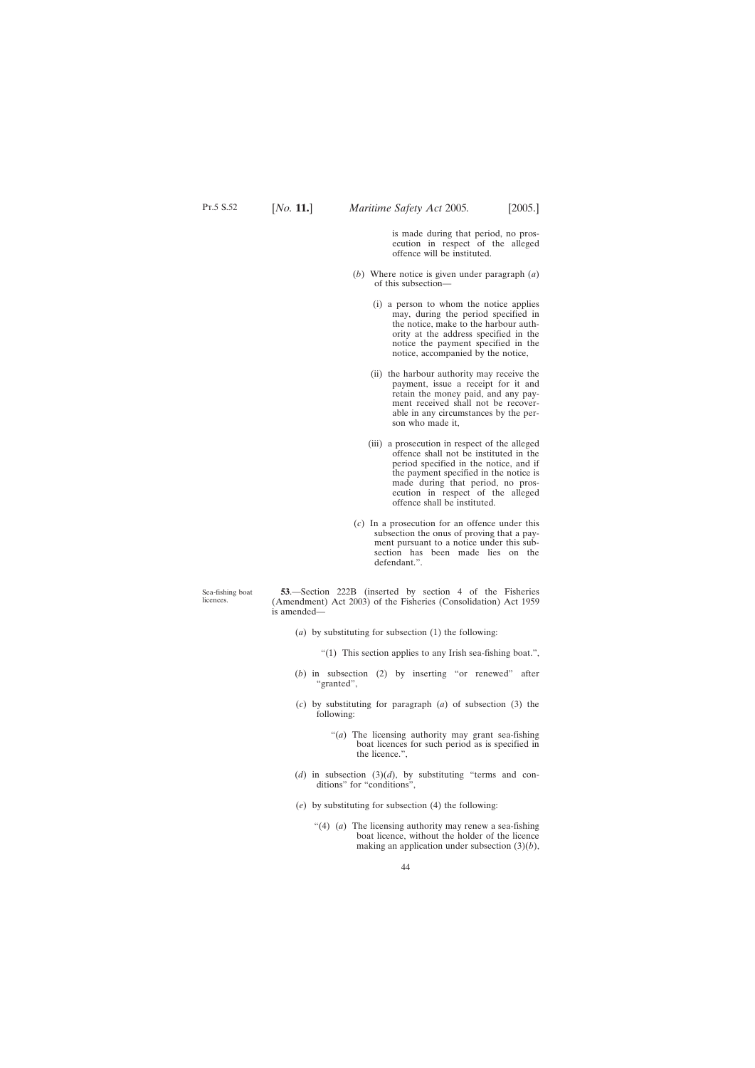is made during that period, no prosecution in respect of the alleged offence will be instituted.

(*b*) Where notice is given under paragraph (*a*) of this subsection—

(i) a person to whom the notice applies may, during the period specified in the notice, make to the harbour authority at the address specified in the notice the payment specified in the notice, accompanied by the notice,

(ii) the harbour authority may receive the payment, issue a receipt for it and retain the money paid, and any payment received shall not be recoverable in any circumstances by the person who made it,

(iii) a prosecution in respect of the alleged offence shall not be instituted in the period specified in the notice, and if the payment specified in the notice is made during that period, no prosecution in respect of the alleged offence shall be instituted.

(*c*) In a prosecution for an offence under this subsection the onus of proving that a payment pursuant to a notice under this subsection has been made lies on the defendant.".

Sea-fishing boat licences.

**53**.—Section 222B (inserted by section 4 of the Fisheries (Amendment) Act 2003) of the Fisheries (Consolidation) Act 1959 is amended—

(*a*) by substituting for subsection (1) the following:

"(1) This section applies to any Irish sea-fishing boat.",

(*b*) in subsection (2) by inserting "or renewed" after "granted",

(*c*) by substituting for paragraph (*a*) of subsection (3) the following:

"(*a*) The licensing authority may grant sea-fishing boat licences for such period as is specified in the licence.",

(*d*) in subsection (3)(*d*), by substituting "terms and conditions" for "conditions",

(*e*) by substituting for subsection (4) the following:

"(4) (*a*) The licensing authority may renew a sea-fishing boat licence, without the holder of the licence making an application under subsection (3)(*b*),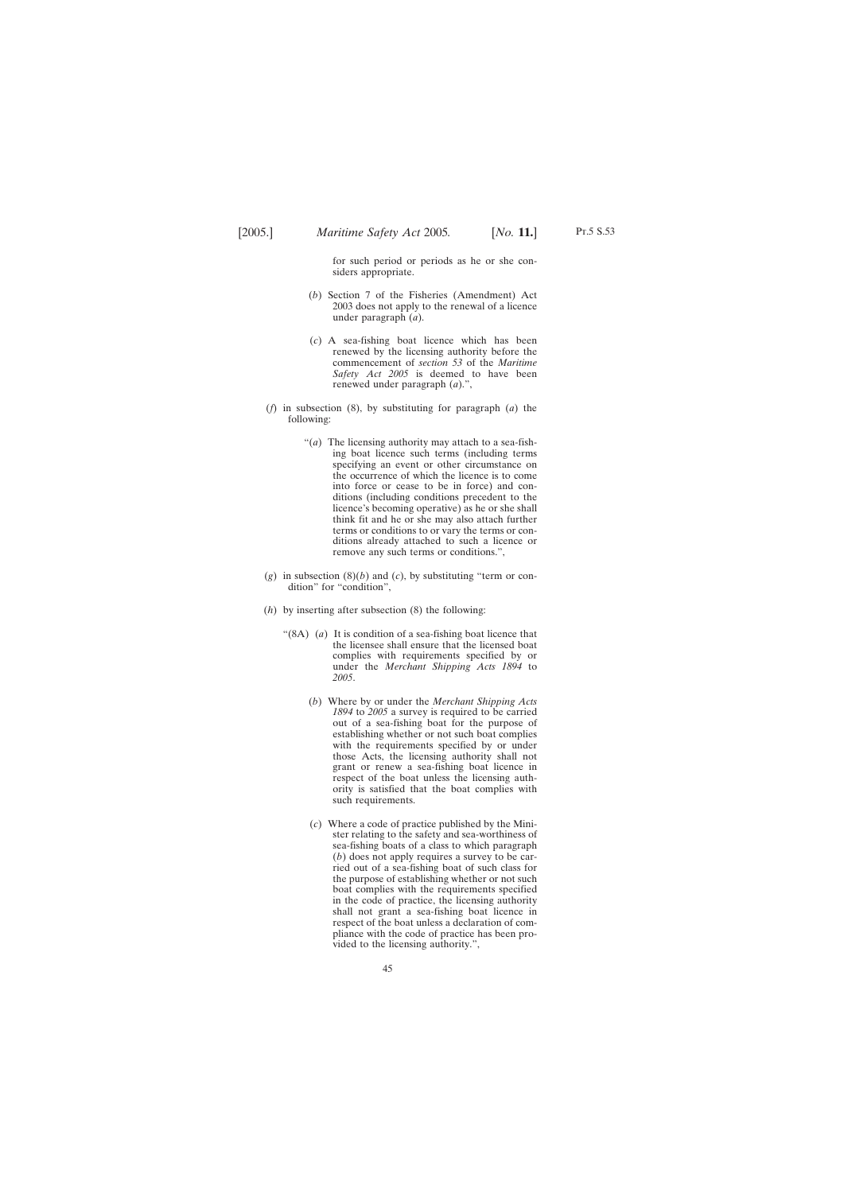for such period or periods as he or she considers appropriate.

(*b*) Section 7 of the Fisheries (Amendment) Act 2003 does not apply to the renewal of a licence under paragraph (*a*).

(*c*) A sea-fishing boat licence which has been renewed by the licensing authority before the commencement of *section 53* of the *Maritime Safety Act 2005* is deemed to have been renewed under paragraph (*a*).",

(*f*) in subsection (8), by substituting for paragraph (*a*) the following:

"(*a*) The licensing authority may attach to a sea-fishing boat licence such terms (including terms specifying an event or other circumstance on the occurrence of which the licence is to come into force or cease to be in force) and conditions (including conditions precedent to the licence's becoming operative) as he or she shall think fit and he or she may also attach further terms or conditions to or vary the terms or conditions already attached to such a licence or remove any such terms or conditions.",

(*g*) in subsection (8)(*b*) and (*c*), by substituting "term or condition" for "condition",

(*h*) by inserting after subsection (8) the following:

"(8A) (*a*) It is condition of a sea-fishing boat licence that the licensee shall ensure that the licensed boat complies with requirements specified by or under the *Merchant Shipping Acts 1894* to *2005*.

(*b*) Where by or under the *Merchant Shipping Acts 1894* to *2005* a survey is required to be carried out of a sea-fishing boat for the purpose of establishing whether or not such boat complies with the requirements specified by or under those Acts, the licensing authority shall not grant or renew a sea-fishing boat licence in respect of the boat unless the licensing authority is satisfied that the boat complies with such requirements.

(*c*) Where a code of practice published by the Minister relating to the safety and sea-worthiness of sea-fishing boats of a class to which paragraph (*b*) does not apply requires a survey to be carried out of a sea-fishing boat of such class for the purpose of establishing whether or not such boat complies with the requirements specified in the code of practice, the licensing authority shall not grant a sea-fishing boat licence in respect of the boat unless a declaration of compliance with the code of practice has been provided to the licensing authority.",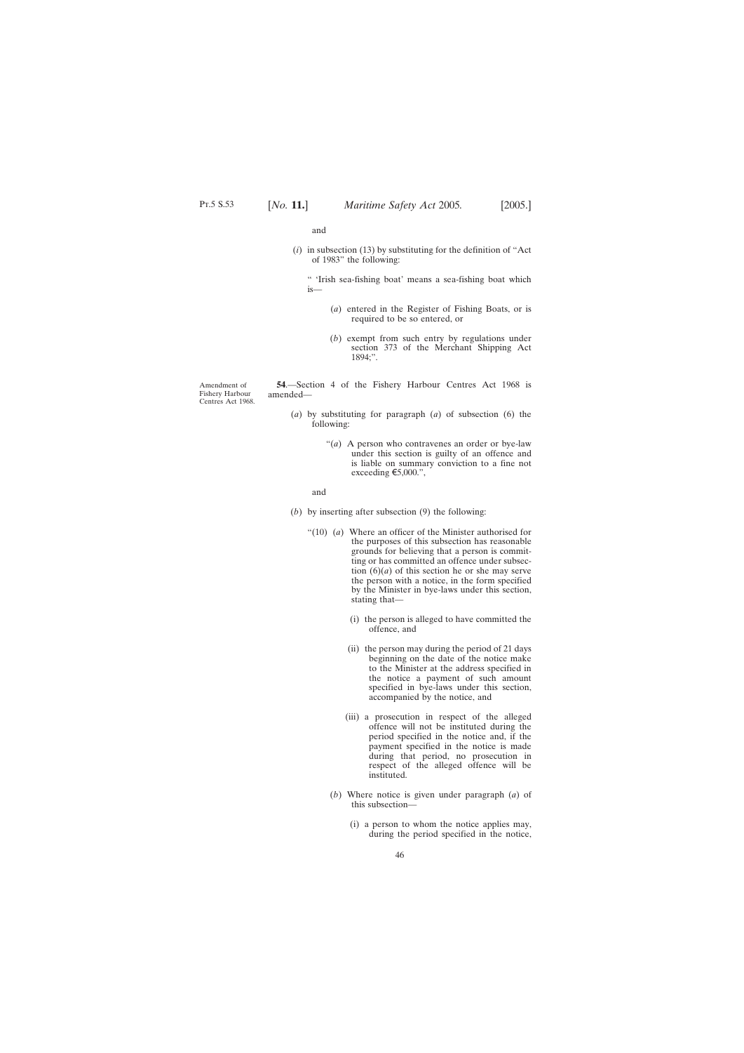and

(*i*) in subsection (13) by substituting for the definition of "Act of 1983" the following:

" 'Irish sea-fishing boat' means a sea-fishing boat which is—

(*a*) entered in the Register of Fishing Boats, or is required to be so entered, or

(*b*) exempt from such entry by regulations under section 373 of the Merchant Shipping Act 1894;".

Amendment of Fishery Harbour Centres Act 1968.

**54**.—Section 4 of the Fishery Harbour Centres Act 1968 is amended—

(*a*) by substituting for paragraph (*a*) of subsection (6) the following:

"(*a*) A person who contravenes an order or bye-law under this section is guilty of an offence and is liable on summary conviction to a fine not exceeding €5,000.",

and

(*b*) by inserting after subsection (9) the following:

"(10) (*a*) Where an officer of the Minister authorised for the purposes of this subsection has reasonable grounds for believing that a person is committing or has committed an offence under subsection (6)(*a*) of this section he or she may serve the person with a notice, in the form specified by the Minister in bye-laws under this section, stating that—

(i) the person is alleged to have committed the offence, and

(ii) the person may during the period of 21 days beginning on the date of the notice make to the Minister at the address specified in the notice a payment of such amount specified in bye-laws under this section, accompanied by the notice, and

(iii) a prosecution in respect of the alleged offence will not be instituted during the period specified in the notice and, if the payment specified in the notice is made during that period, no prosecution in respect of the alleged offence will be instituted.

(*b*) Where notice is given under paragraph (*a*) of this subsection—

(i) a person to whom the notice applies may, during the period specified in the notice,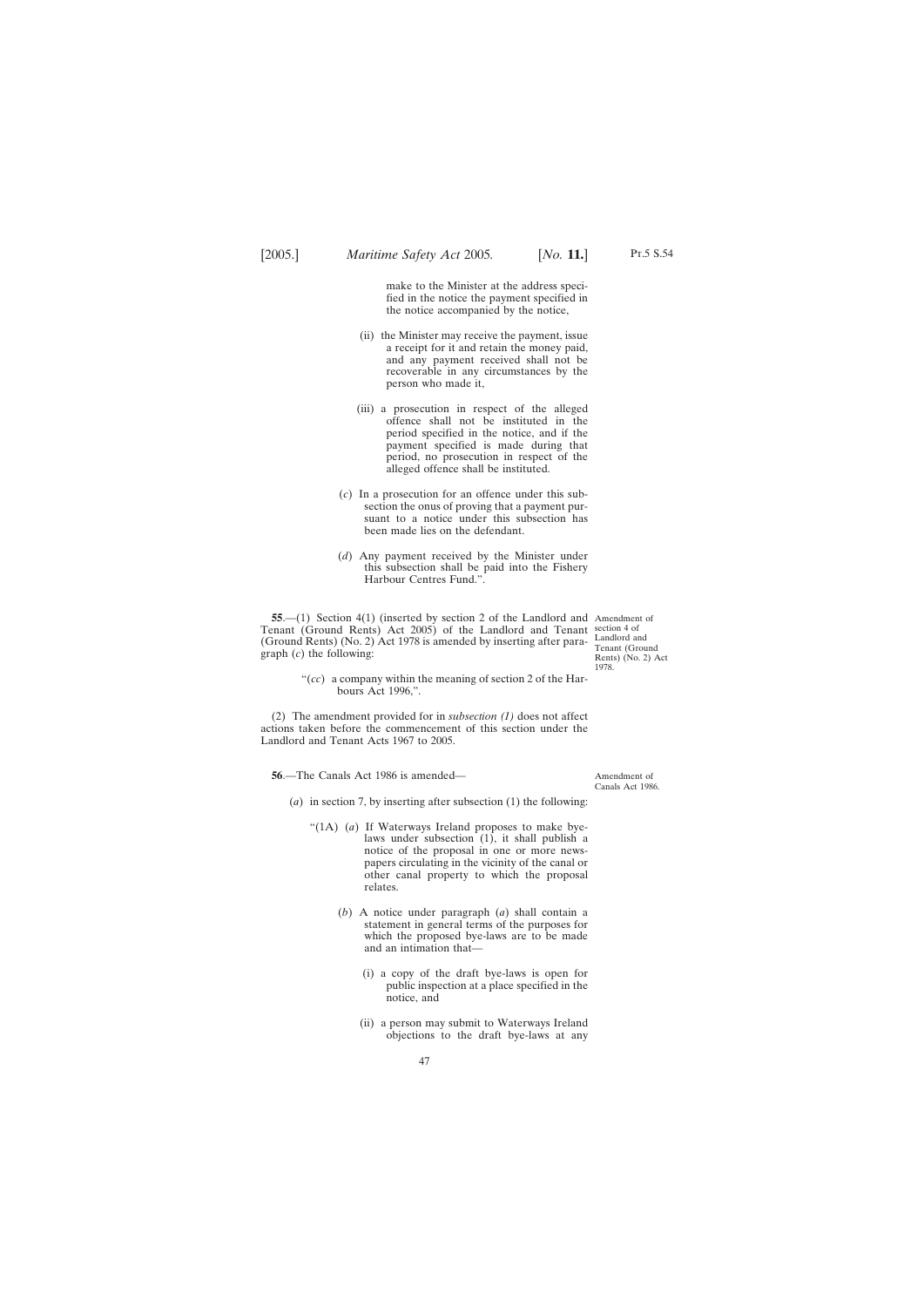make to the Minister at the address specified in the notice the payment specified in the notice accompanied by the notice,

(ii) the Minister may receive the payment, issue a receipt for it and retain the money paid, and any payment received shall not be recoverable in any circumstances by the person who made it,

(iii) a prosecution in respect of the alleged offence shall not be instituted in the period specified in the notice, and if the payment specified is made during that period, no prosecution in respect of the alleged offence shall be instituted.

(*c*) In a prosecution for an offence under this subsection the onus of proving that a payment pursuant to a notice under this subsection has been made lies on the defendant.

(*d*) Any payment received by the Minister under this subsection shall be paid into the Fishery Harbour Centres Fund.".

Amendment of section 4 of Landlord and Tenant (Ground Rents) (No. 2) Act 1978.

**55**.—(1) Section 4(1) (inserted by section 2 of the Landlord and Tenant (Ground Rents) Act 2005) of the Landlord and Tenant (Ground Rents) (No. 2) Act 1978 is amended by inserting after paragraph (*c*) the following:

"(*cc*) a company within the meaning of section 2 of the Harbours Act 1996,".

(2) The amendment provided for in *subsection (1)* does not affect actions taken before the commencement of this section under the Landlord and Tenant Acts 1967 to 2005.

Amendment of Canals Act 1986.

**56**.—The Canals Act 1986 is amended—

(*a*) in section 7, by inserting after subsection (1) the following:

"(1A) (*a*) If Waterways Ireland proposes to make bye-laws under subsection (1), it shall publish a notice of the proposal in one or more newspapers circulating in the vicinity of the canal or other canal property to which the proposal relates.

(*b*) A notice under paragraph (*a*) shall contain a statement in general terms of the purposes for which the proposed bye-laws are to be made and an intimation that—

(i) a copy of the draft bye-laws is open for public inspection at a place specified in the notice, and

(ii) a person may submit to Waterways Ireland objections to the draft bye-laws at any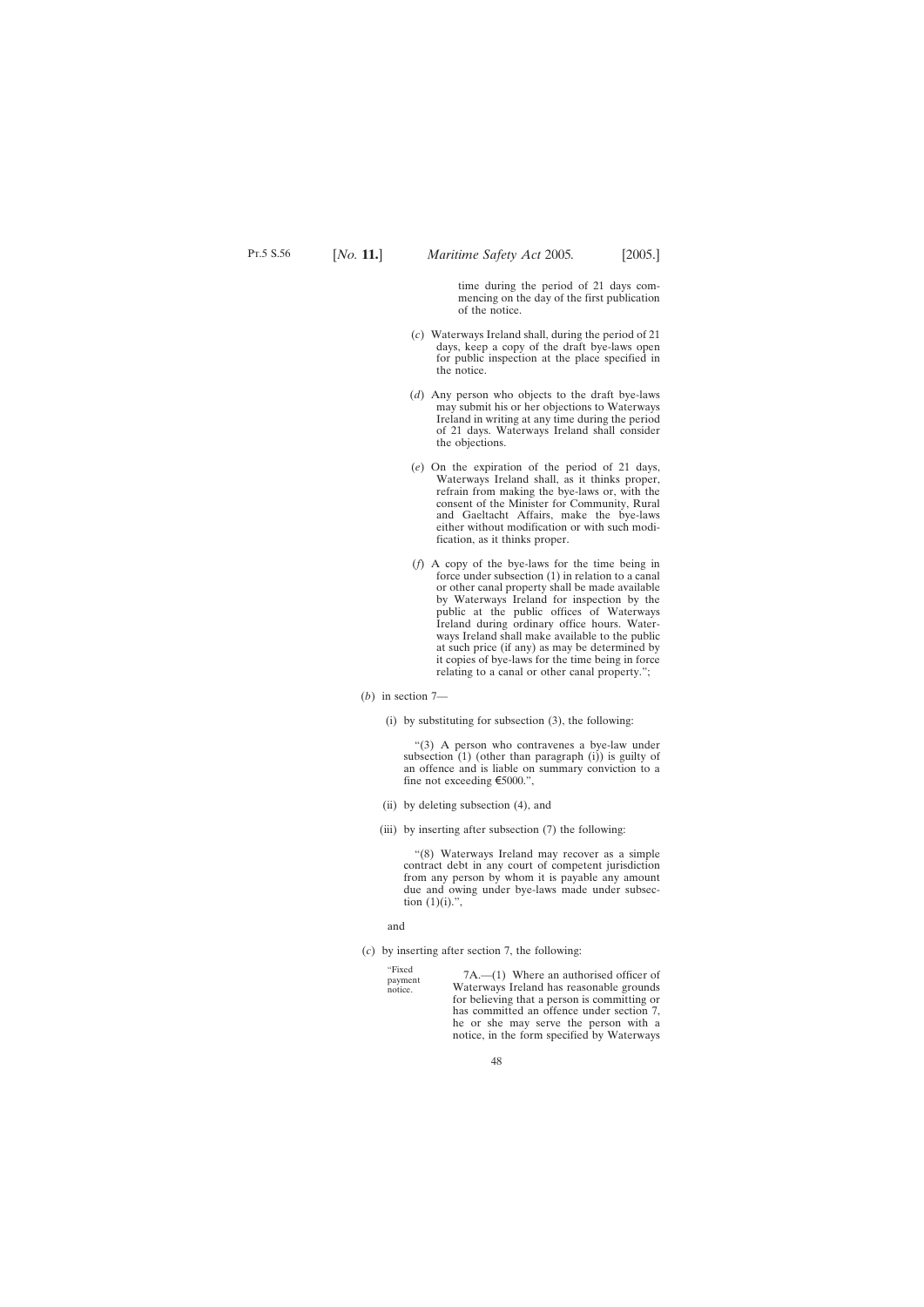time during the period of 21 days commencing on the day of the first publication of the notice.

(*c*) Waterways Ireland shall, during the period of 21 days, keep a copy of the draft bye-laws open for public inspection at the place specified in the notice.

(*d*) Any person who objects to the draft bye-laws may submit his or her objections to Waterways Ireland in writing at any time during the period of 21 days. Waterways Ireland shall consider the objections.

(*e*) On the expiration of the period of 21 days, Waterways Ireland shall, as it thinks proper, refrain from making the bye-laws or, with the consent of the Minister for Community, Rural and Gaeltacht Affairs, make the bye-laws either without modification or with such modification, as it thinks proper.

(*f*) A copy of the bye-laws for the time being in force under subsection (1) in relation to a canal or other canal property shall be made available by Waterways Ireland for inspection by the public at the public offices of Waterways Ireland during ordinary office hours. Waterways Ireland shall make available to the public at such price (if any) as may be determined by it copies of bye-laws for the time being in force relating to a canal or other canal property.";

(*b*) in section 7—

(i) by substituting for subsection (3), the following:

"(3) A person who contravenes a bye-law under subsection (1) (other than paragraph (i)) is guilty of an offence and is liable on summary conviction to a fine not exceeding €5000.",

(ii) by deleting subsection (4), and

(iii) by inserting after subsection (7) the following:

"(8) Waterways Ireland may recover as a simple contract debt in any court of competent jurisdiction from any person by whom it is payable any amount due and owing under bye-laws made under subsection (1)(i).",

and

(*c*) by inserting after section 7, the following:

"Fixed payment notice.

7A.—(1) Where an authorised officer of Waterways Ireland has reasonable grounds for believing that a person is committing or has committed an offence under section 7, he or she may serve the person with a notice, in the form specified by Waterways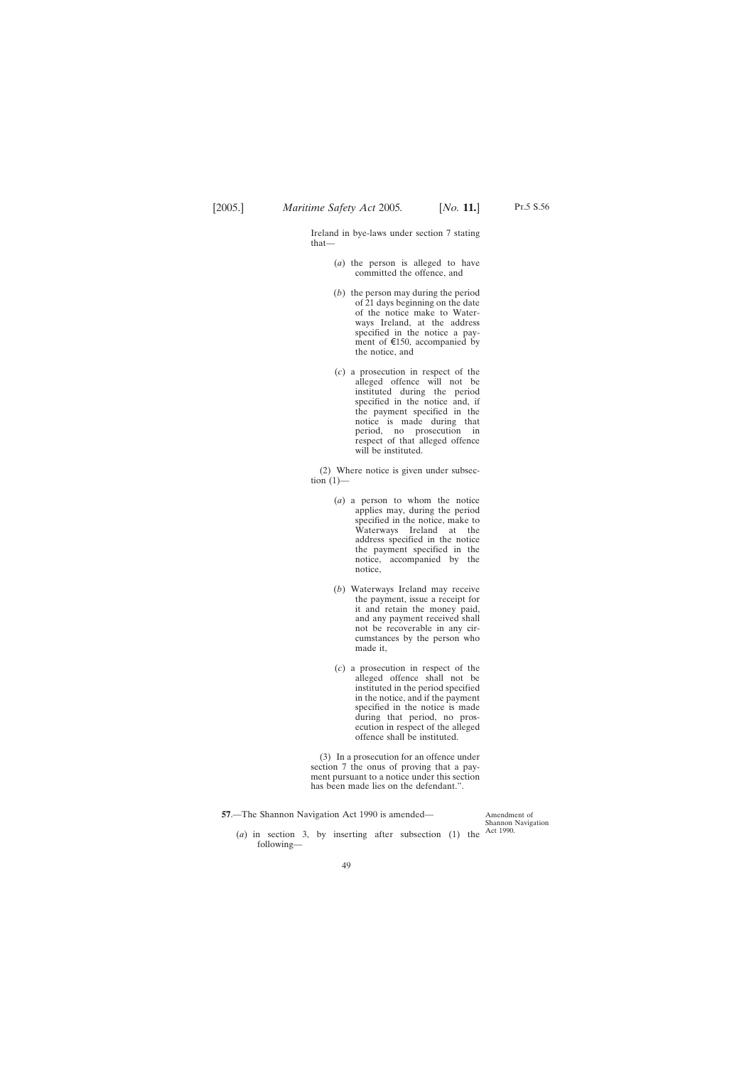Ireland in bye-laws under section 7 stating that—

(*a*) the person is alleged to have committed the offence, and

(*b*) the person may during the period of 21 days beginning on the date of the notice make to Waterways Ireland, at the address specified in the notice a payment of €150, accompanied by the notice, and

(*c*) a prosecution in respect of the alleged offence will not be instituted during the period specified in the notice and, if the payment specified in the notice is made during that period, no prosecution in respect of that alleged offence will be instituted.

(2) Where notice is given under subsection (1)—

(*a*) a person to whom the notice applies may, during the period specified in the notice, make to Waterways Ireland at the address specified in the notice the payment specified in the notice, accompanied by the notice,

(*b*) Waterways Ireland may receive the payment, issue a receipt for it and retain the money paid, and any payment received shall not be recoverable in any circumstances by the person who made it,

(*c*) a prosecution in respect of the alleged offence shall not be instituted in the period specified in the notice, and if the payment specified in the notice is made during that period, no prosecution in respect of the alleged offence shall be instituted.

(3) In a prosecution for an offence under section 7 the onus of proving that a payment pursuant to a notice under this section has been made lies on the defendant.".

Amendment of Shannon Navigation Act 1990.

**57**.—The Shannon Navigation Act 1990 is amended—

(*a*) in section 3, by inserting after subsection (1) the following—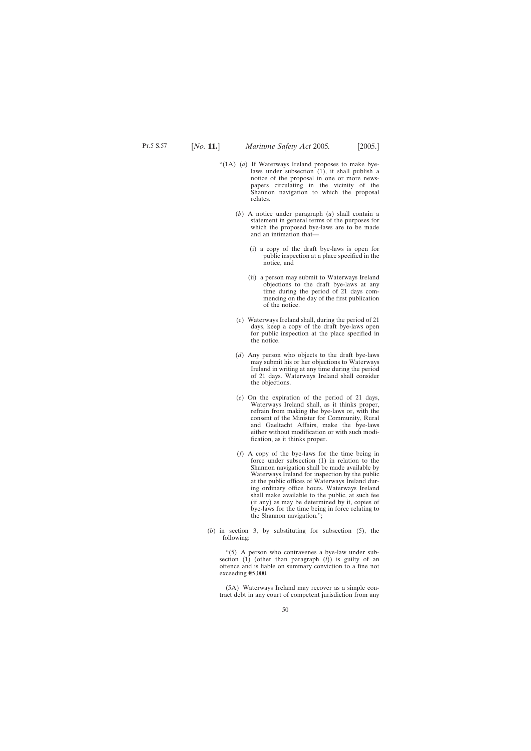"(1A) (*a*) If Waterways Ireland proposes to make bye-laws under subsection (1), it shall publish a notice of the proposal in one or more newspapers circulating in the vicinity of the Shannon navigation to which the proposal relates.

(*b*) A notice under paragraph (*a*) shall contain a statement in general terms of the purposes for which the proposed bye-laws are to be made and an intimation that—

(i) a copy of the draft bye-laws is open for public inspection at a place specified in the notice, and

(ii) a person may submit to Waterways Ireland objections to the draft bye-laws at any time during the period of 21 days commencing on the day of the first publication of the notice.

(*c*) Waterways Ireland shall, during the period of 21 days, keep a copy of the draft bye-laws open for public inspection at the place specified in the notice.

(*d*) Any person who objects to the draft bye-laws may submit his or her objections to Waterways Ireland in writing at any time during the period of 21 days. Waterways Ireland shall consider the objections.

(*e*) On the expiration of the period of 21 days, Waterways Ireland shall, as it thinks proper, refrain from making the bye-laws or, with the consent of the Minister for Community, Rural and Gaeltacht Affairs, make the bye-laws either without modification or with such modification, as it thinks proper.

(*f*) A copy of the bye-laws for the time being in force under subsection (1) in relation to the Shannon navigation shall be made available by Waterways Ireland for inspection by the public at the public offices of Waterways Ireland during ordinary office hours. Waterways Ireland shall make available to the public, at such fee (if any) as may be determined by it, copies of bye-laws for the time being in force relating to the Shannon navigation.";

(*b*) in section 3, by substituting for subsection (5), the following:

"(5) A person who contravenes a bye-law under subsection (1) (other than paragraph (*l*)) is guilty of an offence and is liable on summary conviction to a fine not exceeding €5,000.

(5A) Waterways Ireland may recover as a simple contract debt in any court of competent jurisdiction from any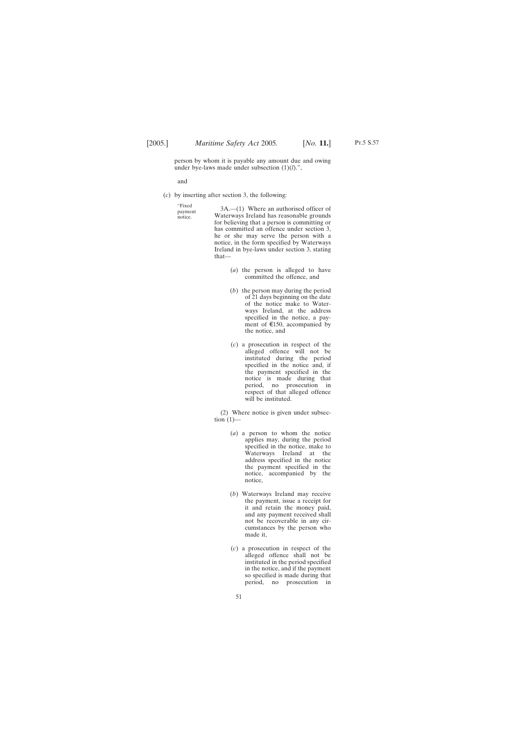person by whom it is payable any amount due and owing under bye-laws made under subsection (1)(*l*).",

and

(*c*) by inserting after section 3, the following:

"Fixed payment notice.

3A.—(1) Where an authorised officer of Waterways Ireland has reasonable grounds for believing that a person is committing or has committed an offence under section 3, he or she may serve the person with a notice, in the form specified by Waterways Ireland in bye-laws under section 3, stating that—

(*a*) the person is alleged to have committed the offence, and

(*b*) the person may during the period of 21 days beginning on the date of the notice make to Waterways Ireland, at the address specified in the notice, a payment of €150, accompanied by the notice, and

(*c*) a prosecution in respect of the alleged offence will not be instituted during the period specified in the notice and, if the payment specified in the notice is made during that period, no prosecution in respect of that alleged offence will be instituted.

(2) Where notice is given under subsection (1)—

(*a*) a person to whom the notice applies may, during the period specified in the notice, make to Waterways Ireland at the address specified in the notice the payment specified in the notice, accompanied by the notice,

(*b*) Waterways Ireland may receive the payment, issue a receipt for it and retain the money paid, and any payment received shall not be recoverable in any circumstances by the person who made it,

(*c*) a prosecution in respect of the alleged offence shall not be instituted in the period specified in the notice, and if the payment so specified is made during that period, no prosecution in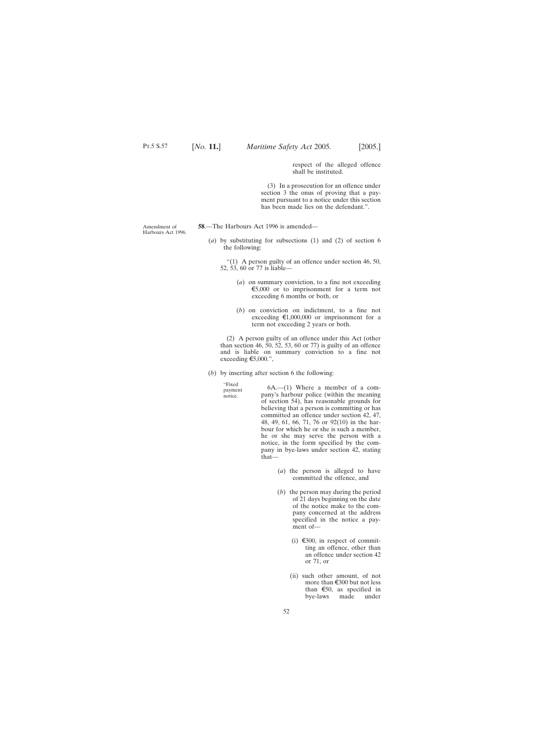respect of the alleged offence shall be instituted.

(3) In a prosecution for an offence under section 3 the onus of proving that a payment pursuant to a notice under this section has been made lies on the defendant.”.

Amendment of Harbours Act 1996.

**58**.—The Harbours Act 1996 is amended—

(*a*) by substituting for subsections (1) and (2) of section 6 the following:

“(1) A person guilty of an offence under section 46, 50, 52, 53, 60 or 77 is liable—

(*a*) on summary conviction, to a fine not exceeding €5,000 or to imprisonment for a term not exceeding 6 months or both, or

(*b*) on conviction on indictment, to a fine not exceeding €1,000,000 or imprisonment for a term not exceeding 2 years or both.

(2) A person guilty of an offence under this Act (other than section 46, 50, 52, 53, 60 or 77) is guilty of an offence and is liable on summary conviction to a fine not exceeding €5,000.”,

(*b*) by inserting after section 6 the following:

“Fixed payment notice.

6A.—(1) Where a member of a company’s harbour police (within the meaning of section 54), has reasonable grounds for believing that a person is committing or has committed an offence under section 42, 47, 48, 49, 61, 66, 71, 76 or 92(10) in the harbour for which he or she is such a member, he or she may serve the person with a notice, in the form specified by the company in bye-laws under section 42, stating that—

(*a*) the person is alleged to have committed the offence, and

(*b*) the person may during the period of 21 days beginning on the date of the notice make to the company concerned at the address specified in the notice a payment of—

(i) €300, in respect of committing an offence, other than an offence under section 42 or 71, or

(ii) such other amount, of not more than €300 but not less than €50, as specified in bye-laws made under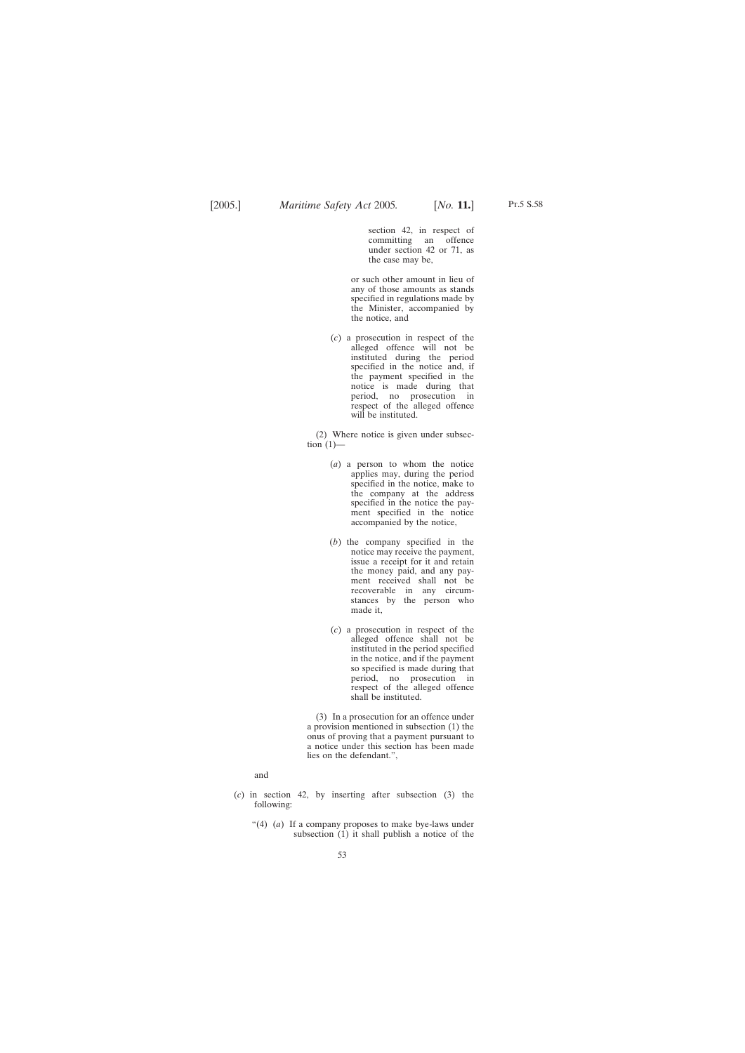section 42, in respect of committing an offence under section 42 or 71, as the case may be,

or such other amount in lieu of any of those amounts as stands specified in regulations made by the Minister, accompanied by the notice, and

(*c*) a prosecution in respect of the alleged offence will not be instituted during the period specified in the notice and, if the payment specified in the notice is made during that period, no prosecution in respect of the alleged offence will be instituted.

(2) Where notice is given under subsection (1)—

(*a*) a person to whom the notice applies may, during the period specified in the notice, make to the company at the address specified in the notice the payment specified in the notice accompanied by the notice,

(*b*) the company specified in the notice may receive the payment, issue a receipt for it and retain the money paid, and any payment received shall not be recoverable in any circumstances by the person who made it,

(*c*) a prosecution in respect of the alleged offence shall not be instituted in the period specified in the notice, and if the payment so specified is made during that period, no prosecution in respect of the alleged offence shall be instituted.

(3) In a prosecution for an offence under a provision mentioned in subsection (1) the onus of proving that a payment pursuant to a notice under this section has been made lies on the defendant.",

and

(*c*) in section 42, by inserting after subsection (3) the following:

"(4) (*a*) If a company proposes to make bye-laws under subsection (1) it shall publish a notice of the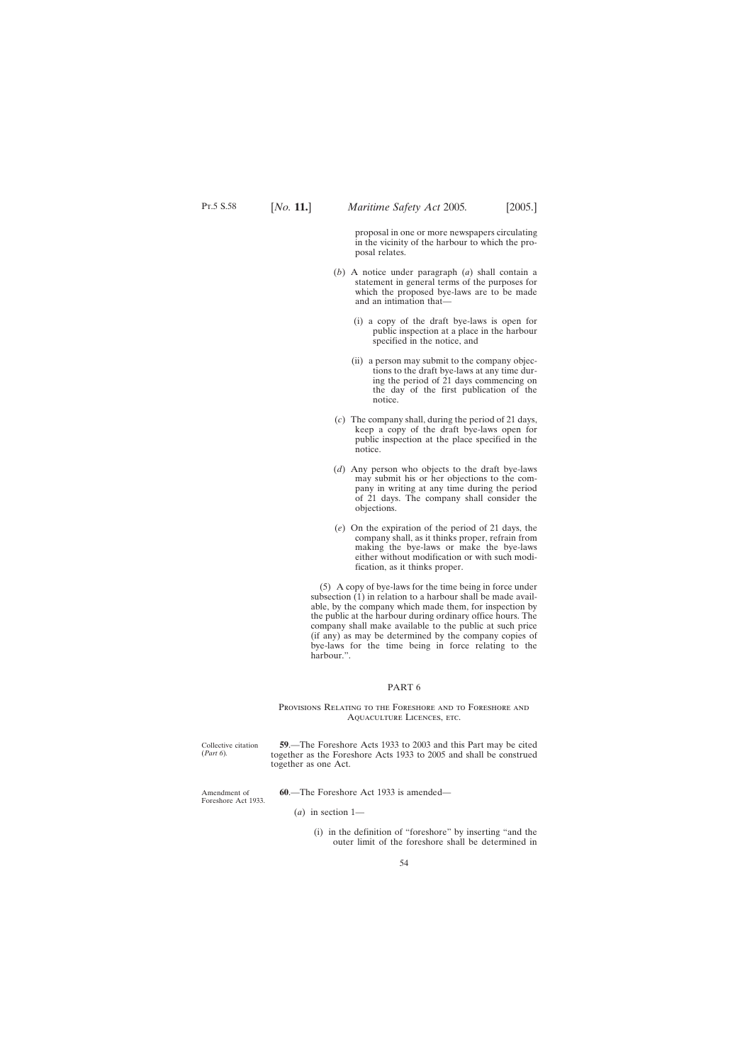proposal in one or more newspapers circulating in the vicinity of the harbour to which the proposal relates.

(*b*) A notice under paragraph (*a*) shall contain a statement in general terms of the purposes for which the proposed bye-laws are to be made and an intimation that—

(i) a copy of the draft bye-laws is open for public inspection at a place in the harbour specified in the notice, and

(ii) a person may submit to the company objections to the draft bye-laws at any time during the period of 21 days commencing on the day of the first publication of the notice.

(*c*) The company shall, during the period of 21 days, keep a copy of the draft bye-laws open for public inspection at the place specified in the notice.

(*d*) Any person who objects to the draft bye-laws may submit his or her objections to the company in writing at any time during the period of 21 days. The company shall consider the objections.

(*e*) On the expiration of the period of 21 days, the company shall, as it thinks proper, refrain from making the bye-laws or make the bye-laws either without modification or with such modification, as it thinks proper.

(5) A copy of bye-laws for the time being in force under subsection (1) in relation to a harbour shall be made available, by the company which made them, for inspection by the public at the harbour during ordinary office hours. The company shall make available to the public at such price (if any) as may be determined by the company copies of bye-laws for the time being in force relating to the harbour.".

## PART 6

### Provisions Relating to the Foreshore and to Foreshore and Aquaculture Licences, etc.

Collective citation (*Part 6*).

**59**.—The Foreshore Acts 1933 to 2003 and this Part may be cited together as the Foreshore Acts 1933 to 2005 and shall be construed together as one Act.

Amendment of Foreshore Act 1933.

**60**.—The Foreshore Act 1933 is amended—

(*a*) in section 1—

(i) in the definition of "foreshore" by inserting "and the outer limit of the foreshore shall be determined in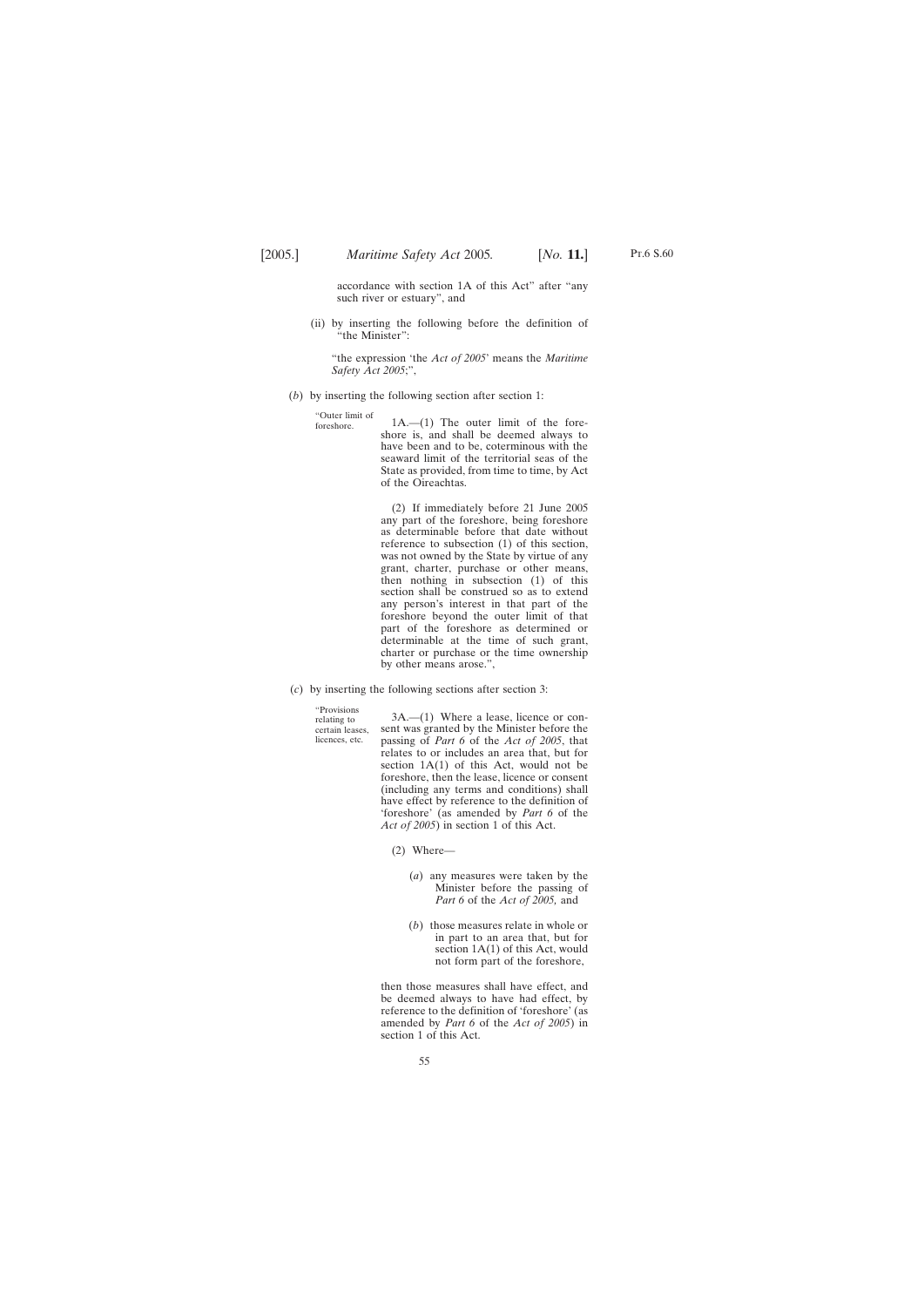accordance with section 1A of this Act" after "any such river or estuary", and

(ii) by inserting the following before the definition of "the Minister":

"the expression 'the *Act of 2005*' means the *Maritime Safety Act 2005*;",

(*b*) by inserting the following section after section 1:

"Outer limit of foreshore.

1A.—(1) The outer limit of the foreshore is, and shall be deemed always to have been and to be, coterminous with the seaward limit of the territorial seas of the State as provided, from time to time, by Act of the Oireachtas.

(2) If immediately before 21 June 2005 any part of the foreshore, being foreshore as determinable before that date without reference to subsection (1) of this section, was not owned by the State by virtue of any grant, charter, purchase or other means, then nothing in subsection (1) of this section shall be construed so as to extend any person's interest in that part of the foreshore beyond the outer limit of that part of the foreshore as determined or determinable at the time of such grant, charter or purchase or the time ownership by other means arose.",

(*c*) by inserting the following sections after section 3:

"Provisions relating to certain leases, licences, etc.

3A.—(1) Where a lease, licence or consent was granted by the Minister before the passing of *Part 6* of the *Act of 2005*, that relates to or includes an area that, but for section 1A(1) of this Act, would not be foreshore, then the lease, licence or consent (including any terms and conditions) shall have effect by reference to the definition of 'foreshore' (as amended by *Part 6* of the *Act of 2005*) in section 1 of this Act.

(2) Where—

(*a*) any measures were taken by the Minister before the passing of *Part 6* of the *Act of 2005,* and

(*b*) those measures relate in whole or in part to an area that, but for section 1A(1) of this Act, would not form part of the foreshore,

then those measures shall have effect, and be deemed always to have had effect, by reference to the definition of 'foreshore' (as amended by *Part 6* of the *Act of 2005*) in section 1 of this Act.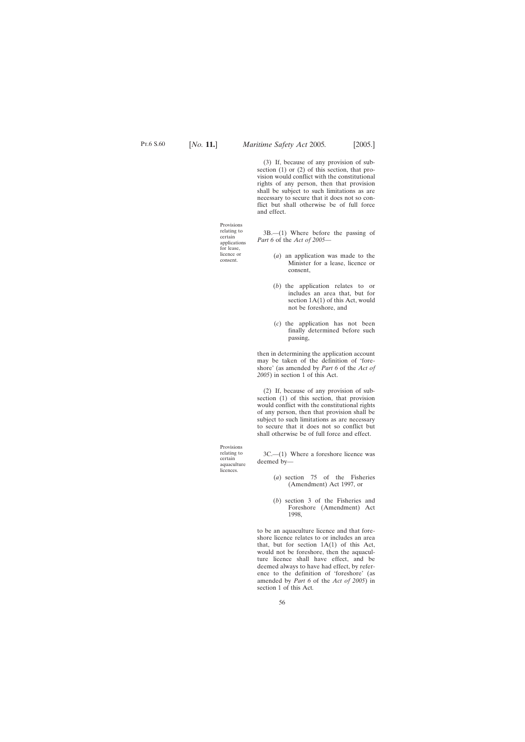(3) If, because of any provision of subsection (1) or (2) of this section, that provision would conflict with the constitutional rights of any person, then that provision shall be subject to such limitations as are necessary to secure that it does not so conflict but shall otherwise be of full force and effect.

Provisions relating to certain applications for lease, licence or consent.

3B.—(1) Where before the passing of *Part 6* of the *Act of 2005*—

(*a*) an application was made to the Minister for a lease, licence or consent,

(*b*) the application relates to or includes an area that, but for section 1A(1) of this Act, would not be foreshore, and

(*c*) the application has not been finally determined before such passing,

then in determining the application account may be taken of the definition of 'foreshore' (as amended by *Part 6* of the *Act of 2005*) in section 1 of this Act.

(2) If, because of any provision of subsection (1) of this section, that provision would conflict with the constitutional rights of any person, then that provision shall be subject to such limitations as are necessary to secure that it does not so conflict but shall otherwise be of full force and effect.

Provisions relating to certain aquaculture licences.

3C.—(1) Where a foreshore licence was deemed by—

(*a*) section 75 of the Fisheries (Amendment) Act 1997, or

(*b*) section 3 of the Fisheries and Foreshore (Amendment) Act 1998,

to be an aquaculture licence and that foreshore licence relates to or includes an area that, but for section 1A(1) of this Act, would not be foreshore, then the aquaculture licence shall have effect, and be deemed always to have had effect, by reference to the definition of 'foreshore' (as amended by *Part 6* of the *Act of 2005*) in section 1 of this Act.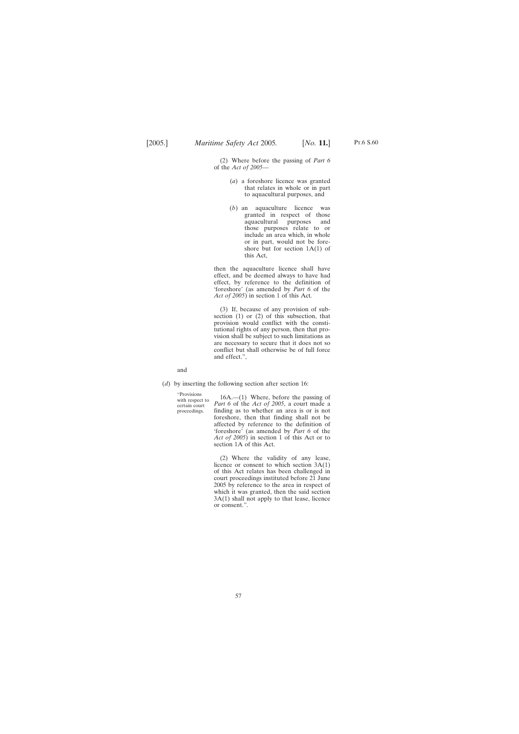(2) Where before the passing of *Part 6* of the *Act of 2005*—

(*a*) a foreshore licence was granted that relates in whole or in part to aquacultural purposes, and

(*b*) an aquaculture licence was granted in respect of those aquacultural purposes and those purposes relate to or include an area which, in whole or in part, would not be foreshore but for section 1A(1) of this Act,

then the aquaculture licence shall have effect, and be deemed always to have had effect, by reference to the definition of 'foreshore' (as amended by *Part 6* of the *Act of 2005*) in section 1 of this Act.

(3) If, because of any provision of subsection (1) or (2) of this subsection, that provision would conflict with the constitutional rights of any person, then that provision shall be subject to such limitations as are necessary to secure that it does not so conflict but shall otherwise be of full force and effect.",

and

(*d*) by inserting the following section after section 16:

"Provisions with respect to certain court proceedings.

16A.—(1) Where, before the passing of *Part 6* of the *Act of 2005*, a court made a finding as to whether an area is or is not foreshore, then that finding shall not be affected by reference to the definition of 'foreshore' (as amended by *Part 6* of the *Act of 2005*) in section 1 of this Act or to section 1A of this Act.

(2) Where the validity of any lease, licence or consent to which section 3A(1) of this Act relates has been challenged in court proceedings instituted before 21 June 2005 by reference to the area in respect of which it was granted, then the said section 3A(1) shall not apply to that lease, licence or consent.".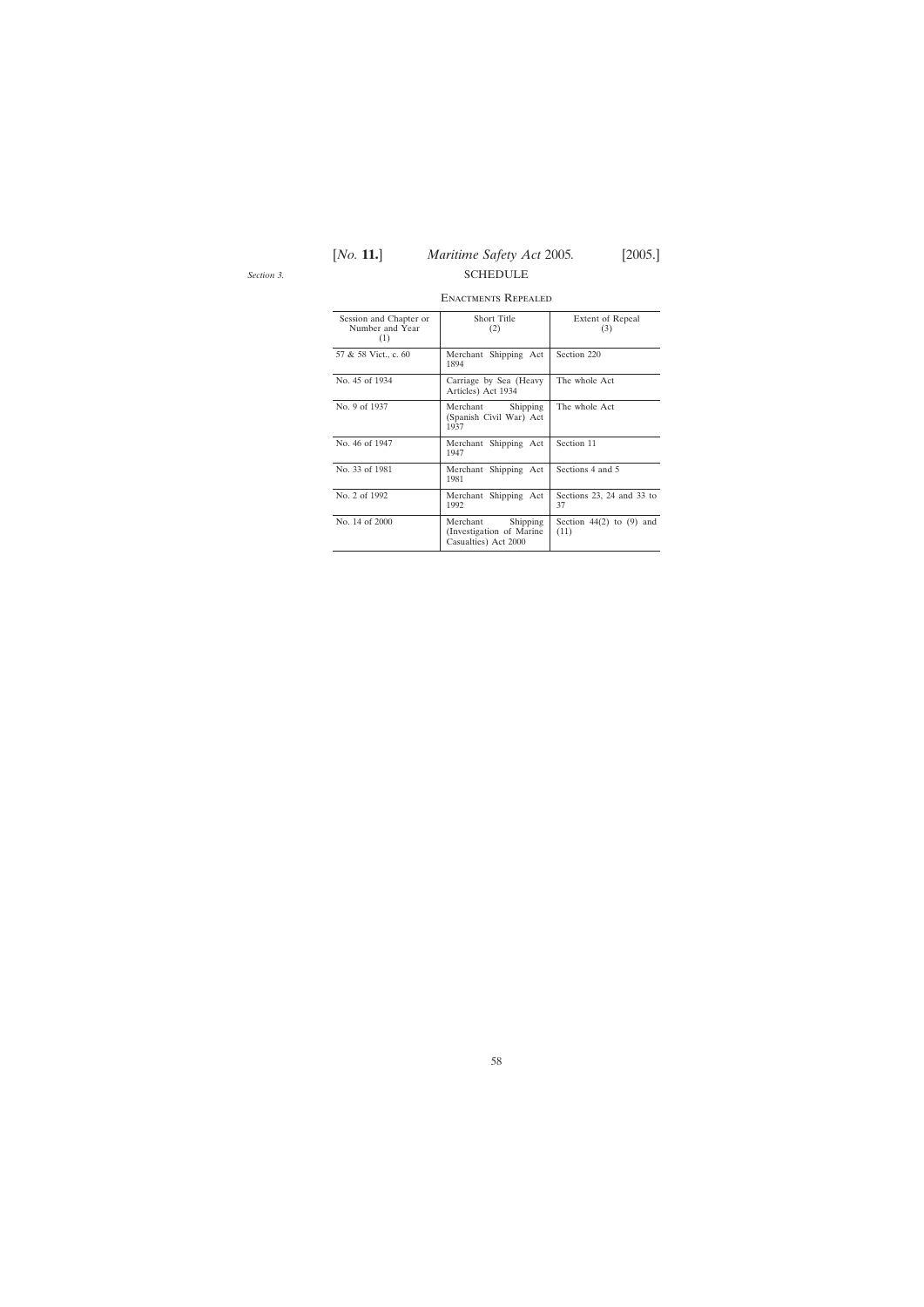Section 3.

## SCHEDULE

### Enactments Repealed

| Session and Chapter or Number and Year (1) | Short Title (2) | Extent of Repeal (3) |
|---|---|---|
| 57 & 58 Vict., c. 60 | Merchant Shipping Act 1894 | Section 220 |
| No. 45 of 1934 | Carriage by Sea (Heavy Articles) Act 1934 | The whole Act |
| No. 9 of 1937 | Merchant Shipping (Spanish Civil War) Act 1937 | The whole Act |
| No. 46 of 1947 | Merchant Shipping Act 1947 | Section 11 |
| No. 33 of 1981 | Merchant Shipping Act 1981 | Sections 4 and 5 |
| No. 2 of 1992 | Merchant Shipping Act 1992 | Sections 23, 24 and 33 to 37 |
| No. 14 of 2000 | Merchant Shipping (Investigation of Marine Casualties) Act 2000 | Section 44(2) to (9) and (11) |